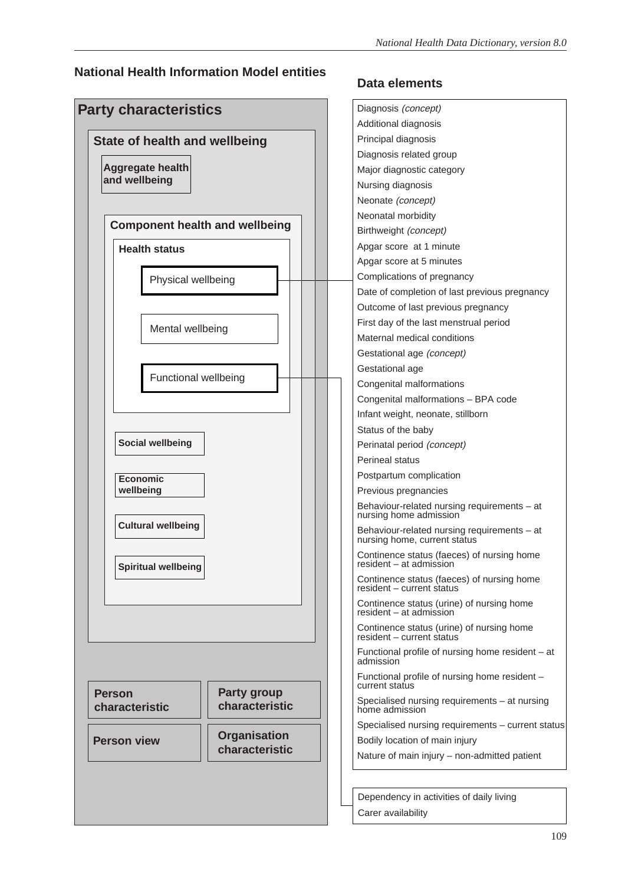## National Health Information Model entities

**Party characteristics**

**State of health and wellbeing**

**Aggregate health and wellbeing**

**Component health and wellbeing**

**Health status**

- Physical wellbeing
- Mental wellbeing
- Functional wellbeing

**Social wellbeing**

**Economic wellbeing**

**Cultural wellbeing**

**Spiritual wellbeing**

**Person characteristic**

**Party group characteristic**

**Person view**

**Organisation characteristic**

## Data elements

Physical wellbeing:

- Diagnosis *(concept)*
- Additional diagnosis
- Principal diagnosis
- Diagnosis related group
- Major diagnostic category
- Nursing diagnosis
- Neonate *(concept)*
- Neonatal morbidity
- Birthweight *(concept)*
- Apgar score at 1 minute
- Apgar score at 5 minutes
- Complications of pregnancy
- Date of completion of last previous pregnancy
- Outcome of last previous pregnancy
- First day of the last menstrual period
- Maternal medical conditions
- Gestational age *(concept)*
- Gestational age
- Congenital malformations
- Congenital malformations – BPA code
- Infant weight, neonate, stillborn
- Status of the baby
- Perinatal period *(concept)*
- Perineal status
- Postpartum complication
- Previous pregnancies
- Behaviour-related nursing requirements – at nursing home admission
- Behaviour-related nursing requirements – at nursing home, current status
- Continence status (faeces) of nursing home resident – at admission
- Continence status (faeces) of nursing home resident – current status
- Continence status (urine) of nursing home resident – at admission
- Continence status (urine) of nursing home resident – current status
- Functional profile of nursing home resident – at admission
- Functional profile of nursing home resident – current status
- Specialised nursing requirements – at nursing home admission
- Specialised nursing requirements – current status
- Bodily location of main injury
- Nature of main injury – non-admitted patient

Functional wellbeing:

- Dependency in activities of daily living
- Carer availability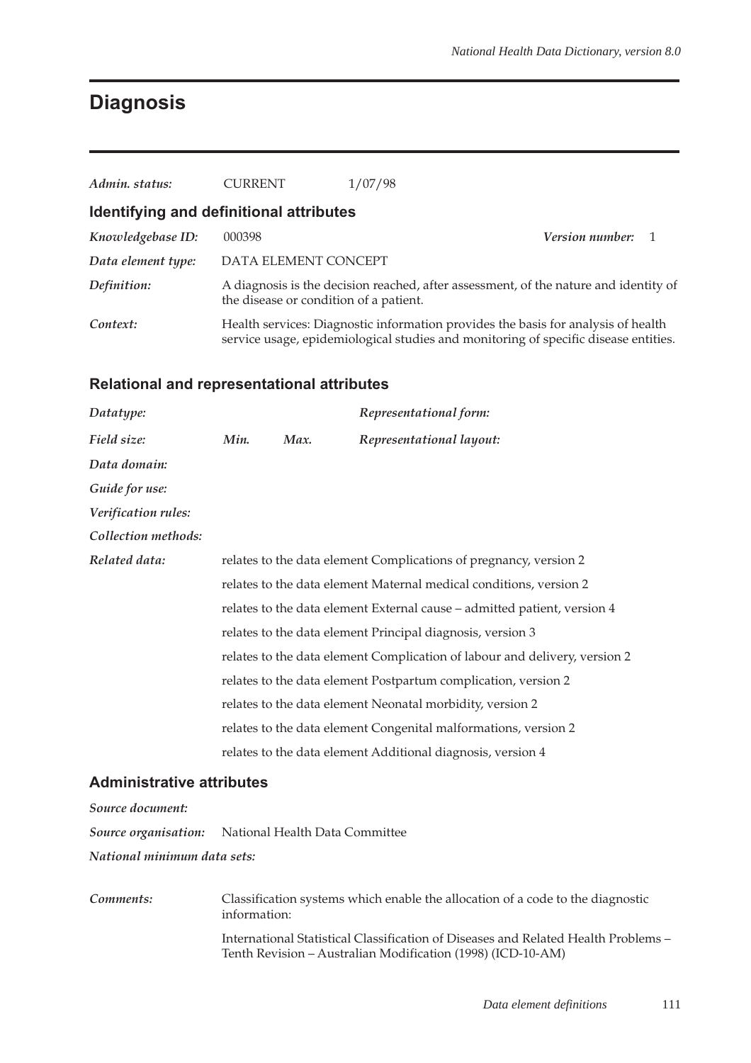# Diagnosis

*Admin. status:* CURRENT 1/07/98

## Identifying and definitional attributes

*Knowledgebase ID:* 000398 *Version number:* 1

*Data element type:* DATA ELEMENT CONCEPT

*Definition:* A diagnosis is the decision reached, after assessment, of the nature and identity of the disease or condition of a patient.

*Context:* Health services: Diagnostic information provides the basis for analysis of health service usage, epidemiological studies and monitoring of specific disease entities.

## Relational and representational attributes

*Datatype:* *Representational form:*

*Field size:* *Min.* *Max.* *Representational layout:*

*Data domain:*

*Guide for use:*

*Verification rules:*

*Collection methods:*

*Related data:* relates to the data element Complications of pregnancy, version 2

relates to the data element Maternal medical conditions, version 2

relates to the data element External cause – admitted patient, version 4

relates to the data element Principal diagnosis, version 3

relates to the data element Complication of labour and delivery, version 2

relates to the data element Postpartum complication, version 2

relates to the data element Neonatal morbidity, version 2

relates to the data element Congenital malformations, version 2

relates to the data element Additional diagnosis, version 4

## Administrative attributes

*Source document:*

*Source organisation:* National Health Data Committee

*National minimum data sets:*

*Comments:* Classification systems which enable the allocation of a code to the diagnostic information:

International Statistical Classification of Diseases and Related Health Problems – Tenth Revision – Australian Modification (1998) (ICD-10-AM)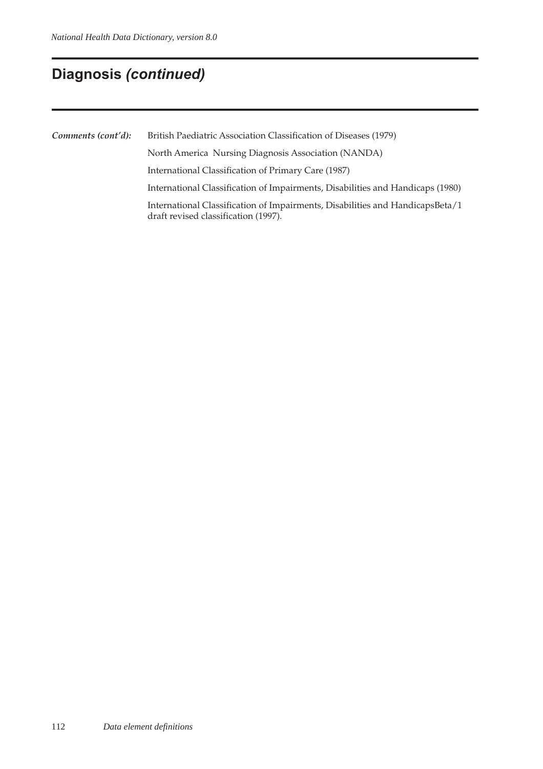## Diagnosis *(continued)*

***Comments (cont'd):***

British Paediatric Association Classification of Diseases (1979)

North America  Nursing Diagnosis Association (NANDA)

International Classification of Primary Care (1987)

International Classification of Impairments, Disabilities and Handicaps (1980)

International Classification of Impairments, Disabilities and HandicapsBeta/1 draft revised classification (1997).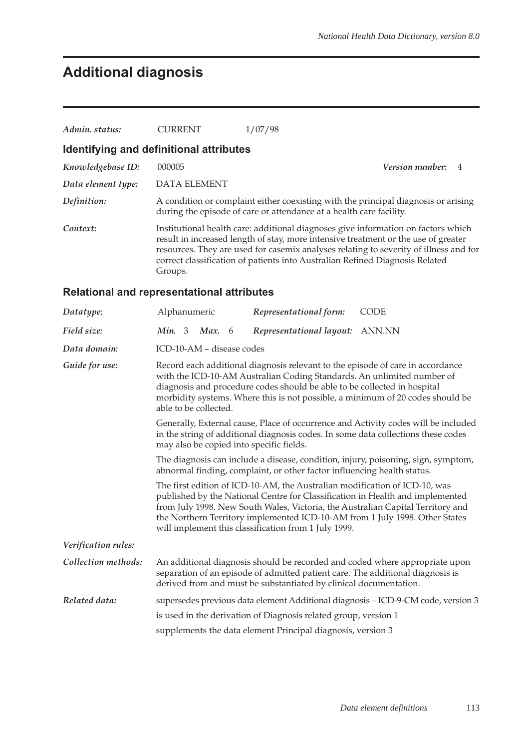# Additional diagnosis

*Admin. status:* CURRENT 1/07/98

## Identifying and definitional attributes

*Knowledgebase ID:* 000005 *Version number:* 4

*Data element type:* DATA ELEMENT

*Definition:* A condition or complaint either coexisting with the principal diagnosis or arising during the episode of care or attendance at a health care facility.

*Context:* Institutional health care: additional diagnoses give information on factors which result in increased length of stay, more intensive treatment or the use of greater resources. They are used for casemix analyses relating to severity of illness and for correct classification of patients into Australian Refined Diagnosis Related Groups.

## Relational and representational attributes

*Datatype:* Alphanumeric *Representational form:* CODE

*Field size:* ***Min.*** 3 ***Max.*** 6 *Representational layout:* ANN.NN

*Data domain:* ICD-10-AM – disease codes

*Guide for use:* Record each additional diagnosis relevant to the episode of care in accordance with the ICD-10-AM Australian Coding Standards. An unlimited number of diagnosis and procedure codes should be able to be collected in hospital morbidity systems. Where this is not possible, a minimum of 20 codes should be able to be collected.

Generally, External cause, Place of occurrence and Activity codes will be included in the string of additional diagnosis codes. In some data collections these codes may also be copied into specific fields.

The diagnosis can include a disease, condition, injury, poisoning, sign, symptom, abnormal finding, complaint, or other factor influencing health status.

The first edition of ICD-10-AM, the Australian modification of ICD-10, was published by the National Centre for Classification in Health and implemented from July 1998. New South Wales, Victoria, the Australian Capital Territory and the Northern Territory implemented ICD-10-AM from 1 July 1998. Other States will implement this classification from 1 July 1999.

*Verification rules:*

*Collection methods:* An additional diagnosis should be recorded and coded where appropriate upon separation of an episode of admitted patient care. The additional diagnosis is derived from and must be substantiated by clinical documentation.

*Related data:* supersedes previous data element Additional diagnosis – ICD-9-CM code, version 3

is used in the derivation of Diagnosis related group, version 1

supplements the data element Principal diagnosis, version 3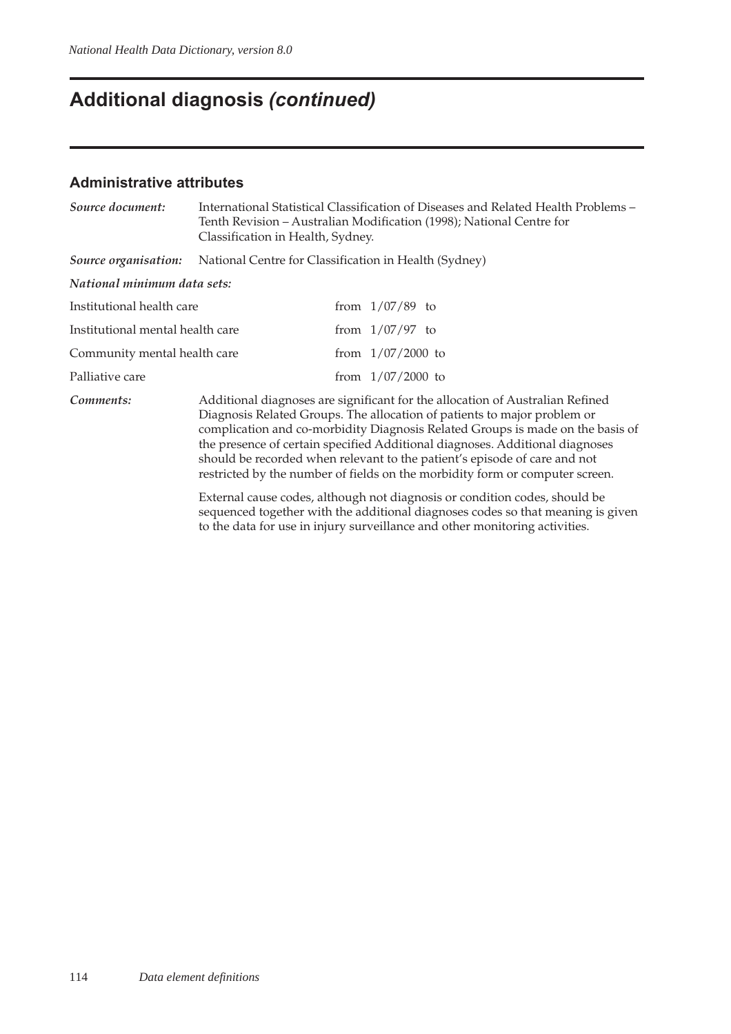# Additional diagnosis *(continued)*

## Administrative attributes

***Source document:*** International Statistical Classification of Diseases and Related Health Problems – Tenth Revision – Australian Modification (1998); National Centre for Classification in Health, Sydney.

***Source organisation:*** National Centre for Classification in Health (Sydney)

***National minimum data sets:***

| | |
|---|---|
| Institutional health care | from 1/07/89 to |
| Institutional mental health care | from 1/07/97 to |
| Community mental health care | from 1/07/2000 to |
| Palliative care | from 1/07/2000 to |

***Comments:*** Additional diagnoses are significant for the allocation of Australian Refined Diagnosis Related Groups. The allocation of patients to major problem or complication and co-morbidity Diagnosis Related Groups is made on the basis of the presence of certain specified Additional diagnoses. Additional diagnoses should be recorded when relevant to the patient's episode of care and not restricted by the number of fields on the morbidity form or computer screen.

External cause codes, although not diagnosis or condition codes, should be sequenced together with the additional diagnoses codes so that meaning is given to the data for use in injury surveillance and other monitoring activities.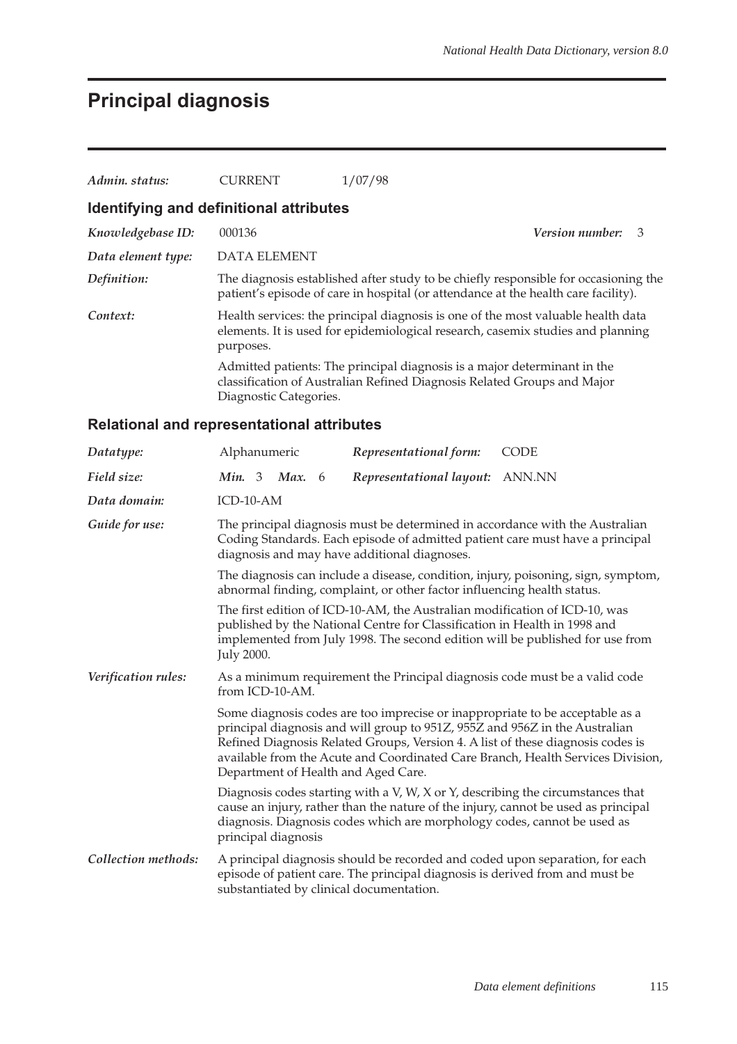# Principal diagnosis

| | | |
|---|---|---|
| *Admin. status:* | CURRENT | 1/07/98 |

## Identifying and definitional attributes

*Knowledgebase ID:* 000136 *Version number:* 3

*Data element type:* DATA ELEMENT

*Definition:* The diagnosis established after study to be chiefly responsible for occasioning the patient's episode of care in hospital (or attendance at the health care facility).

*Context:* Health services: the principal diagnosis is one of the most valuable health data elements. It is used for epidemiological research, casemix studies and planning purposes.

Admitted patients: The principal diagnosis is a major determinant in the classification of Australian Refined Diagnosis Related Groups and Major Diagnostic Categories.

## Relational and representational attributes

| | | | |
|---|---|---|---|
| *Datatype:* | Alphanumeric | *Representational form:* | CODE |
| *Field size:* | ***Min.*** 3 ***Max.*** 6 | *Representational layout:* | ANN.NN |

*Data domain:* ICD-10-AM

*Guide for use:* The principal diagnosis must be determined in accordance with the Australian Coding Standards. Each episode of admitted patient care must have a principal diagnosis and may have additional diagnoses.

The diagnosis can include a disease, condition, injury, poisoning, sign, symptom, abnormal finding, complaint, or other factor influencing health status.

The first edition of ICD-10-AM, the Australian modification of ICD-10, was published by the National Centre for Classification in Health in 1998 and implemented from July 1998. The second edition will be published for use from July 2000.

*Verification rules:* As a minimum requirement the Principal diagnosis code must be a valid code from ICD-10-AM.

Some diagnosis codes are too imprecise or inappropriate to be acceptable as a principal diagnosis and will group to 951Z, 955Z and 956Z in the Australian Refined Diagnosis Related Groups, Version 4. A list of these diagnosis codes is available from the Acute and Coordinated Care Branch, Health Services Division, Department of Health and Aged Care.

Diagnosis codes starting with a V, W, X or Y, describing the circumstances that cause an injury, rather than the nature of the injury, cannot be used as principal diagnosis. Diagnosis codes which are morphology codes, cannot be used as principal diagnosis

*Collection methods:* A principal diagnosis should be recorded and coded upon separation, for each episode of patient care. The principal diagnosis is derived from and must be substantiated by clinical documentation.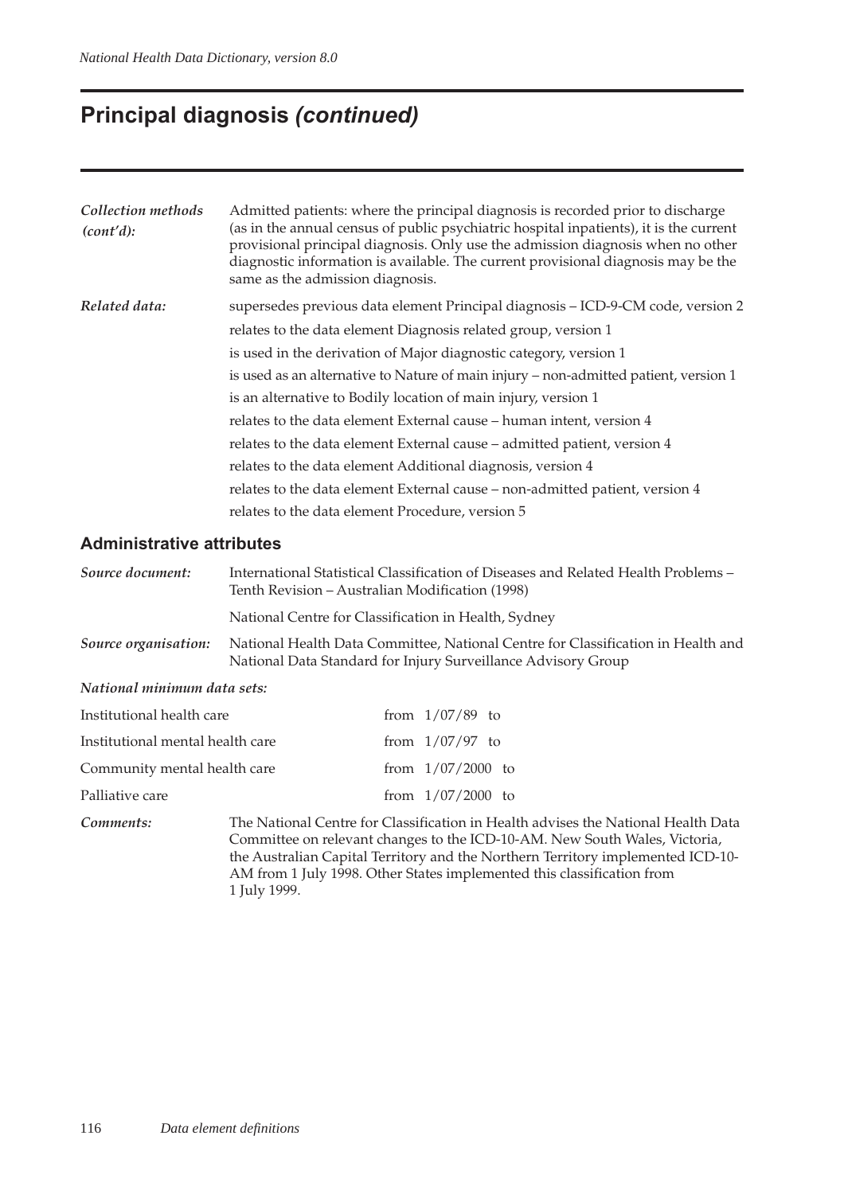# Principal diagnosis *(continued)*

| | |
|---|---|
| ***Collection methods (cont'd):*** | Admitted patients: where the principal diagnosis is recorded prior to discharge (as in the annual census of public psychiatric hospital inpatients), it is the current provisional principal diagnosis. Only use the admission diagnosis when no other diagnostic information is available. The current provisional diagnosis may be the same as the admission diagnosis. |
| ***Related data:*** | supersedes previous data element Principal diagnosis – ICD-9-CM code, version 2 |
| | relates to the data element Diagnosis related group, version 1 |
| | is used in the derivation of Major diagnostic category, version 1 |
| | is used as an alternative to Nature of main injury – non-admitted patient, version 1 |
| | is an alternative to Bodily location of main injury, version 1 |
| | relates to the data element External cause – human intent, version 4 |
| | relates to the data element External cause – admitted patient, version 4 |
| | relates to the data element Additional diagnosis, version 4 |
| | relates to the data element External cause – non-admitted patient, version 4 |
| | relates to the data element Procedure, version 5 |

## Administrative attributes

| | |
|---|---|
| ***Source document:*** | International Statistical Classification of Diseases and Related Health Problems – Tenth Revision – Australian Modification (1998) |
| | National Centre for Classification in Health, Sydney |
| ***Source organisation:*** | National Health Data Committee, National Centre for Classification in Health and National Data Standard for Injury Surveillance Advisory Group |

***National minimum data sets:***

| | |
|---|---|
| Institutional health care | from 1/07/89 to |
| Institutional mental health care | from 1/07/97 to |
| Community mental health care | from 1/07/2000 to |
| Palliative care | from 1/07/2000 to |

***Comments:*** The National Centre for Classification in Health advises the National Health Data Committee on relevant changes to the ICD-10-AM. New South Wales, Victoria, the Australian Capital Territory and the Northern Territory implemented ICD-10-AM from 1 July 1998. Other States implemented this classification from 1 July 1999.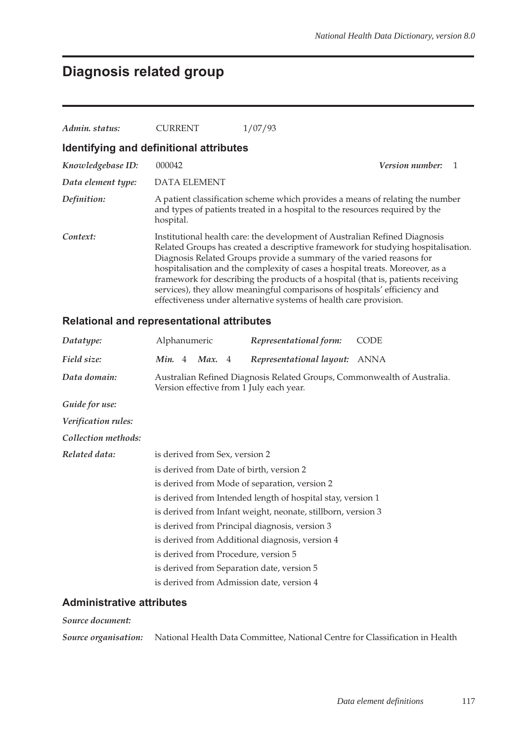# Diagnosis related group

| | | |
|---|---|---|
| *Admin. status:* | CURRENT | 1/07/93 |

## Identifying and definitional attributes

*Knowledgebase ID:* 000042 *Version number:* 1

*Data element type:* DATA ELEMENT

*Definition:* A patient classification scheme which provides a means of relating the number and types of patients treated in a hospital to the resources required by the hospital.

*Context:* Institutional health care: the development of Australian Refined Diagnosis Related Groups has created a descriptive framework for studying hospitalisation. Diagnosis Related Groups provide a summary of the varied reasons for hospitalisation and the complexity of cases a hospital treats. Moreover, as a framework for describing the products of a hospital (that is, patients receiving services), they allow meaningful comparisons of hospitals' efficiency and effectiveness under alternative systems of health care provision.

## Relational and representational attributes

*Datatype:* Alphanumeric *Representational form:* CODE

*Field size:* ***Min.*** 4 ***Max.*** 4 *Representational layout:* ANNA

*Data domain:* Australian Refined Diagnosis Related Groups, Commonwealth of Australia. Version effective from 1 July each year.

*Guide for use:*

*Verification rules:*

*Collection methods:*

*Related data:*
is derived from Sex, version 2
is derived from Date of birth, version 2
is derived from Mode of separation, version 2
is derived from Intended length of hospital stay, version 1
is derived from Infant weight, neonate, stillborn, version 3
is derived from Principal diagnosis, version 3
is derived from Additional diagnosis, version 4
is derived from Procedure, version 5
is derived from Separation date, version 5
is derived from Admission date, version 4

## Administrative attributes

*Source document:*

*Source organisation:* National Health Data Committee, National Centre for Classification in Health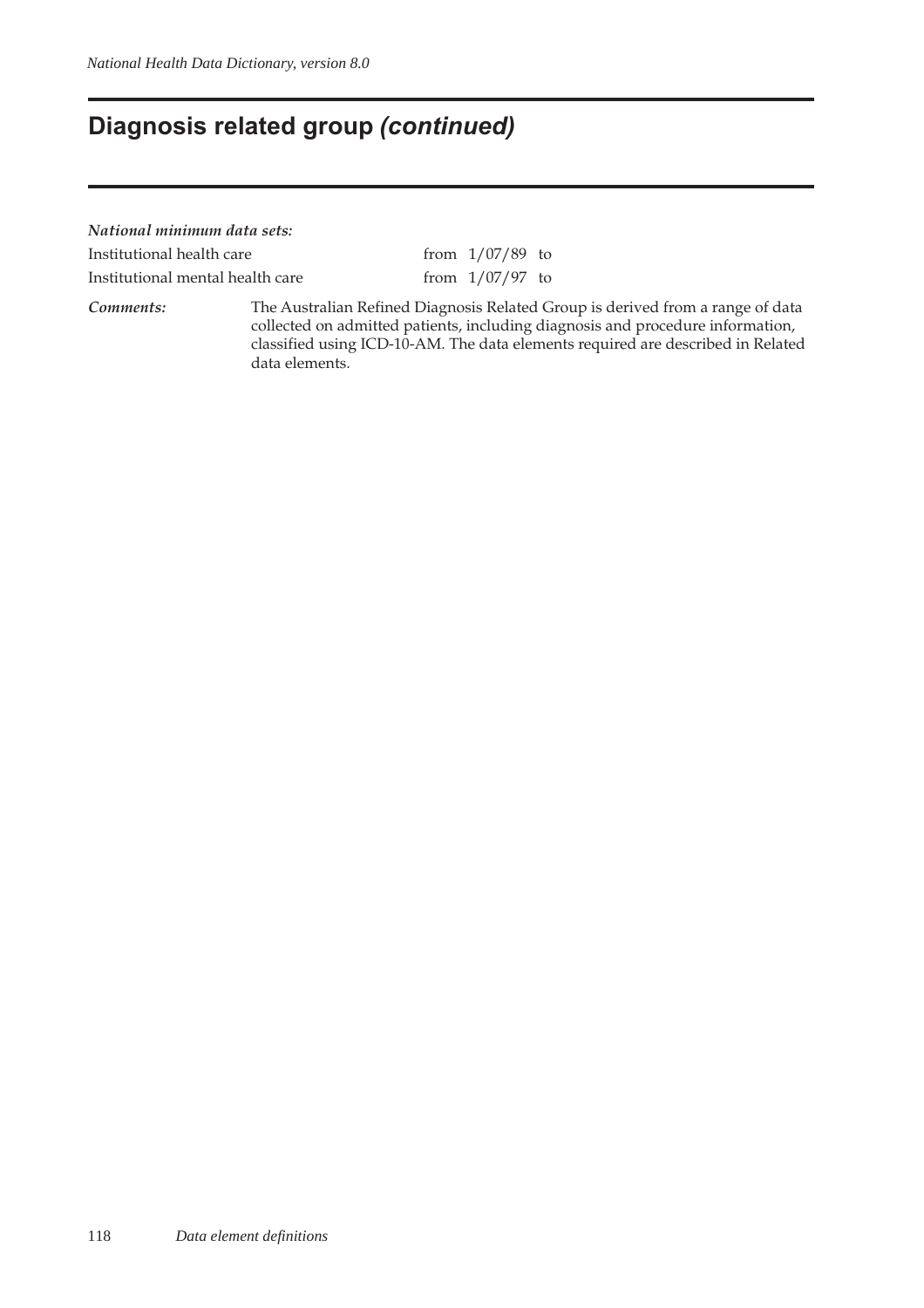# Diagnosis related group *(continued)*

***National minimum data sets:***

| | |
|---|---|
| Institutional health care | from 1/07/89 to |
| Institutional mental health care | from 1/07/97 to |

***Comments:*** The Australian Refined Diagnosis Related Group is derived from a range of data collected on admitted patients, including diagnosis and procedure information, classified using ICD-10-AM. The data elements required are described in Related data elements.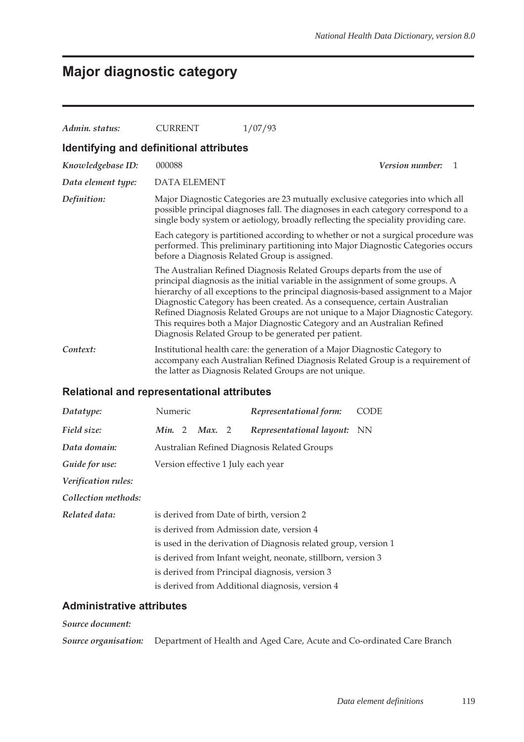# Major diagnostic category

*Admin. status:* CURRENT 1/07/93

## Identifying and definitional attributes

*Knowledgebase ID:* 000088 *Version number:* 1

*Data element type:* DATA ELEMENT

*Definition:* Major Diagnostic Categories are 23 mutually exclusive categories into which all possible principal diagnoses fall. The diagnoses in each category correspond to a single body system or aetiology, broadly reflecting the speciality providing care.

Each category is partitioned according to whether or not a surgical procedure was performed. This preliminary partitioning into Major Diagnostic Categories occurs before a Diagnosis Related Group is assigned.

The Australian Refined Diagnosis Related Groups departs from the use of principal diagnosis as the initial variable in the assignment of some groups. A hierarchy of all exceptions to the principal diagnosis-based assignment to a Major Diagnostic Category has been created. As a consequence, certain Australian Refined Diagnosis Related Groups are not unique to a Major Diagnostic Category. This requires both a Major Diagnostic Category and an Australian Refined Diagnosis Related Group to be generated per patient.

*Context:* Institutional health care: the generation of a Major Diagnostic Category to accompany each Australian Refined Diagnosis Related Group is a requirement of the latter as Diagnosis Related Groups are not unique.

## Relational and representational attributes

*Datatype:* Numeric *Representational form:* CODE

*Field size:* *Min.* 2 *Max.* 2 *Representational layout:* NN

*Data domain:* Australian Refined Diagnosis Related Groups

*Guide for use:* Version effective 1 July each year

*Verification rules:*

*Collection methods:*

*Related data:* is derived from Date of birth, version 2

is derived from Admission date, version 4

is used in the derivation of Diagnosis related group, version 1

is derived from Infant weight, neonate, stillborn, version 3

is derived from Principal diagnosis, version 3

is derived from Additional diagnosis, version 4

## Administrative attributes

*Source document:*

*Source organisation:* Department of Health and Aged Care, Acute and Co-ordinated Care Branch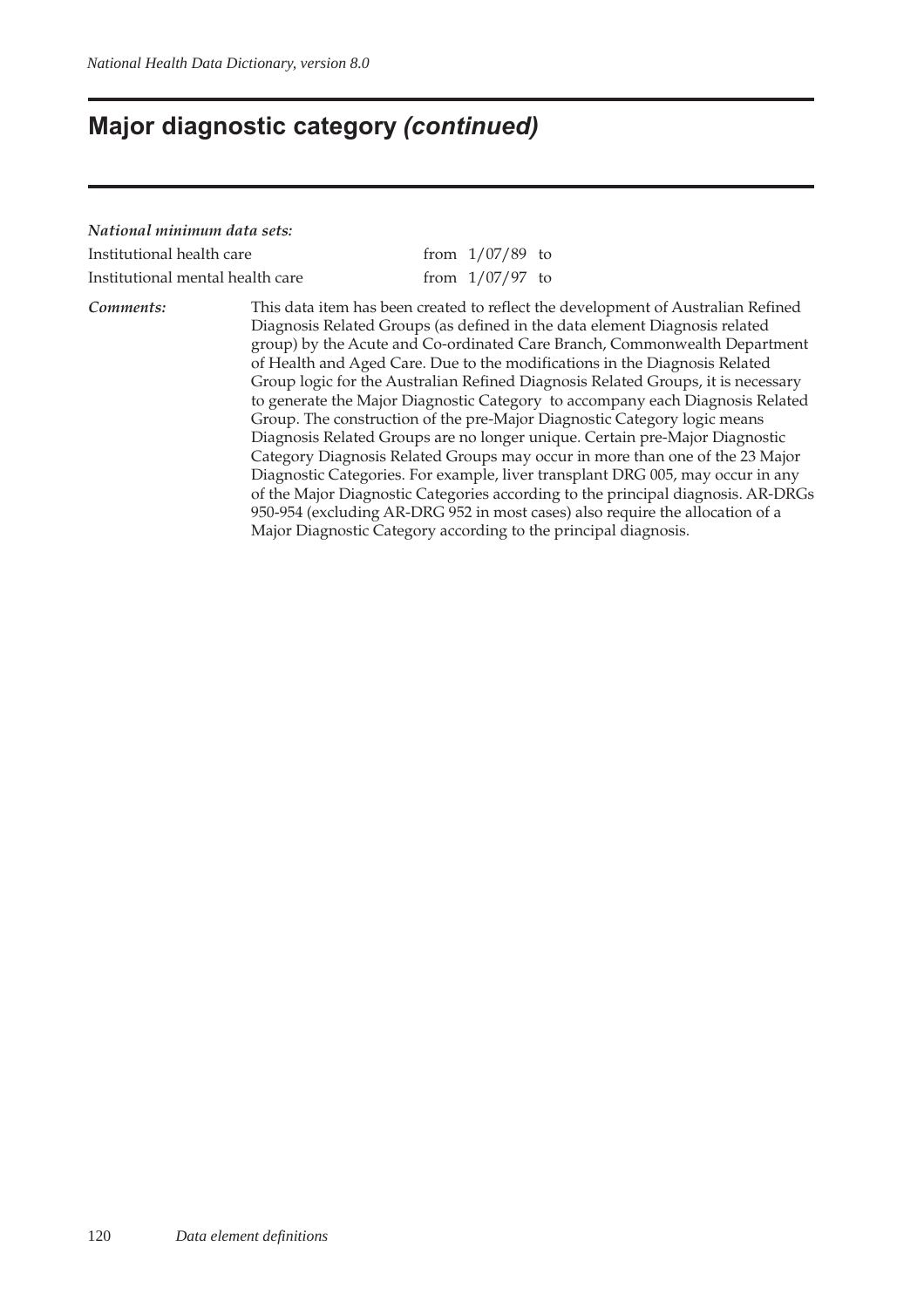## Major diagnostic category *(continued)*

***National minimum data sets:***

| | |
|---|---|
| Institutional health care | from 1/07/89 to |
| Institutional mental health care | from 1/07/97 to |

***Comments:*** This data item has been created to reflect the development of Australian Refined Diagnosis Related Groups (as defined in the data element Diagnosis related group) by the Acute and Co-ordinated Care Branch, Commonwealth Department of Health and Aged Care. Due to the modifications in the Diagnosis Related Group logic for the Australian Refined Diagnosis Related Groups, it is necessary to generate the Major Diagnostic Category to accompany each Diagnosis Related Group. The construction of the pre-Major Diagnostic Category logic means Diagnosis Related Groups are no longer unique. Certain pre-Major Diagnostic Category Diagnosis Related Groups may occur in more than one of the 23 Major Diagnostic Categories. For example, liver transplant DRG 005, may occur in any of the Major Diagnostic Categories according to the principal diagnosis. AR-DRGs 950-954 (excluding AR-DRG 952 in most cases) also require the allocation of a Major Diagnostic Category according to the principal diagnosis.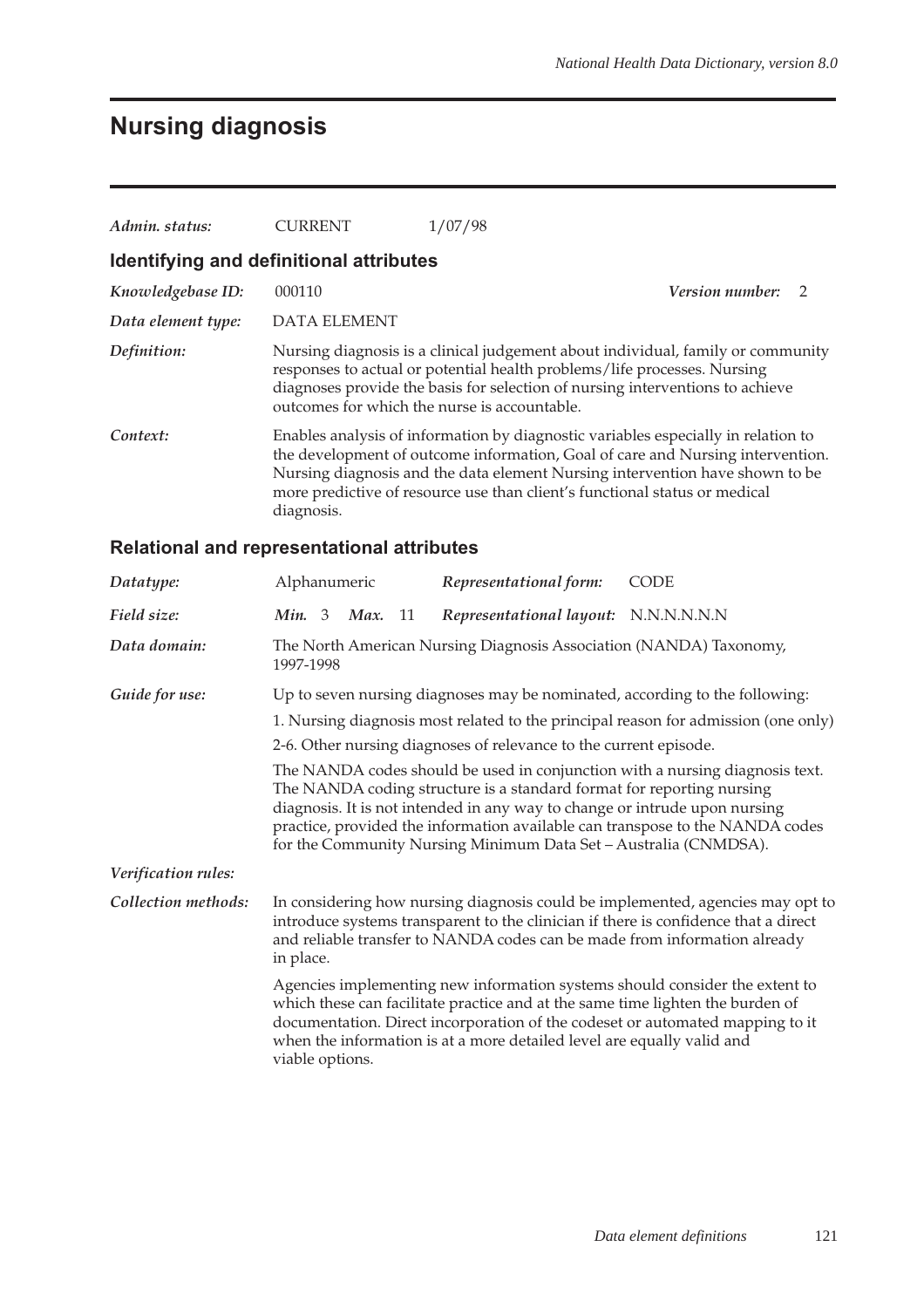# Nursing diagnosis

*Admin. status:* CURRENT 1/07/98

## Identifying and definitional attributes

*Knowledgebase ID:* 000110 *Version number:* 2

*Data element type:* DATA ELEMENT

*Definition:* Nursing diagnosis is a clinical judgement about individual, family or community responses to actual or potential health problems/life processes. Nursing diagnoses provide the basis for selection of nursing interventions to achieve outcomes for which the nurse is accountable.

*Context:* Enables analysis of information by diagnostic variables especially in relation to the development of outcome information, Goal of care and Nursing intervention. Nursing diagnosis and the data element Nursing intervention have shown to be more predictive of resource use than client's functional status or medical diagnosis.

## Relational and representational attributes

*Datatype:* Alphanumeric *Representational form:* CODE

*Field size:* *Min.* 3 *Max.* 11 *Representational layout:* N.N.N.N.N.N

*Data domain:* The North American Nursing Diagnosis Association (NANDA) Taxonomy, 1997-1998

*Guide for use:* Up to seven nursing diagnoses may be nominated, according to the following:

1. Nursing diagnosis most related to the principal reason for admission (one only)

2-6. Other nursing diagnoses of relevance to the current episode.

The NANDA codes should be used in conjunction with a nursing diagnosis text. The NANDA coding structure is a standard format for reporting nursing diagnosis. It is not intended in any way to change or intrude upon nursing practice, provided the information available can transpose to the NANDA codes for the Community Nursing Minimum Data Set – Australia (CNMDSA).

*Verification rules:*

*Collection methods:* In considering how nursing diagnosis could be implemented, agencies may opt to introduce systems transparent to the clinician if there is confidence that a direct and reliable transfer to NANDA codes can be made from information already in place.

Agencies implementing new information systems should consider the extent to which these can facilitate practice and at the same time lighten the burden of documentation. Direct incorporation of the codeset or automated mapping to it when the information is at a more detailed level are equally valid and viable options.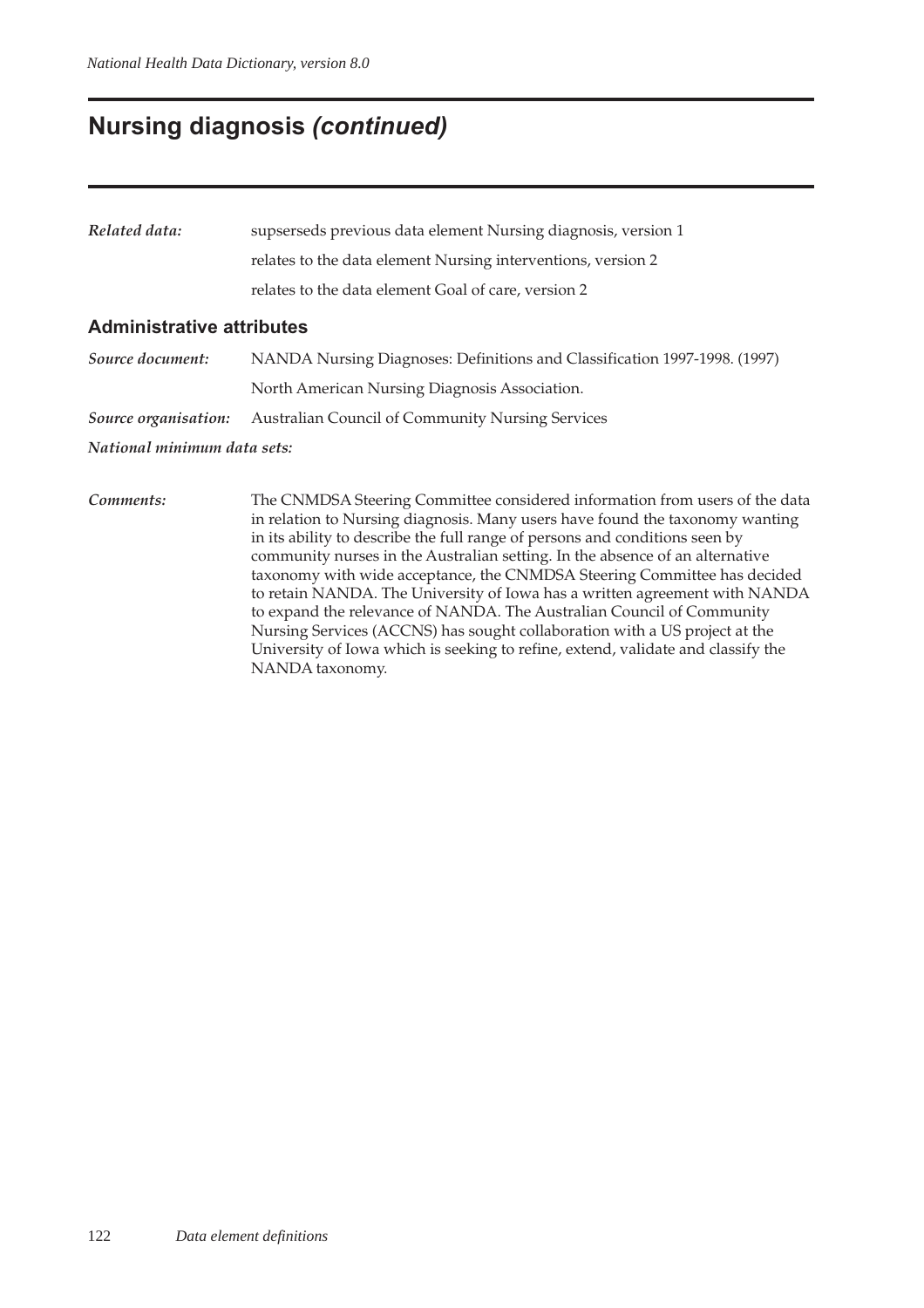## Nursing diagnosis *(continued)*

*Related data:* supserseds previous data element Nursing diagnosis, version 1

relates to the data element Nursing interventions, version 2

relates to the data element Goal of care, version 2

### Administrative attributes

*Source document:* NANDA Nursing Diagnoses: Definitions and Classification 1997-1998. (1997)

North American Nursing Diagnosis Association.

*Source organisation:* Australian Council of Community Nursing Services

*National minimum data sets:*

*Comments:* The CNMDSA Steering Committee considered information from users of the data in relation to Nursing diagnosis. Many users have found the taxonomy wanting in its ability to describe the full range of persons and conditions seen by community nurses in the Australian setting. In the absence of an alternative taxonomy with wide acceptance, the CNMDSA Steering Committee has decided to retain NANDA. The University of Iowa has a written agreement with NANDA to expand the relevance of NANDA. The Australian Council of Community Nursing Services (ACCNS) has sought collaboration with a US project at the University of Iowa which is seeking to refine, extend, validate and classify the NANDA taxonomy.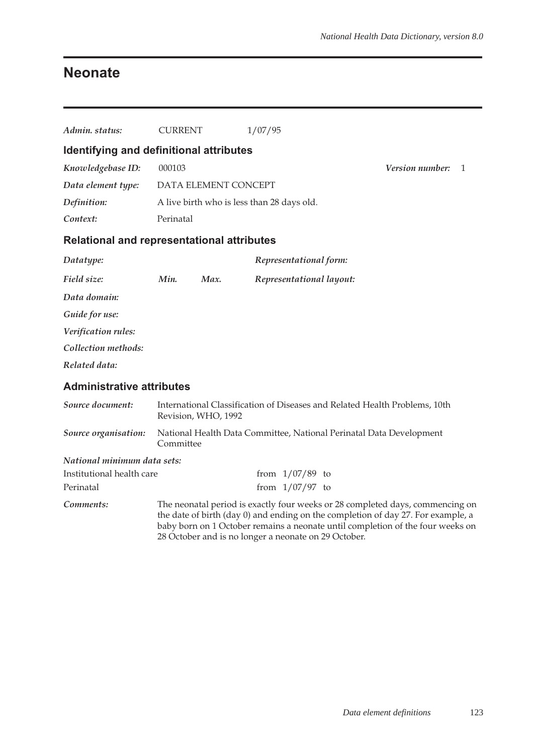# Neonate

*Admin. status:* CURRENT 1/07/95

## Identifying and definitional attributes

*Knowledgebase ID:* 000103 *Version number:* 1

*Data element type:* DATA ELEMENT CONCEPT

*Definition:* A live birth who is less than 28 days old.

*Context:* Perinatal

## Relational and representational attributes

*Datatype:* *Representational form:*

*Field size:* *Min.* *Max.* *Representational layout:*

*Data domain:*

*Guide for use:*

*Verification rules:*

*Collection methods:*

*Related data:*

## Administrative attributes

*Source document:* International Classification of Diseases and Related Health Problems, 10th Revision, WHO, 1992

*Source organisation:* National Health Data Committee, National Perinatal Data Development Committee

*National minimum data sets:*

| | |
|---|---|
| Institutional health care | from 1/07/89 to |
| Perinatal | from 1/07/97 to |

*Comments:* The neonatal period is exactly four weeks or 28 completed days, commencing on the date of birth (day 0) and ending on the completion of day 27. For example, a baby born on 1 October remains a neonate until completion of the four weeks on 28 October and is no longer a neonate on 29 October.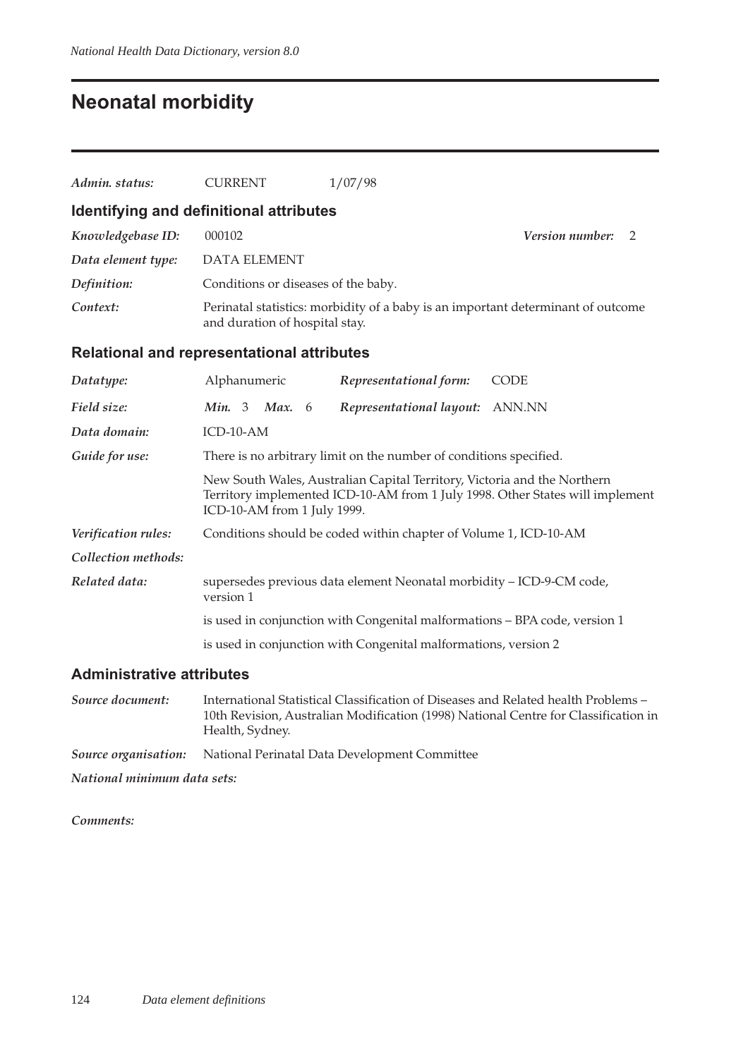# Neonatal morbidity

*Admin. status:* CURRENT 1/07/98

## Identifying and definitional attributes

*Knowledgebase ID:* 000102 *Version number:* 2

*Data element type:* DATA ELEMENT

*Definition:* Conditions or diseases of the baby.

*Context:* Perinatal statistics: morbidity of a baby is an important determinant of outcome and duration of hospital stay.

## Relational and representational attributes

*Datatype:* Alphanumeric *Representational form:* CODE

*Field size:* *Min.* 3 *Max.* 6 *Representational layout:* ANN.NN

*Data domain:* ICD-10-AM

*Guide for use:* There is no arbitrary limit on the number of conditions specified.

New South Wales, Australian Capital Territory, Victoria and the Northern Territory implemented ICD-10-AM from 1 July 1998. Other States will implement ICD-10-AM from 1 July 1999.

*Verification rules:* Conditions should be coded within chapter of Volume 1, ICD-10-AM

*Collection methods:*

*Related data:* supersedes previous data element Neonatal morbidity – ICD-9-CM code, version 1

is used in conjunction with Congenital malformations – BPA code, version 1

is used in conjunction with Congenital malformations, version 2

## Administrative attributes

*Source document:* International Statistical Classification of Diseases and Related health Problems – 10th Revision, Australian Modification (1998) National Centre for Classification in Health, Sydney.

*Source organisation:* National Perinatal Data Development Committee

*National minimum data sets:*

*Comments:*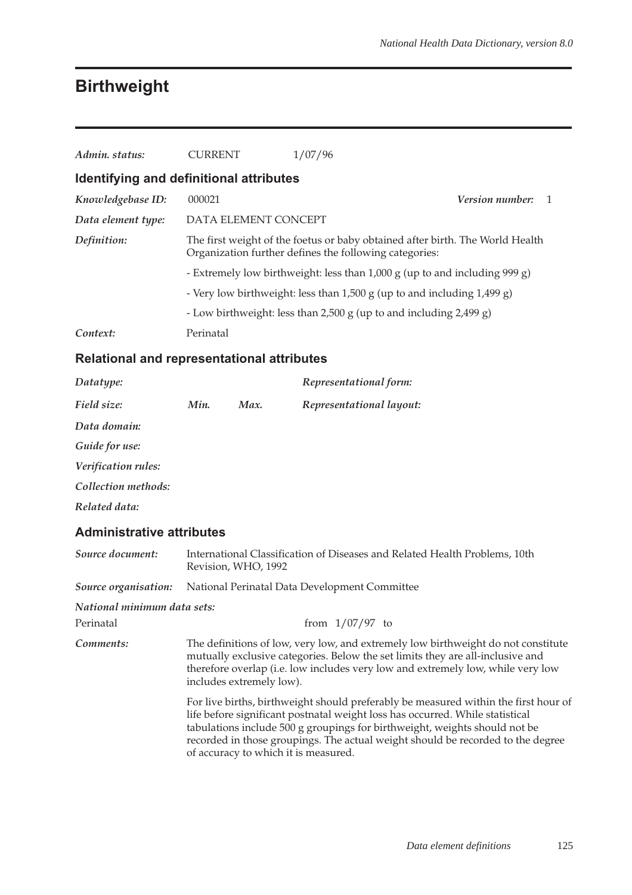# Birthweight

| | | | |
|---|---|---|---|
| ***Admin. status:*** | CURRENT | 1/07/96 | |

## Identifying and definitional attributes

| | | | |
|---|---|---|---|
| ***Knowledgebase ID:*** | 000021 | ***Version number:*** | 1 |
| ***Data element type:*** | DATA ELEMENT CONCEPT | | |

***Definition:*** The first weight of the foetus or baby obtained after birth. The World Health Organization further defines the following categories:

- Extremely low birthweight: less than 1,000 g (up to and including 999 g)
- Very low birthweight: less than 1,500 g (up to and including 1,499 g)
- Low birthweight: less than 2,500 g (up to and including 2,499 g)

***Context:*** Perinatal

## Relational and representational attributes

| | | | |
|---|---|---|---|
| ***Datatype:*** | | | ***Representational form:*** |
| ***Field size:*** | ***Min.*** | ***Max.*** | ***Representational layout:*** |

***Data domain:***

***Guide for use:***

***Verification rules:***

***Collection methods:***

***Related data:***

## Administrative attributes

***Source document:*** International Classification of Diseases and Related Health Problems, 10th Revision, WHO, 1992

***Source organisation:*** National Perinatal Data Development Committee

***National minimum data sets:***

| | |
|---|---|
| Perinatal | from 1/07/97 to |

***Comments:*** The definitions of low, very low, and extremely low birthweight do not constitute mutually exclusive categories. Below the set limits they are all-inclusive and therefore overlap (i.e. low includes very low and extremely low, while very low includes extremely low).

For live births, birthweight should preferably be measured within the first hour of life before significant postnatal weight loss has occurred. While statistical tabulations include 500 g groupings for birthweight, weights should not be recorded in those groupings. The actual weight should be recorded to the degree of accuracy to which it is measured.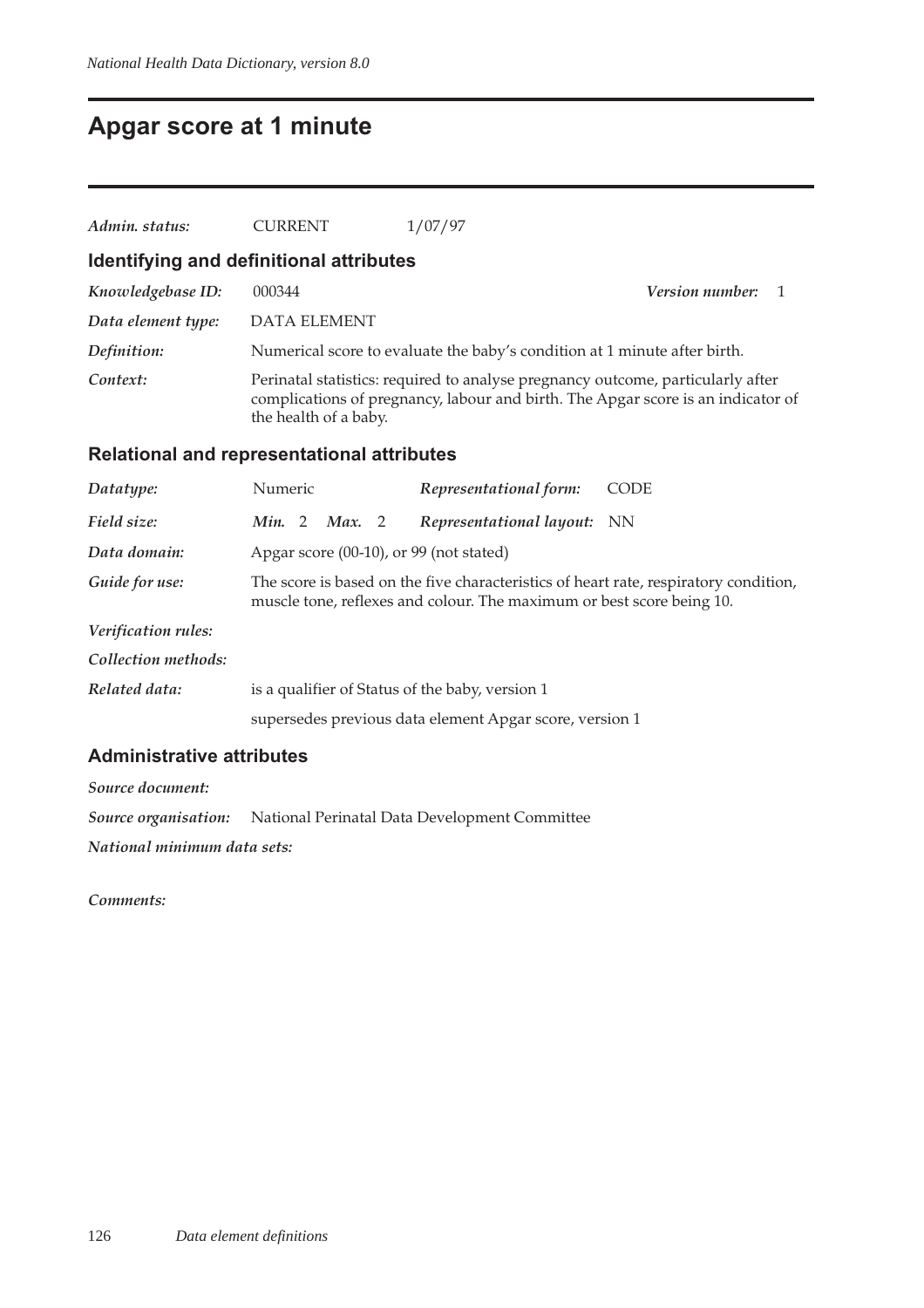# Apgar score at 1 minute

*Admin. status:* CURRENT 1/07/97

## Identifying and definitional attributes

*Knowledgebase ID:* 000344 *Version number:* 1

*Data element type:* DATA ELEMENT

*Definition:* Numerical score to evaluate the baby's condition at 1 minute after birth.

*Context:* Perinatal statistics: required to analyse pregnancy outcome, particularly after complications of pregnancy, labour and birth. The Apgar score is an indicator of the health of a baby.

## Relational and representational attributes

*Datatype:* Numeric *Representational form:* CODE

*Field size:* *Min.* 2 *Max.* 2 *Representational layout:* NN

*Data domain:* Apgar score (00-10), or 99 (not stated)

*Guide for use:* The score is based on the five characteristics of heart rate, respiratory condition, muscle tone, reflexes and colour. The maximum or best score being 10.

*Verification rules:*

*Collection methods:*

*Related data:* is a qualifier of Status of the baby, version 1

supersedes previous data element Apgar score, version 1

## Administrative attributes

*Source document:*

*Source organisation:* National Perinatal Data Development Committee

*National minimum data sets:*

*Comments:*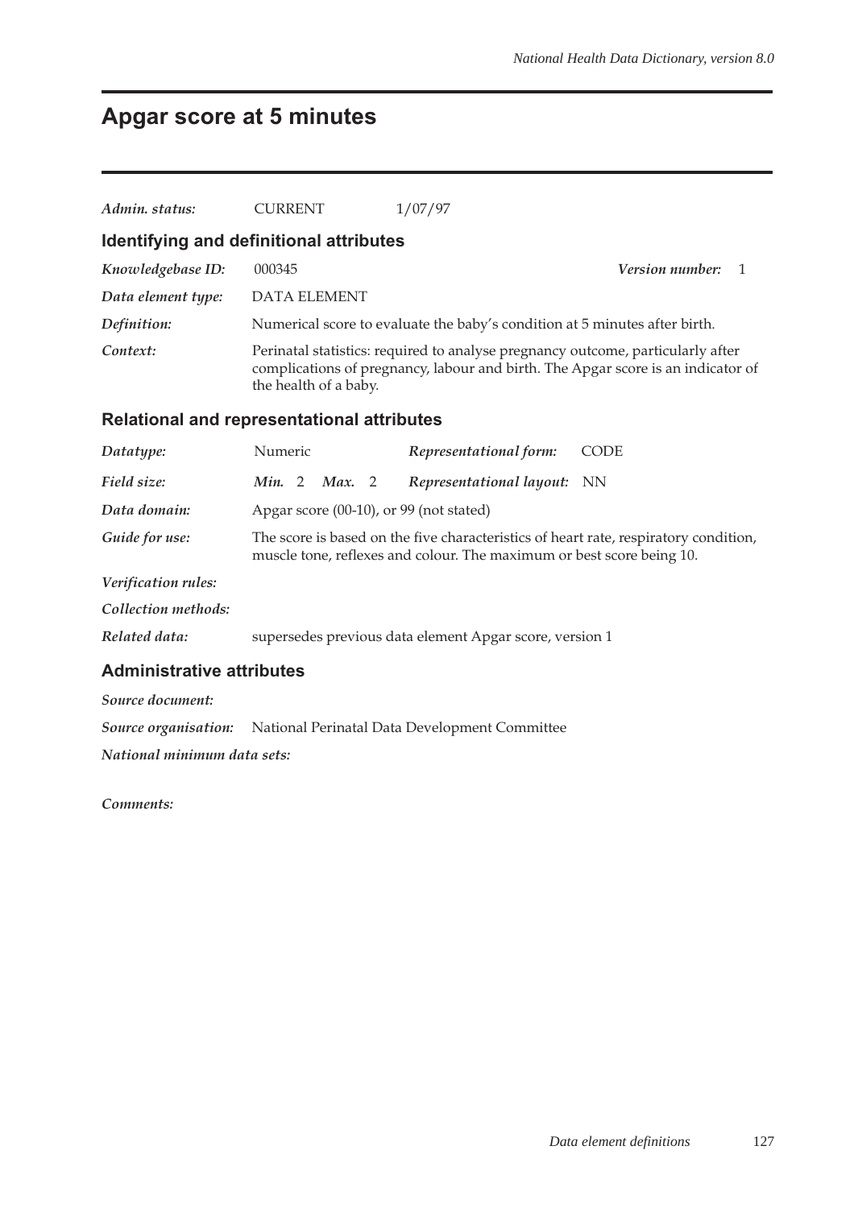# Apgar score at 5 minutes

*Admin. status:* CURRENT 1/07/97

## Identifying and definitional attributes

*Knowledgebase ID:* 000345 *Version number:* 1

*Data element type:* DATA ELEMENT

*Definition:* Numerical score to evaluate the baby's condition at 5 minutes after birth.

*Context:* Perinatal statistics: required to analyse pregnancy outcome, particularly after complications of pregnancy, labour and birth. The Apgar score is an indicator of the health of a baby.

## Relational and representational attributes

*Datatype:* Numeric *Representational form:* CODE

*Field size:* *Min.* 2 *Max.* 2 *Representational layout:* NN

*Data domain:* Apgar score (00-10), or 99 (not stated)

*Guide for use:* The score is based on the five characteristics of heart rate, respiratory condition, muscle tone, reflexes and colour. The maximum or best score being 10.

*Verification rules:*

*Collection methods:*

*Related data:* supersedes previous data element Apgar score, version 1

## Administrative attributes

*Source document:*

*Source organisation:* National Perinatal Data Development Committee

*National minimum data sets:*

*Comments:*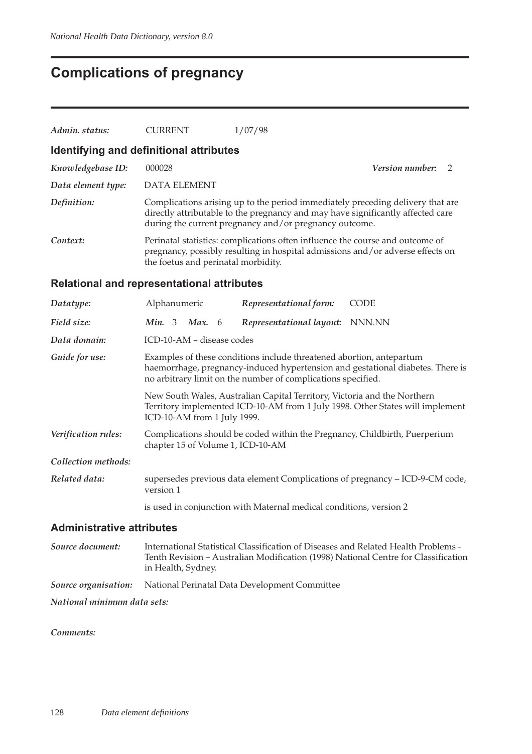# Complications of pregnancy

*Admin. status:* CURRENT 1/07/98

## Identifying and definitional attributes

*Knowledgebase ID:* 000028 *Version number:* 2

*Data element type:* DATA ELEMENT

*Definition:* Complications arising up to the period immediately preceding delivery that are directly attributable to the pregnancy and may have significantly affected care during the current pregnancy and/or pregnancy outcome.

*Context:* Perinatal statistics: complications often influence the course and outcome of pregnancy, possibly resulting in hospital admissions and/or adverse effects on the foetus and perinatal morbidity.

## Relational and representational attributes

*Datatype:* Alphanumeric *Representational form:* CODE

*Field size:* *Min.* 3 *Max.* 6 *Representational layout:* NNN.NN

*Data domain:* ICD-10-AM – disease codes

*Guide for use:* Examples of these conditions include threatened abortion, antepartum haemorrhage, pregnancy-induced hypertension and gestational diabetes. There is no arbitrary limit on the number of complications specified.

New South Wales, Australian Capital Territory, Victoria and the Northern Territory implemented ICD-10-AM from 1 July 1998. Other States will implement ICD-10-AM from 1 July 1999.

*Verification rules:* Complications should be coded within the Pregnancy, Childbirth, Puerperium chapter 15 of Volume 1, ICD-10-AM

*Collection methods:*

*Related data:* supersedes previous data element Complications of pregnancy – ICD-9-CM code, version 1

is used in conjunction with Maternal medical conditions, version 2

## Administrative attributes

*Source document:* International Statistical Classification of Diseases and Related Health Problems - Tenth Revision – Australian Modification (1998) National Centre for Classification in Health, Sydney.

*Source organisation:* National Perinatal Data Development Committee

*National minimum data sets:*

*Comments:*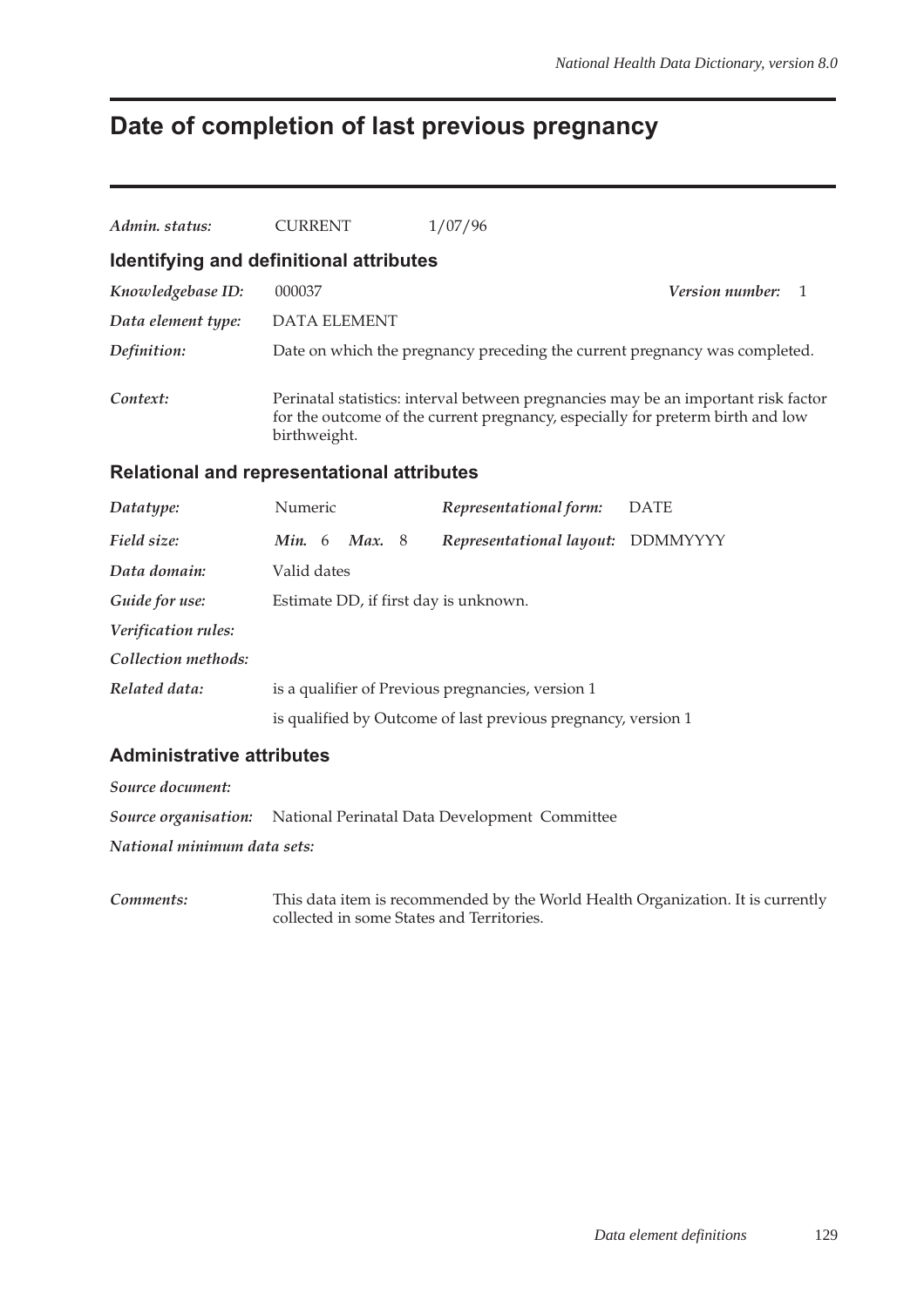# Date of completion of last previous pregnancy

*Admin. status:* CURRENT 1/07/96

## Identifying and definitional attributes

*Knowledgebase ID:* 000037 *Version number:* 1

*Data element type:* DATA ELEMENT

*Definition:* Date on which the pregnancy preceding the current pregnancy was completed.

*Context:* Perinatal statistics: interval between pregnancies may be an important risk factor for the outcome of the current pregnancy, especially for preterm birth and low birthweight.

## Relational and representational attributes

*Datatype:* Numeric *Representational form:* DATE

*Field size:* ***Min.*** 6 ***Max.*** 8 *Representational layout:* DDMMYYYY

*Data domain:* Valid dates

*Guide for use:* Estimate DD, if first day is unknown.

*Verification rules:*

*Collection methods:*

*Related data:* is a qualifier of Previous pregnancies, version 1

is qualified by Outcome of last previous pregnancy, version 1

## Administrative attributes

*Source document:*

*Source organisation:* National Perinatal Data Development Committee

*National minimum data sets:*

*Comments:* This data item is recommended by the World Health Organization. It is currently collected in some States and Territories.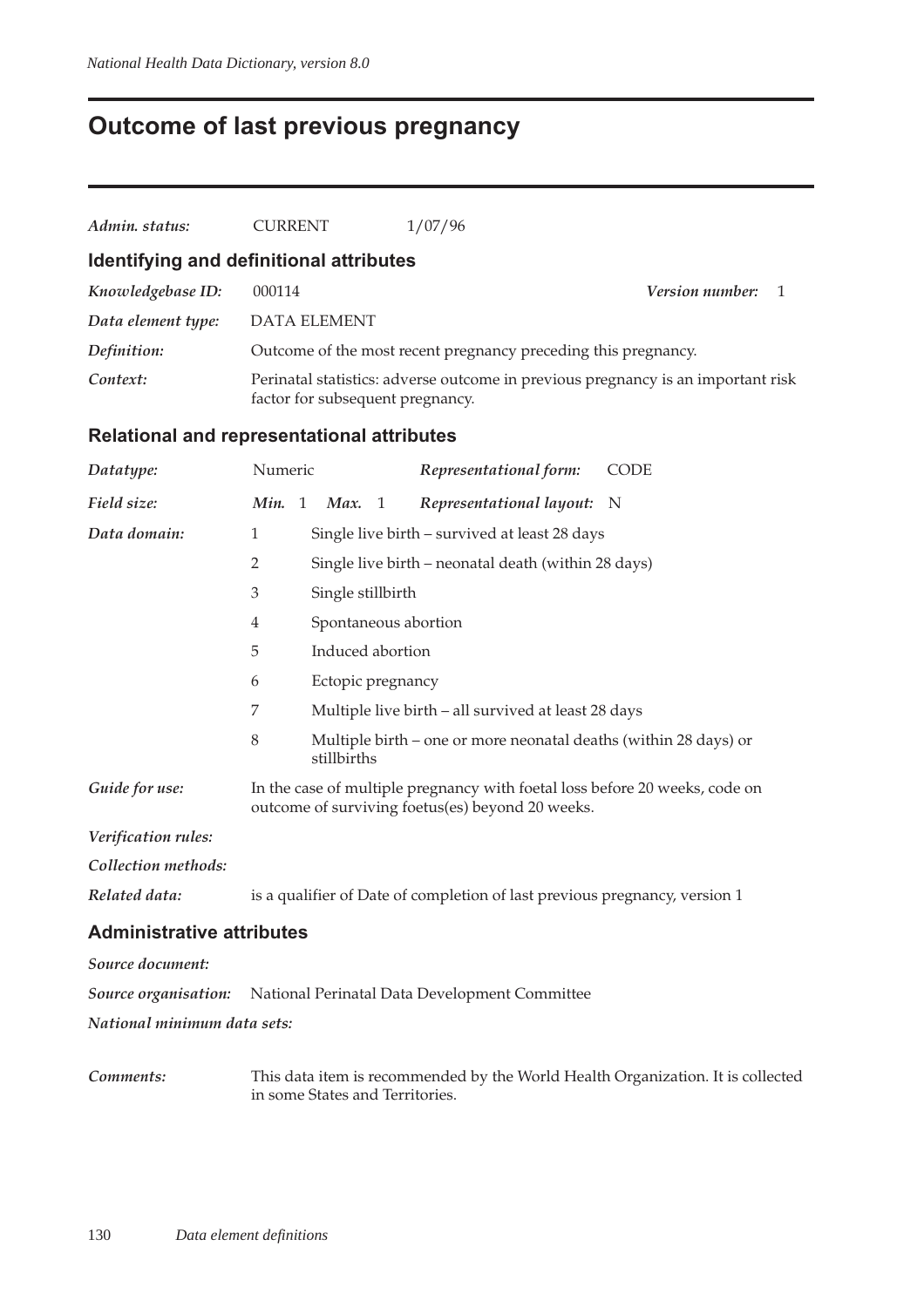# Outcome of last previous pregnancy

***Admin. status:*** CURRENT 1/07/96

## Identifying and definitional attributes

***Knowledgebase ID:*** 000114 ***Version number:*** 1

***Data element type:*** DATA ELEMENT

***Definition:*** Outcome of the most recent pregnancy preceding this pregnancy.

***Context:*** Perinatal statistics: adverse outcome in previous pregnancy is an important risk factor for subsequent pregnancy.

## Relational and representational attributes

***Datatype:*** Numeric ***Representational form:*** CODE

***Field size:*** ***Min.*** 1 ***Max.*** 1 ***Representational layout:*** N

***Data domain:***

| Code | Description |
|---|---|
| 1 | Single live birth – survived at least 28 days |
| 2 | Single live birth – neonatal death (within 28 days) |
| 3 | Single stillbirth |
| 4 | Spontaneous abortion |
| 5 | Induced abortion |
| 6 | Ectopic pregnancy |
| 7 | Multiple live birth – all survived at least 28 days |
| 8 | Multiple birth – one or more neonatal deaths (within 28 days) or stillbirths |

***Guide for use:*** In the case of multiple pregnancy with foetal loss before 20 weeks, code on outcome of surviving foetus(es) beyond 20 weeks.

***Verification rules:***

***Collection methods:***

***Related data:*** is a qualifier of Date of completion of last previous pregnancy, version 1

## Administrative attributes

***Source document:***

***Source organisation:*** National Perinatal Data Development Committee

***National minimum data sets:***

***Comments:*** This data item is recommended by the World Health Organization. It is collected in some States and Territories.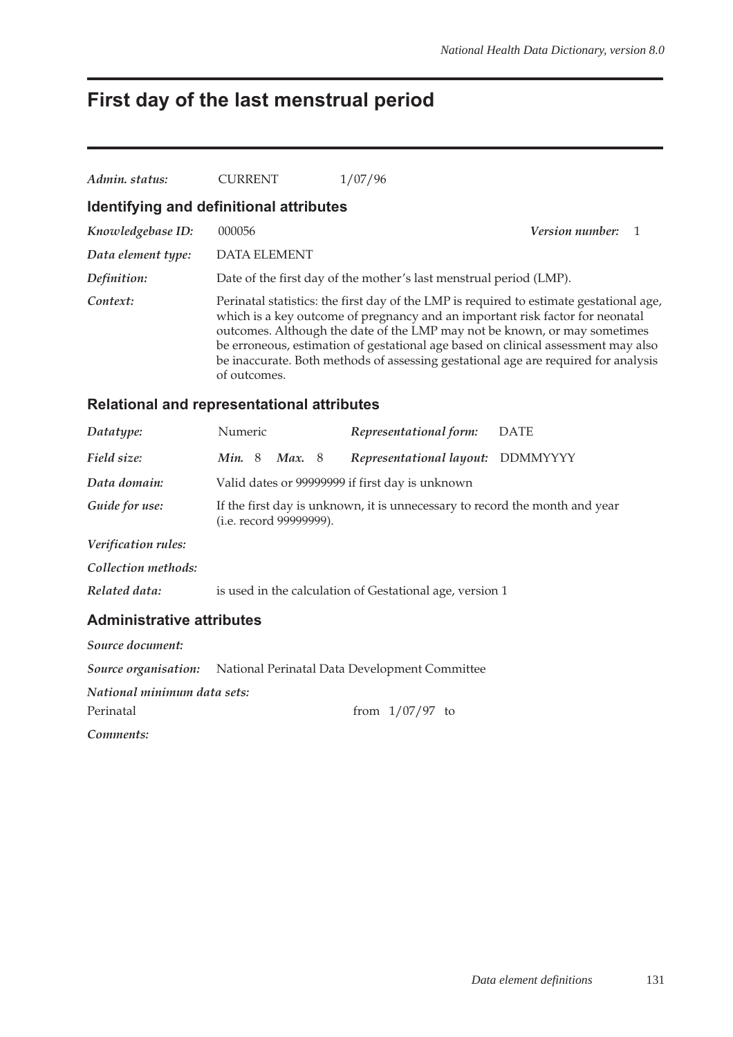# First day of the last menstrual period

*Admin. status:* CURRENT 1/07/96

## Identifying and definitional attributes

*Knowledgebase ID:* 000056 *Version number:* 1

*Data element type:* DATA ELEMENT

*Definition:* Date of the first day of the mother's last menstrual period (LMP).

*Context:* Perinatal statistics: the first day of the LMP is required to estimate gestational age, which is a key outcome of pregnancy and an important risk factor for neonatal outcomes. Although the date of the LMP may not be known, or may sometimes be erroneous, estimation of gestational age based on clinical assessment may also be inaccurate. Both methods of assessing gestational age are required for analysis of outcomes.

## Relational and representational attributes

*Datatype:* Numeric *Representational form:* DATE

*Field size:* ***Min.*** 8 ***Max.*** 8 *Representational layout:* DDMMYYYY

*Data domain:* Valid dates or 99999999 if first day is unknown

*Guide for use:* If the first day is unknown, it is unnecessary to record the month and year (i.e. record 99999999).

*Verification rules:*

*Collection methods:*

*Related data:* is used in the calculation of Gestational age, version 1

## Administrative attributes

*Source document:*

*Source organisation:* National Perinatal Data Development Committee

*National minimum data sets:*

Perinatal from 1/07/97 to

*Comments:*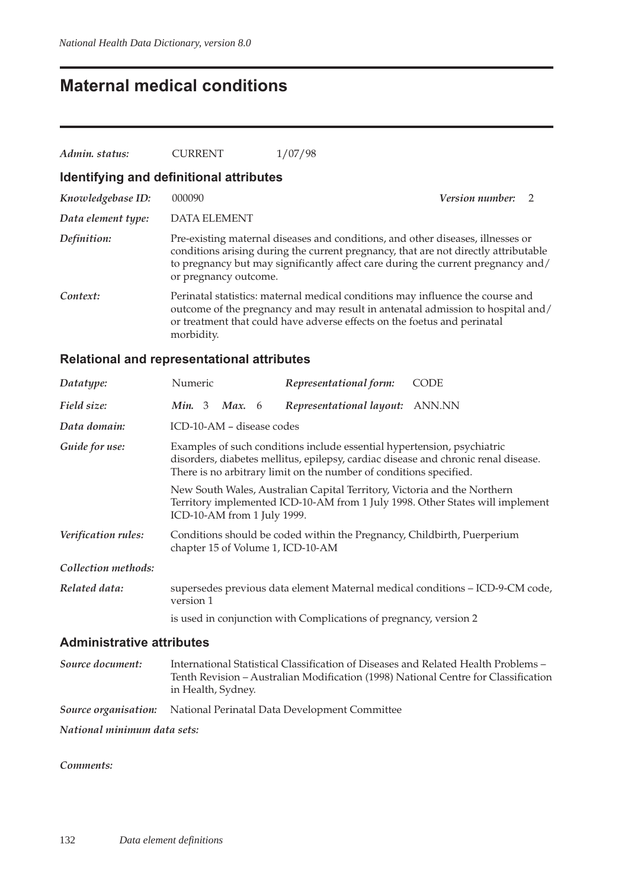# Maternal medical conditions

*Admin. status:* CURRENT 1/07/98

## Identifying and definitional attributes

*Knowledgebase ID:* 000090 *Version number:* 2

*Data element type:* DATA ELEMENT

*Definition:* Pre-existing maternal diseases and conditions, and other diseases, illnesses or conditions arising during the current pregnancy, that are not directly attributable to pregnancy but may significantly affect care during the current pregnancy and/ or pregnancy outcome.

*Context:* Perinatal statistics: maternal medical conditions may influence the course and outcome of the pregnancy and may result in antenatal admission to hospital and/ or treatment that could have adverse effects on the foetus and perinatal morbidity.

## Relational and representational attributes

*Datatype:* Numeric *Representational form:* CODE

*Field size:* *Min.* 3 *Max.* 6 *Representational layout:* ANN.NN

*Data domain:* ICD-10-AM – disease codes

*Guide for use:* Examples of such conditions include essential hypertension, psychiatric disorders, diabetes mellitus, epilepsy, cardiac disease and chronic renal disease. There is no arbitrary limit on the number of conditions specified.

New South Wales, Australian Capital Territory, Victoria and the Northern Territory implemented ICD-10-AM from 1 July 1998. Other States will implement ICD-10-AM from 1 July 1999.

*Verification rules:* Conditions should be coded within the Pregnancy, Childbirth, Puerperium chapter 15 of Volume 1, ICD-10-AM

*Collection methods:*

*Related data:* supersedes previous data element Maternal medical conditions – ICD-9-CM code, version 1

is used in conjunction with Complications of pregnancy, version 2

## Administrative attributes

*Source document:* International Statistical Classification of Diseases and Related Health Problems – Tenth Revision – Australian Modification (1998) National Centre for Classification in Health, Sydney.

*Source organisation:* National Perinatal Data Development Committee

*National minimum data sets:*

*Comments:*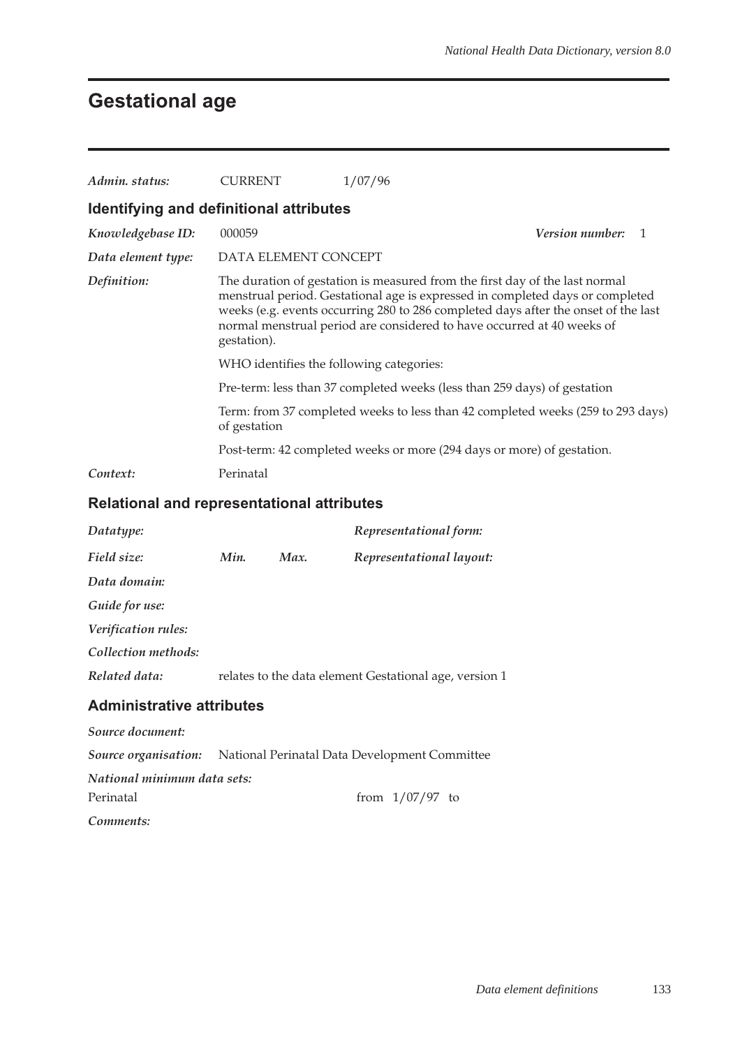# Gestational age

*Admin. status:* CURRENT 1/07/96

## Identifying and definitional attributes

*Knowledgebase ID:* 000059 *Version number:* 1

*Data element type:* DATA ELEMENT CONCEPT

*Definition:* The duration of gestation is measured from the first day of the last normal menstrual period. Gestational age is expressed in completed days or completed weeks (e.g. events occurring 280 to 286 completed days after the onset of the last normal menstrual period are considered to have occurred at 40 weeks of gestation).

WHO identifies the following categories:

Pre-term: less than 37 completed weeks (less than 259 days) of gestation

Term: from 37 completed weeks to less than 42 completed weeks (259 to 293 days) of gestation

Post-term: 42 completed weeks or more (294 days or more) of gestation.

*Context:* Perinatal

## Relational and representational attributes

*Datatype:* *Representational form:*

*Field size:* *Min.* *Max.* *Representational layout:*

*Data domain:*

*Guide for use:*

*Verification rules:*

*Collection methods:*

*Related data:* relates to the data element Gestational age, version 1

## Administrative attributes

*Source document:*

*Source organisation:* National Perinatal Data Development Committee

*National minimum data sets:*

Perinatal from 1/07/97 to

*Comments:*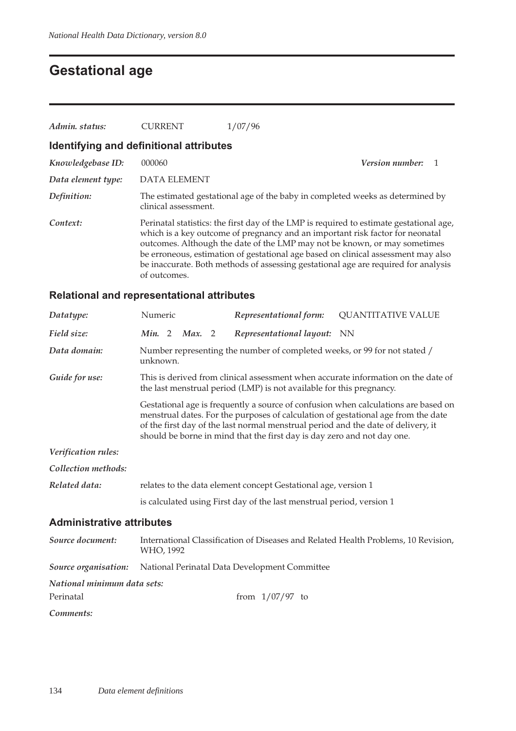# Gestational age

| | | |
|---|---|---|
| *Admin. status:* | CURRENT | 1/07/96 |

## Identifying and definitional attributes

*Knowledgebase ID:* 000060 *Version number:* 1

*Data element type:* DATA ELEMENT

*Definition:* The estimated gestational age of the baby in completed weeks as determined by clinical assessment.

*Context:* Perinatal statistics: the first day of the LMP is required to estimate gestational age, which is a key outcome of pregnancy and an important risk factor for neonatal outcomes. Although the date of the LMP may not be known, or may sometimes be erroneous, estimation of gestational age based on clinical assessment may also be inaccurate. Both methods of assessing gestational age are required for analysis of outcomes.

## Relational and representational attributes

*Datatype:* Numeric *Representational form:* QUANTITATIVE VALUE

*Field size:* ***Min.*** 2 ***Max.*** 2 *Representational layout:* NN

*Data domain:* Number representing the number of completed weeks, or 99 for not stated / unknown.

*Guide for use:* This is derived from clinical assessment when accurate information on the date of the last menstrual period (LMP) is not available for this pregnancy.

Gestational age is frequently a source of confusion when calculations are based on menstrual dates. For the purposes of calculation of gestational age from the date of the first day of the last normal menstrual period and the date of delivery, it should be borne in mind that the first day is day zero and not day one.

*Verification rules:*

*Collection methods:*

*Related data:* relates to the data element concept Gestational age, version 1

is calculated using First day of the last menstrual period, version 1

## Administrative attributes

*Source document:* International Classification of Diseases and Related Health Problems, 10 Revision, WHO, 1992

*Source organisation:* National Perinatal Data Development Committee

*National minimum data sets:*

Perinatal from 1/07/97 to

*Comments:*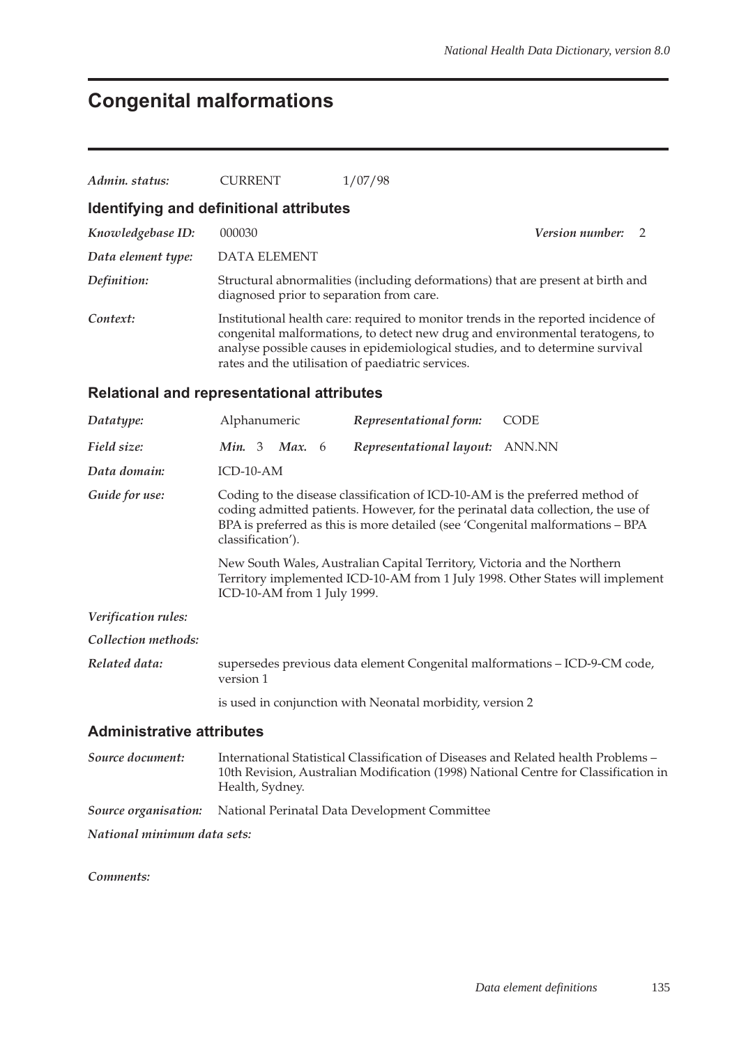# Congenital malformations

| | | |
|---|---|---|
| *Admin. status:* | CURRENT | 1/07/98 |

## Identifying and definitional attributes

*Knowledgebase ID:* 000030 &nbsp;&nbsp;&nbsp;&nbsp; *Version number:* 2

*Data element type:* DATA ELEMENT

*Definition:* Structural abnormalities (including deformations) that are present at birth and diagnosed prior to separation from care.

*Context:* Institutional health care: required to monitor trends in the reported incidence of congenital malformations, to detect new drug and environmental teratogens, to analyse possible causes in epidemiological studies, and to determine survival rates and the utilisation of paediatric services.

## Relational and representational attributes

| | | | |
|---|---|---|---|
| *Datatype:* | Alphanumeric | *Representational form:* | CODE |
| *Field size:* | ***Min.*** 3 ***Max.*** 6 | *Representational layout:* | ANN.NN |

*Data domain:* ICD-10-AM

*Guide for use:* Coding to the disease classification of ICD-10-AM is the preferred method of coding admitted patients. However, for the perinatal data collection, the use of BPA is preferred as this is more detailed (see 'Congenital malformations – BPA classification').

New South Wales, Australian Capital Territory, Victoria and the Northern Territory implemented ICD-10-AM from 1 July 1998. Other States will implement ICD-10-AM from 1 July 1999.

*Verification rules:*

*Collection methods:*

*Related data:* supersedes previous data element Congenital malformations – ICD-9-CM code, version 1

is used in conjunction with Neonatal morbidity, version 2

## Administrative attributes

*Source document:* International Statistical Classification of Diseases and Related health Problems – 10th Revision, Australian Modification (1998) National Centre for Classification in Health, Sydney.

*Source organisation:* National Perinatal Data Development Committee

*National minimum data sets:*

*Comments:*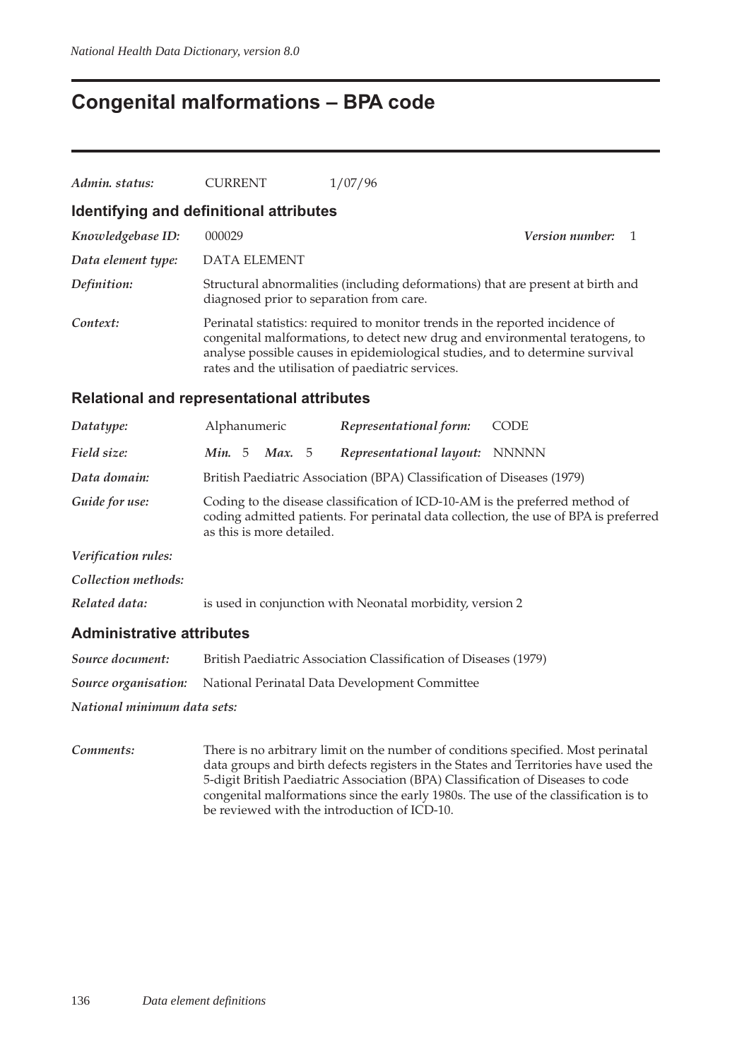# Congenital malformations – BPA code

*Admin. status:* CURRENT 1/07/96

## Identifying and definitional attributes

*Knowledgebase ID:* 000029 *Version number:* 1

*Data element type:* DATA ELEMENT

*Definition:* Structural abnormalities (including deformations) that are present at birth and diagnosed prior to separation from care.

*Context:* Perinatal statistics: required to monitor trends in the reported incidence of congenital malformations, to detect new drug and environmental teratogens, to analyse possible causes in epidemiological studies, and to determine survival rates and the utilisation of paediatric services.

## Relational and representational attributes

*Datatype:* Alphanumeric *Representational form:* CODE

*Field size:* ***Min.*** 5 ***Max.*** 5 *Representational layout:* NNNNN

*Data domain:* British Paediatric Association (BPA) Classification of Diseases (1979)

*Guide for use:* Coding to the disease classification of ICD-10-AM is the preferred method of coding admitted patients. For perinatal data collection, the use of BPA is preferred as this is more detailed.

*Verification rules:*

*Collection methods:*

*Related data:* is used in conjunction with Neonatal morbidity, version 2

## Administrative attributes

*Source document:* British Paediatric Association Classification of Diseases (1979)

*Source organisation:* National Perinatal Data Development Committee

*National minimum data sets:*

*Comments:* There is no arbitrary limit on the number of conditions specified. Most perinatal data groups and birth defects registers in the States and Territories have used the 5-digit British Paediatric Association (BPA) Classification of Diseases to code congenital malformations since the early 1980s. The use of the classification is to be reviewed with the introduction of ICD-10.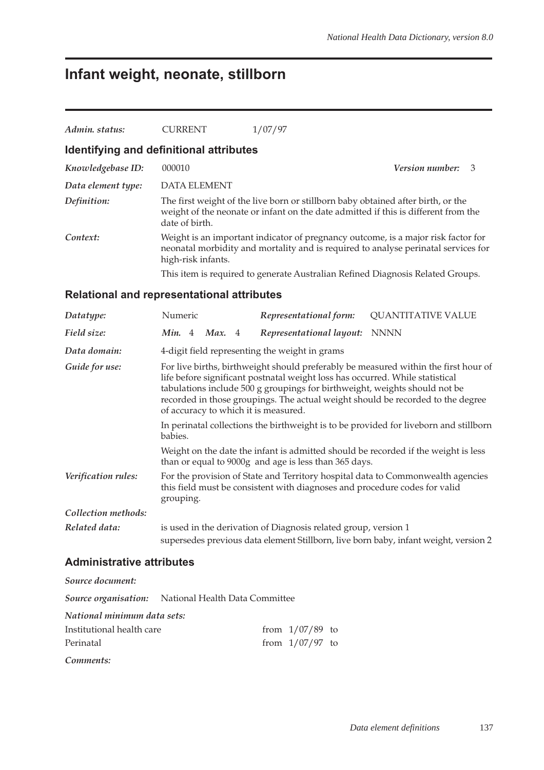# Infant weight, neonate, stillborn

*Admin. status:* CURRENT 1/07/97

## Identifying and definitional attributes

*Knowledgebase ID:* 000010 *Version number:* 3

*Data element type:* DATA ELEMENT

*Definition:* The first weight of the live born or stillborn baby obtained after birth, or the weight of the neonate or infant on the date admitted if this is different from the date of birth.

*Context:* Weight is an important indicator of pregnancy outcome, is a major risk factor for neonatal morbidity and mortality and is required to analyse perinatal services for high-risk infants.

This item is required to generate Australian Refined Diagnosis Related Groups.

## Relational and representational attributes

*Datatype:* Numeric *Representational form:* QUANTITATIVE VALUE

*Field size:* *Min.* 4 *Max.* 4 *Representational layout:* NNNN

*Data domain:* 4-digit field representing the weight in grams

*Guide for use:* For live births, birthweight should preferably be measured within the first hour of life before significant postnatal weight loss has occurred. While statistical tabulations include 500 g groupings for birthweight, weights should not be recorded in those groupings. The actual weight should be recorded to the degree of accuracy to which it is measured.

In perinatal collections the birthweight is to be provided for liveborn and stillborn babies.

Weight on the date the infant is admitted should be recorded if the weight is less than or equal to 9000g and age is less than 365 days.

*Verification rules:* For the provision of State and Territory hospital data to Commonwealth agencies this field must be consistent with diagnoses and procedure codes for valid grouping.

*Collection methods:*

*Related data:* is used in the derivation of Diagnosis related group, version 1

supersedes previous data element Stillborn, live born baby, infant weight, version 2

## Administrative attributes

*Source document:*

*Source organisation:* National Health Data Committee

*National minimum data sets:*

Institutional health care from 1/07/89 to

Perinatal from 1/07/97 to

*Comments:*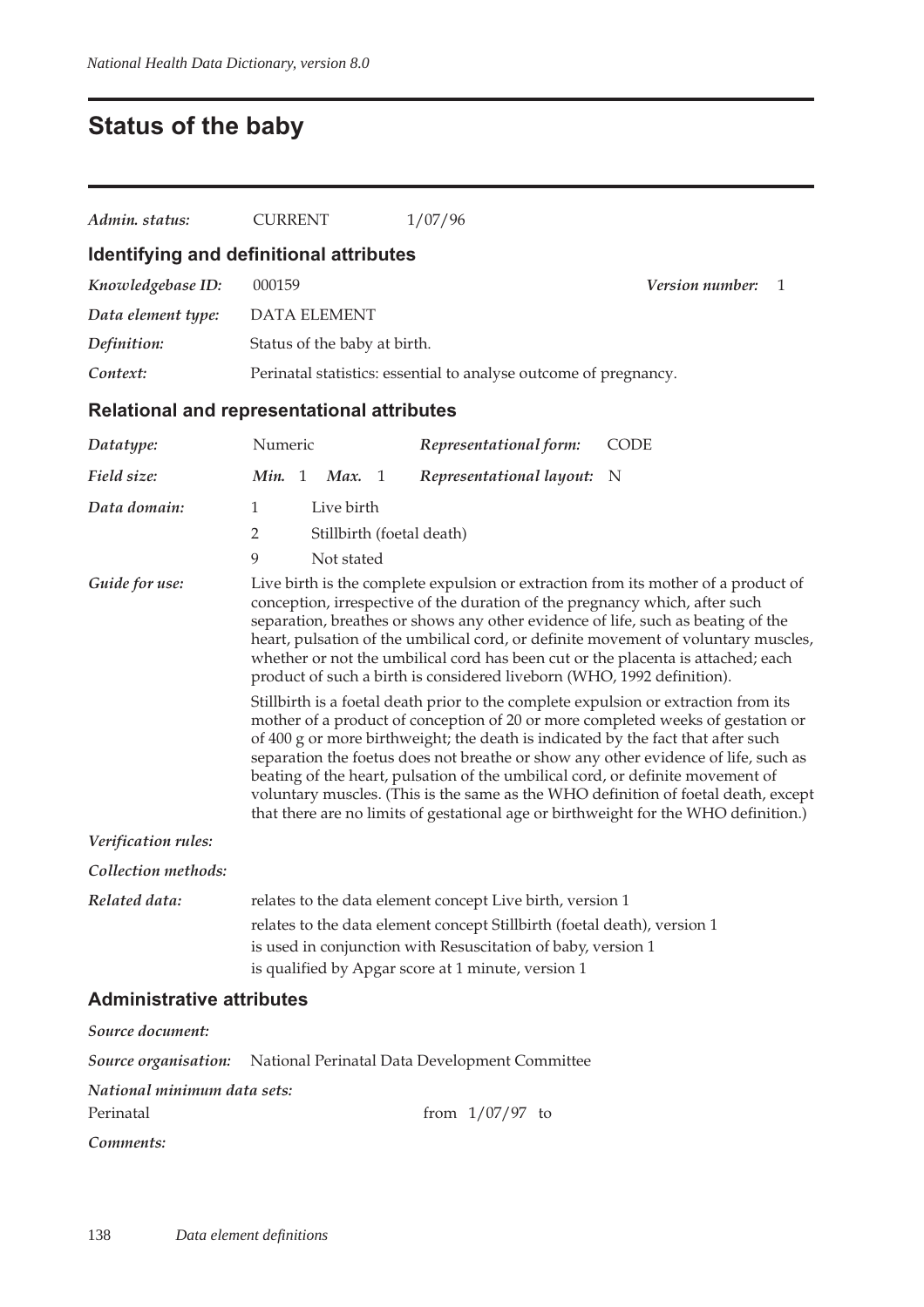# Status of the baby

*Admin. status:* CURRENT 1/07/96

## Identifying and definitional attributes

*Knowledgebase ID:* 000159 *Version number:* 1

*Data element type:* DATA ELEMENT

*Definition:* Status of the baby at birth.

*Context:* Perinatal statistics: essential to analyse outcome of pregnancy.

## Relational and representational attributes

*Datatype:* Numeric *Representational form:* CODE

*Field size:* *Min.* 1 *Max.* 1 *Representational layout:* N

*Data domain:*

1 Live birth
2 Stillbirth (foetal death)
9 Not stated

*Guide for use:* Live birth is the complete expulsion or extraction from its mother of a product of conception, irrespective of the duration of the pregnancy which, after such separation, breathes or shows any other evidence of life, such as beating of the heart, pulsation of the umbilical cord, or definite movement of voluntary muscles, whether or not the umbilical cord has been cut or the placenta is attached; each product of such a birth is considered liveborn (WHO, 1992 definition).

Stillbirth is a foetal death prior to the complete expulsion or extraction from its mother of a product of conception of 20 or more completed weeks of gestation or of 400 g or more birthweight; the death is indicated by the fact that after such separation the foetus does not breathe or show any other evidence of life, such as beating of the heart, pulsation of the umbilical cord, or definite movement of voluntary muscles. (This is the same as the WHO definition of foetal death, except that there are no limits of gestational age or birthweight for the WHO definition.)

*Verification rules:*

*Collection methods:*

*Related data:* relates to the data element concept Live birth, version 1
relates to the data element concept Stillbirth (foetal death), version 1
is used in conjunction with Resuscitation of baby, version 1
is qualified by Apgar score at 1 minute, version 1

## Administrative attributes

*Source document:*

*Source organisation:* National Perinatal Data Development Committee

*National minimum data sets:*
Perinatal from 1/07/97 to

*Comments:*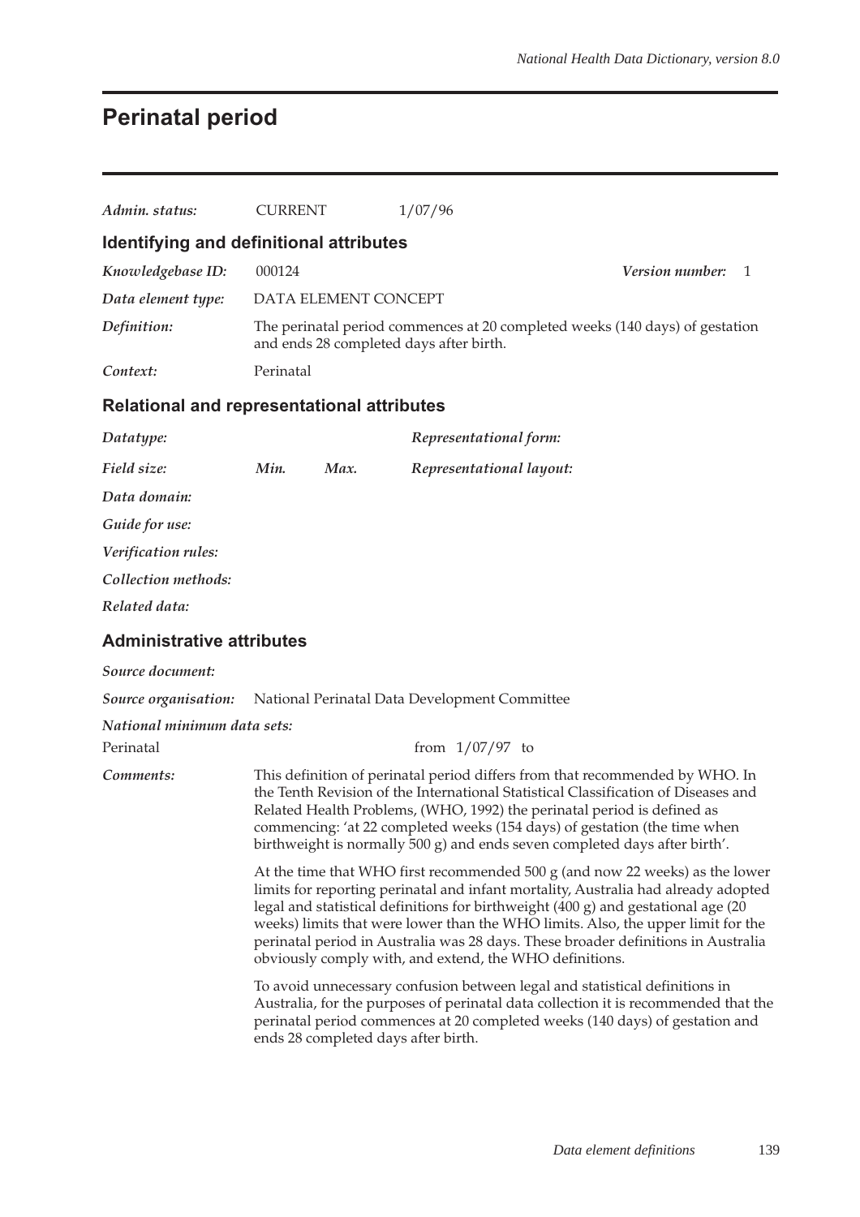# Perinatal period

*Admin. status:* CURRENT 1/07/96

## Identifying and definitional attributes

*Knowledgebase ID:* 000124 *Version number:* 1

*Data element type:* DATA ELEMENT CONCEPT

*Definition:* The perinatal period commences at 20 completed weeks (140 days) of gestation and ends 28 completed days after birth.

*Context:* Perinatal

## Relational and representational attributes

*Datatype:* *Representational form:*

*Field size:* *Min.* *Max.* *Representational layout:*

*Data domain:*

*Guide for use:*

*Verification rules:*

*Collection methods:*

*Related data:*

## Administrative attributes

*Source document:*

*Source organisation:* National Perinatal Data Development Committee

*National minimum data sets:*

Perinatal from 1/07/97 to

*Comments:* This definition of perinatal period differs from that recommended by WHO. In the Tenth Revision of the International Statistical Classification of Diseases and Related Health Problems, (WHO, 1992) the perinatal period is defined as commencing: 'at 22 completed weeks (154 days) of gestation (the time when birthweight is normally 500 g) and ends seven completed days after birth'.

At the time that WHO first recommended 500 g (and now 22 weeks) as the lower limits for reporting perinatal and infant mortality, Australia had already adopted legal and statistical definitions for birthweight (400 g) and gestational age (20 weeks) limits that were lower than the WHO limits. Also, the upper limit for the perinatal period in Australia was 28 days. These broader definitions in Australia obviously comply with, and extend, the WHO definitions.

To avoid unnecessary confusion between legal and statistical definitions in Australia, for the purposes of perinatal data collection it is recommended that the perinatal period commences at 20 completed weeks (140 days) of gestation and ends 28 completed days after birth.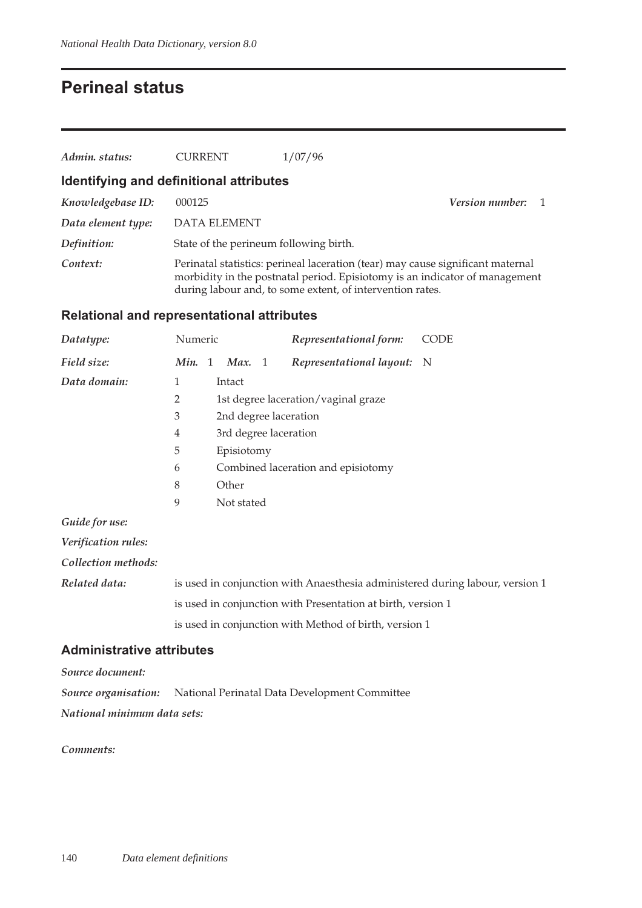# Perineal status

***Admin. status:*** CURRENT 1/07/96

## Identifying and definitional attributes

***Knowledgebase ID:*** 000125 ***Version number:*** 1

***Data element type:*** DATA ELEMENT

***Definition:*** State of the perineum following birth.

***Context:*** Perinatal statistics: perineal laceration (tear) may cause significant maternal morbidity in the postnatal period. Episiotomy is an indicator of management during labour and, to some extent, of intervention rates.

## Relational and representational attributes

***Datatype:*** Numeric ***Representational form:*** CODE

***Field size:*** ***Min.*** 1 ***Max.*** 1 ***Representational layout:*** N

***Data domain:***

| | |
|---|---|
| 1 | Intact |
| 2 | 1st degree laceration/vaginal graze |
| 3 | 2nd degree laceration |
| 4 | 3rd degree laceration |
| 5 | Episiotomy |
| 6 | Combined laceration and episiotomy |
| 8 | Other |
| 9 | Not stated |

***Guide for use:***

***Verification rules:***

***Collection methods:***

***Related data:***

is used in conjunction with Anaesthesia administered during labour, version 1

is used in conjunction with Presentation at birth, version 1

is used in conjunction with Method of birth, version 1

## Administrative attributes

***Source document:***

***Source organisation:*** National Perinatal Data Development Committee

***National minimum data sets:***

***Comments:***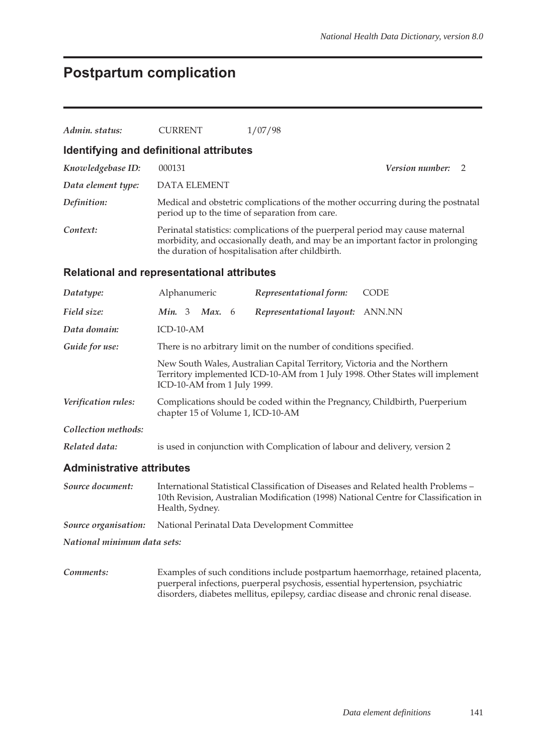# Postpartum complication

| | | |
|---|---|---|
| *Admin. status:* | CURRENT | 1/07/98 |

## Identifying and definitional attributes

*Knowledgebase ID:* 000131 &nbsp;&nbsp;&nbsp;&nbsp; ***Version number:*** 2

*Data element type:* DATA ELEMENT

*Definition:* Medical and obstetric complications of the mother occurring during the postnatal period up to the time of separation from care.

*Context:* Perinatal statistics: complications of the puerperal period may cause maternal morbidity, and occasionally death, and may be an important factor in prolonging the duration of hospitalisation after childbirth.

## Relational and representational attributes

*Datatype:* Alphanumeric &nbsp;&nbsp;&nbsp;&nbsp; ***Representational form:*** CODE

*Field size:* ***Min.*** 3 ***Max.*** 6 &nbsp;&nbsp;&nbsp;&nbsp; ***Representational layout:*** ANN.NN

*Data domain:* ICD-10-AM

*Guide for use:* There is no arbitrary limit on the number of conditions specified.

New South Wales, Australian Capital Territory, Victoria and the Northern Territory implemented ICD-10-AM from 1 July 1998. Other States will implement ICD-10-AM from 1 July 1999.

*Verification rules:* Complications should be coded within the Pregnancy, Childbirth, Puerperium chapter 15 of Volume 1, ICD-10-AM

*Collection methods:*

*Related data:* is used in conjunction with Complication of labour and delivery, version 2

## Administrative attributes

*Source document:* International Statistical Classification of Diseases and Related health Problems – 10th Revision, Australian Modification (1998) National Centre for Classification in Health, Sydney.

*Source organisation:* National Perinatal Data Development Committee

*National minimum data sets:*

*Comments:* Examples of such conditions include postpartum haemorrhage, retained placenta, puerperal infections, puerperal psychosis, essential hypertension, psychiatric disorders, diabetes mellitus, epilepsy, cardiac disease and chronic renal disease.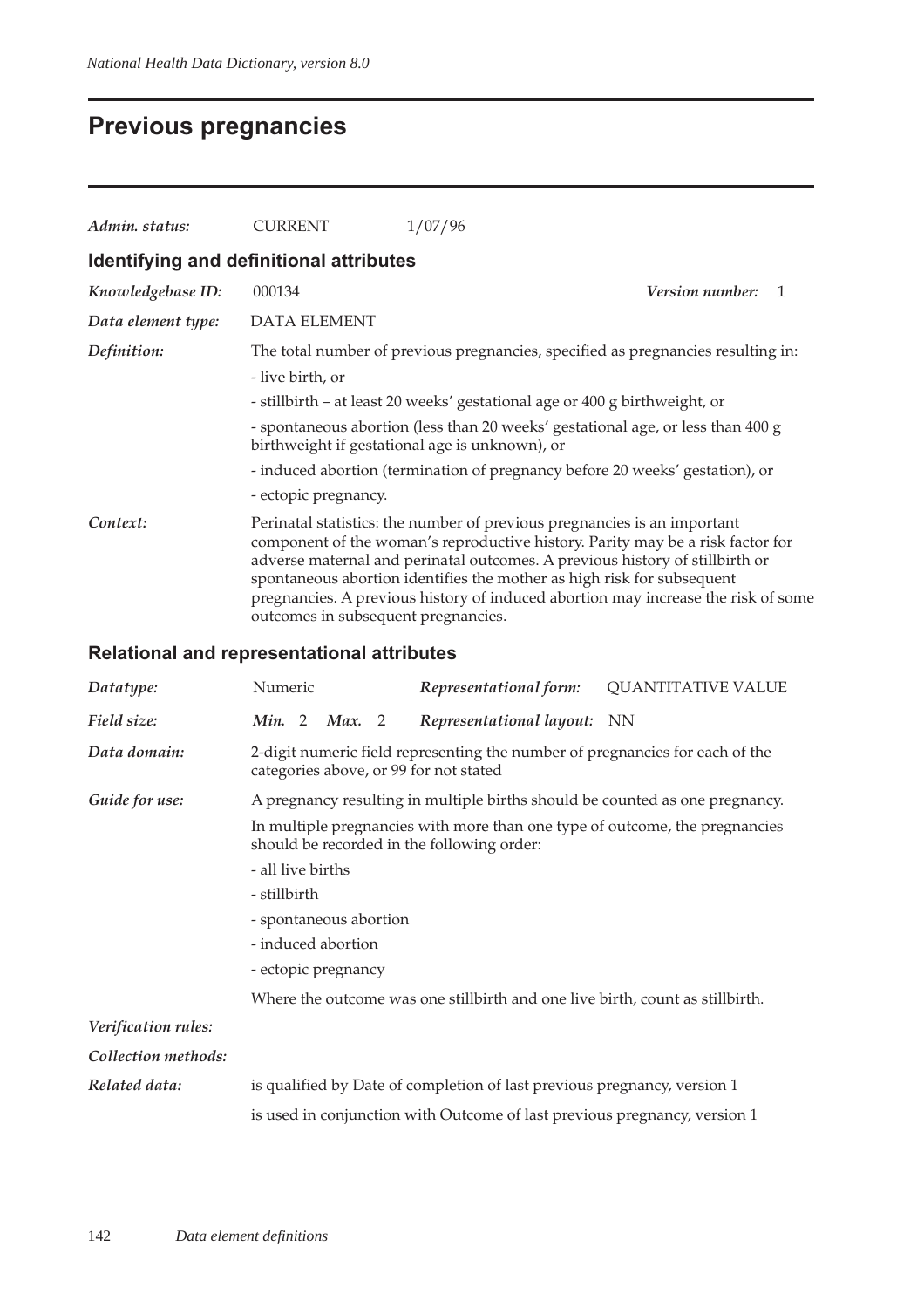# Previous pregnancies

*Admin. status:* CURRENT 1/07/96

## Identifying and definitional attributes

*Knowledgebase ID:* 000134 *Version number:* 1

*Data element type:* DATA ELEMENT

*Definition:* The total number of previous pregnancies, specified as pregnancies resulting in:

- live birth, or
- stillbirth – at least 20 weeks' gestational age or 400 g birthweight, or
- spontaneous abortion (less than 20 weeks' gestational age, or less than 400 g birthweight if gestational age is unknown), or
- induced abortion (termination of pregnancy before 20 weeks' gestation), or
- ectopic pregnancy.

*Context:* Perinatal statistics: the number of previous pregnancies is an important component of the woman's reproductive history. Parity may be a risk factor for adverse maternal and perinatal outcomes. A previous history of stillbirth or spontaneous abortion identifies the mother as high risk for subsequent pregnancies. A previous history of induced abortion may increase the risk of some outcomes in subsequent pregnancies.

## Relational and representational attributes

*Datatype:* Numeric *Representational form:* QUANTITATIVE VALUE

*Field size:* *Min.* 2 *Max.* 2 *Representational layout:* NN

*Data domain:* 2-digit numeric field representing the number of pregnancies for each of the categories above, or 99 for not stated

*Guide for use:* A pregnancy resulting in multiple births should be counted as one pregnancy.

In multiple pregnancies with more than one type of outcome, the pregnancies should be recorded in the following order:

- all live births
- stillbirth
- spontaneous abortion
- induced abortion
- ectopic pregnancy

Where the outcome was one stillbirth and one live birth, count as stillbirth.

*Verification rules:*

*Collection methods:*

*Related data:* is qualified by Date of completion of last previous pregnancy, version 1

is used in conjunction with Outcome of last previous pregnancy, version 1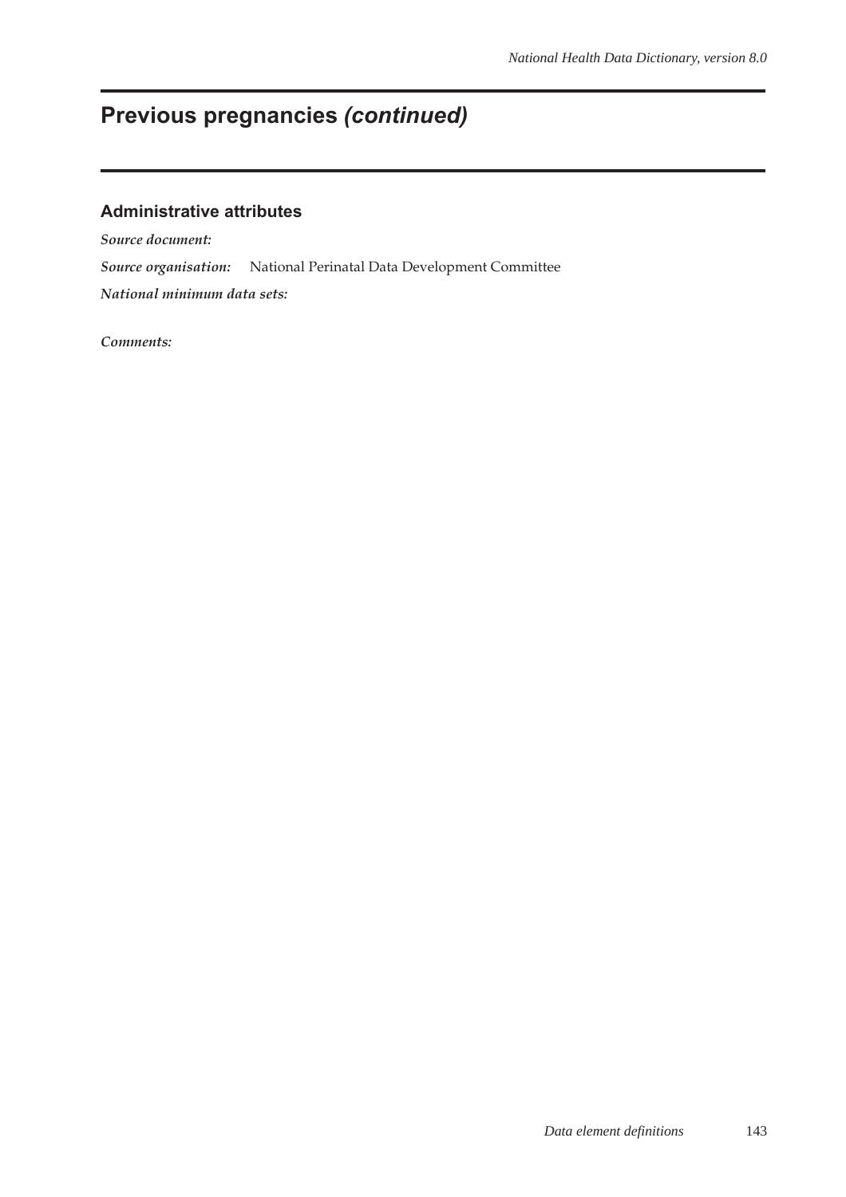# Previous pregnancies *(continued)*

## Administrative attributes

***Source document:***

***Source organisation:*** National Perinatal Data Development Committee

***National minimum data sets:***

***Comments:***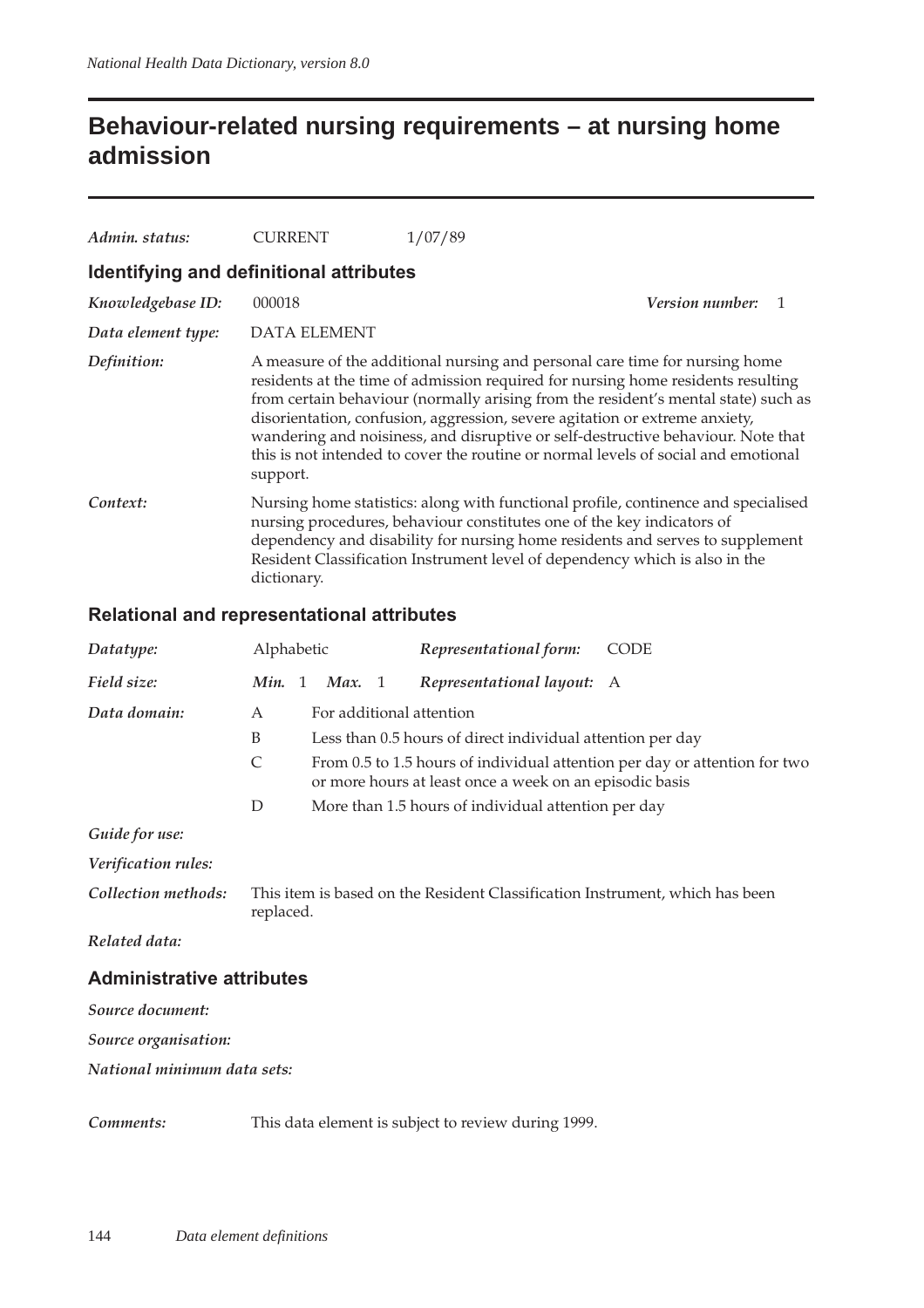# Behaviour-related nursing requirements – at nursing home admission

*Admin. status:* CURRENT 1/07/89

## Identifying and definitional attributes

*Knowledgebase ID:* 000018 *Version number:* 1

*Data element type:* DATA ELEMENT

*Definition:* A measure of the additional nursing and personal care time for nursing home residents at the time of admission required for nursing home residents resulting from certain behaviour (normally arising from the resident's mental state) such as disorientation, confusion, aggression, severe agitation or extreme anxiety, wandering and noisiness, and disruptive or self-destructive behaviour. Note that this is not intended to cover the routine or normal levels of social and emotional support.

*Context:* Nursing home statistics: along with functional profile, continence and specialised nursing procedures, behaviour constitutes one of the key indicators of dependency and disability for nursing home residents and serves to supplement Resident Classification Instrument level of dependency which is also in the dictionary.

## Relational and representational attributes

*Datatype:* Alphabetic *Representational form:* CODE

*Field size:* *Min.* 1 *Max.* 1 *Representational layout:* A

*Data domain:*

| | |
|---|---|
| A | For additional attention |
| B | Less than 0.5 hours of direct individual attention per day |
| C | From 0.5 to 1.5 hours of individual attention per day or attention for two or more hours at least once a week on an episodic basis |
| D | More than 1.5 hours of individual attention per day |

*Guide for use:*

*Verification rules:*

*Collection methods:* This item is based on the Resident Classification Instrument, which has been replaced.

*Related data:*

## Administrative attributes

*Source document:*

*Source organisation:*

*National minimum data sets:*

*Comments:* This data element is subject to review during 1999.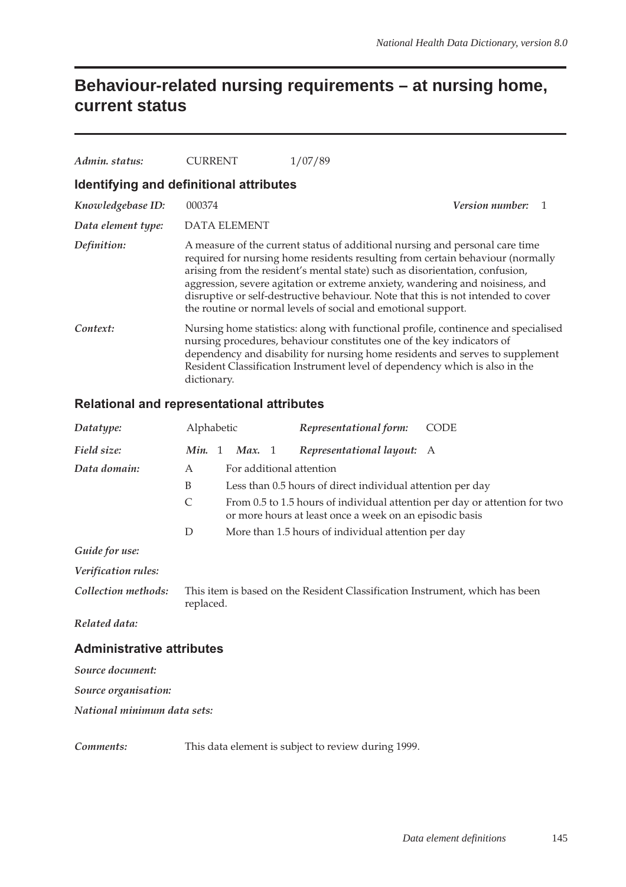# Behaviour-related nursing requirements – at nursing home, current status

*Admin. status:* CURRENT 1/07/89

## Identifying and definitional attributes

*Knowledgebase ID:* 000374 *Version number:* 1

*Data element type:* DATA ELEMENT

*Definition:* A measure of the current status of additional nursing and personal care time required for nursing home residents resulting from certain behaviour (normally arising from the resident's mental state) such as disorientation, confusion, aggression, severe agitation or extreme anxiety, wandering and noisiness, and disruptive or self-destructive behaviour. Note that this is not intended to cover the routine or normal levels of social and emotional support.

*Context:* Nursing home statistics: along with functional profile, continence and specialised nursing procedures, behaviour constitutes one of the key indicators of dependency and disability for nursing home residents and serves to supplement Resident Classification Instrument level of dependency which is also in the dictionary.

## Relational and representational attributes

*Datatype:* Alphabetic *Representational form:* CODE

*Field size:* *Min.* 1 *Max.* 1 *Representational layout:* A

*Data domain:*

| | |
|---|---|
| A | For additional attention |
| B | Less than 0.5 hours of direct individual attention per day |
| C | From 0.5 to 1.5 hours of individual attention per day or attention for two or more hours at least once a week on an episodic basis |
| D | More than 1.5 hours of individual attention per day |

*Guide for use:*

*Verification rules:*

*Collection methods:* This item is based on the Resident Classification Instrument, which has been replaced.

*Related data:*

## Administrative attributes

*Source document:*

*Source organisation:*

*National minimum data sets:*

*Comments:* This data element is subject to review during 1999.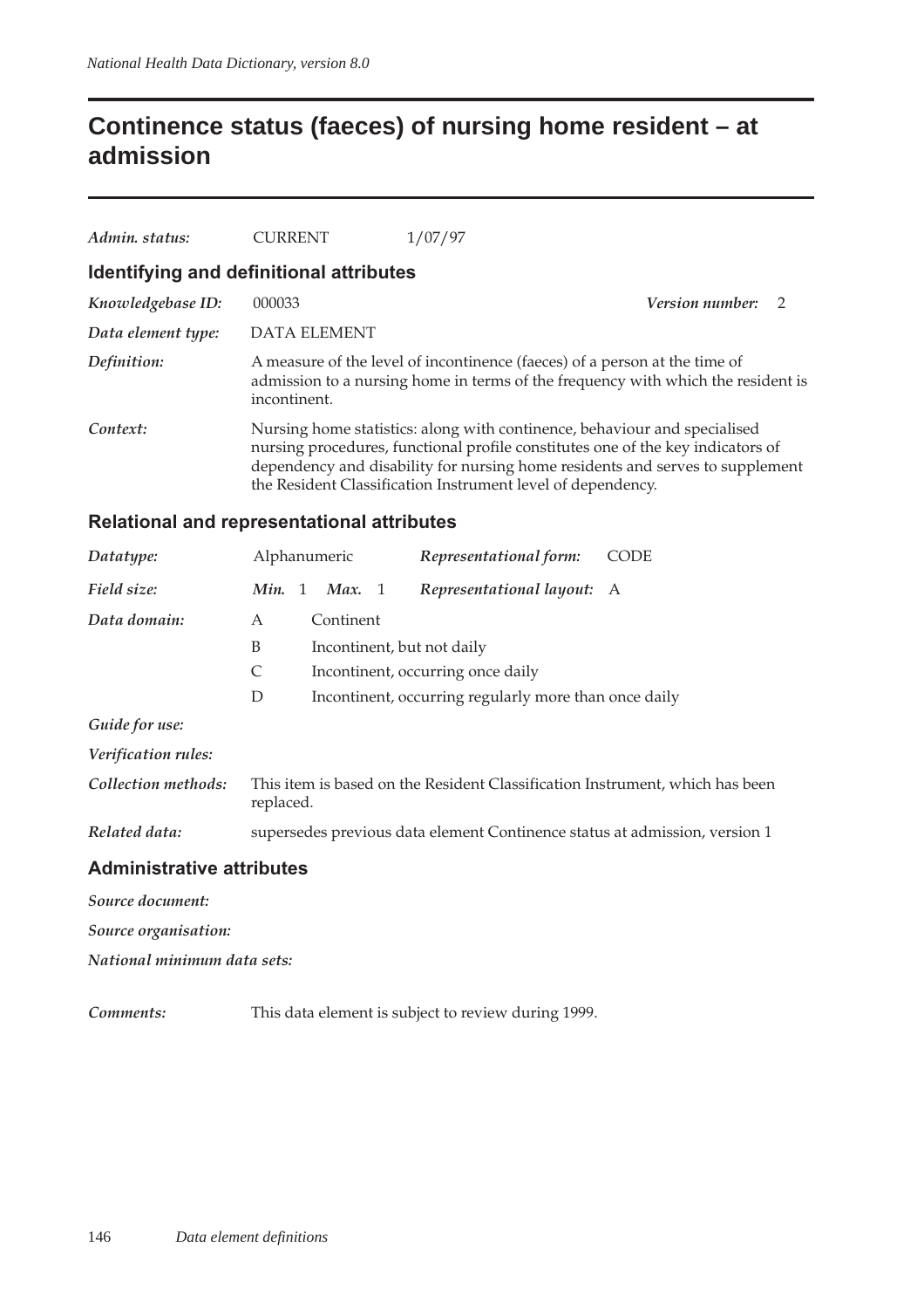# Continence status (faeces) of nursing home resident – at admission

*Admin. status:* CURRENT 1/07/97

## Identifying and definitional attributes

*Knowledgebase ID:* 000033 *Version number:* 2

*Data element type:* DATA ELEMENT

*Definition:* A measure of the level of incontinence (faeces) of a person at the time of admission to a nursing home in terms of the frequency with which the resident is incontinent.

*Context:* Nursing home statistics: along with continence, behaviour and specialised nursing procedures, functional profile constitutes one of the key indicators of dependency and disability for nursing home residents and serves to supplement the Resident Classification Instrument level of dependency.

## Relational and representational attributes

*Datatype:* Alphanumeric *Representational form:* CODE

*Field size:* ***Min.*** 1 ***Max.*** 1 *Representational layout:* A

*Data domain:*

| | |
|---|---|
| A | Continent |
| B | Incontinent, but not daily |
| C | Incontinent, occurring once daily |
| D | Incontinent, occurring regularly more than once daily |

*Guide for use:*

*Verification rules:*

*Collection methods:* This item is based on the Resident Classification Instrument, which has been replaced.

*Related data:* supersedes previous data element Continence status at admission, version 1

## Administrative attributes

*Source document:*

*Source organisation:*

*National minimum data sets:*

*Comments:* This data element is subject to review during 1999.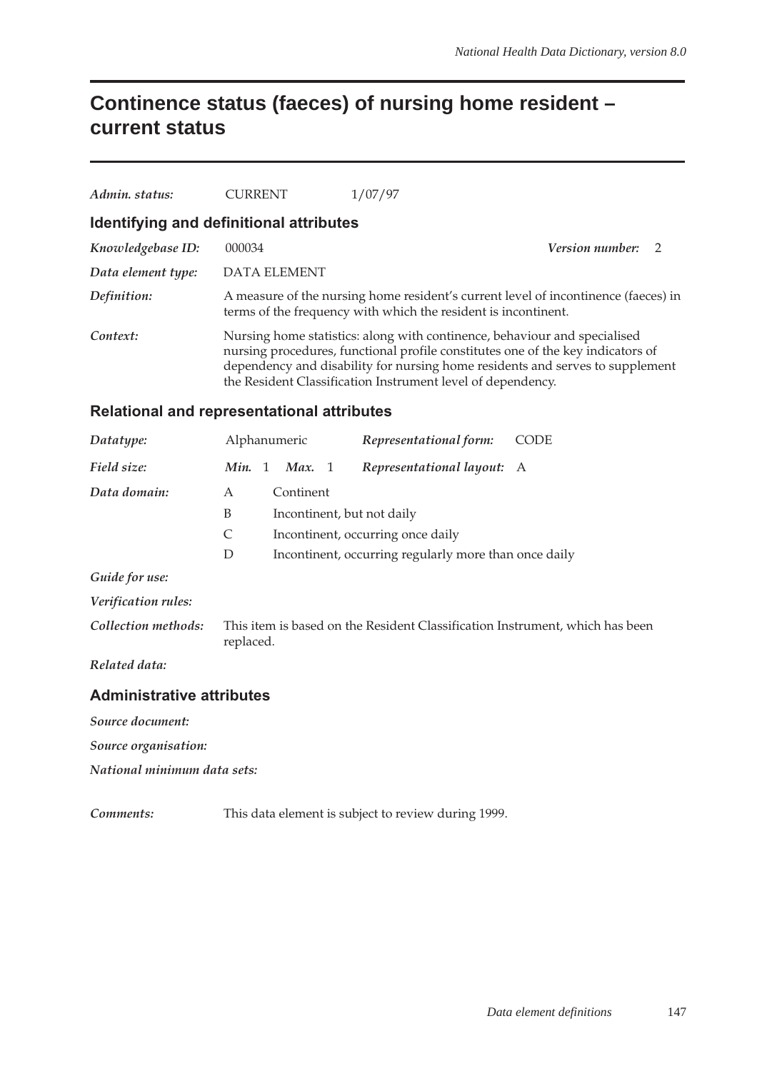# Continence status (faeces) of nursing home resident – current status

*Admin. status:* CURRENT 1/07/97

## Identifying and definitional attributes

*Knowledgebase ID:* 000034 ***Version number:*** 2

*Data element type:* DATA ELEMENT

*Definition:* A measure of the nursing home resident's current level of incontinence (faeces) in terms of the frequency with which the resident is incontinent.

*Context:* Nursing home statistics: along with continence, behaviour and specialised nursing procedures, functional profile constitutes one of the key indicators of dependency and disability for nursing home residents and serves to supplement the Resident Classification Instrument level of dependency.

## Relational and representational attributes

*Datatype:* Alphanumeric ***Representational form:*** CODE

*Field size:* ***Min.*** 1 ***Max.*** 1 ***Representational layout:*** A

*Data domain:*

- A Continent
- B Incontinent, but not daily
- C Incontinent, occurring once daily
- D Incontinent, occurring regularly more than once daily

*Guide for use:*

*Verification rules:*

*Collection methods:* This item is based on the Resident Classification Instrument, which has been replaced.

*Related data:*

## Administrative attributes

*Source document:*

*Source organisation:*

*National minimum data sets:*

*Comments:* This data element is subject to review during 1999.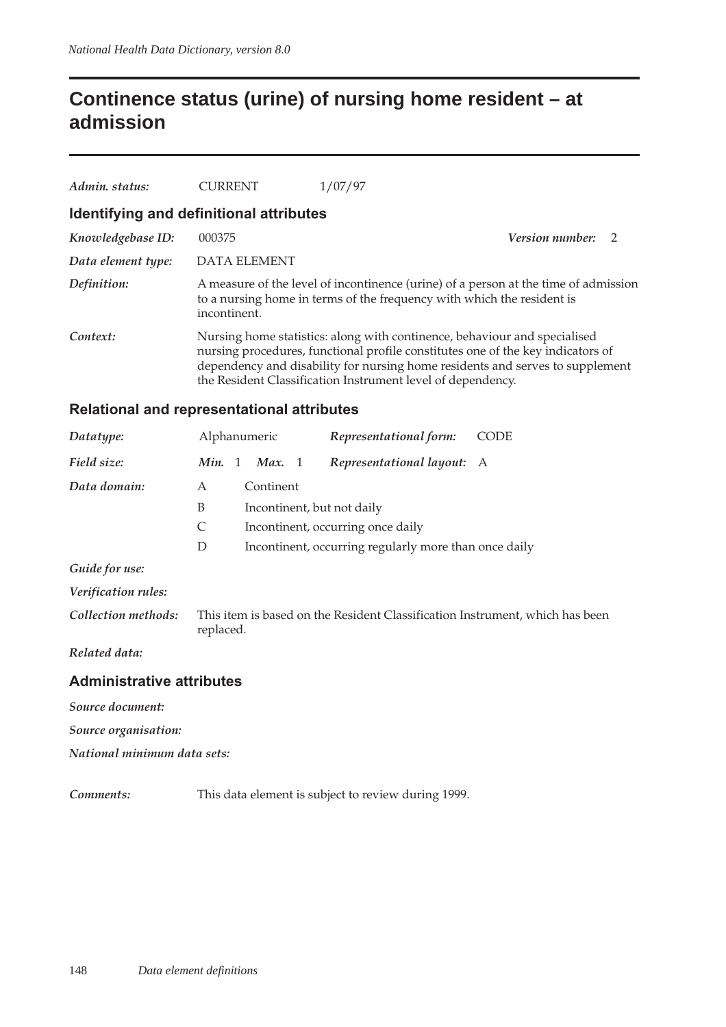# Continence status (urine) of nursing home resident – at admission

*Admin. status:* CURRENT 1/07/97

## Identifying and definitional attributes

*Knowledgebase ID:* 000375 *Version number:* 2

*Data element type:* DATA ELEMENT

*Definition:* A measure of the level of incontinence (urine) of a person at the time of admission to a nursing home in terms of the frequency with which the resident is incontinent.

*Context:* Nursing home statistics: along with continence, behaviour and specialised nursing procedures, functional profile constitutes one of the key indicators of dependency and disability for nursing home residents and serves to supplement the Resident Classification Instrument level of dependency.

## Relational and representational attributes

*Datatype:* Alphanumeric *Representational form:* CODE

*Field size:* ***Min.*** 1 ***Max.*** 1 *Representational layout:* A

*Data domain:*

- A Continent
- B Incontinent, but not daily
- C Incontinent, occurring once daily
- D Incontinent, occurring regularly more than once daily

*Guide for use:*

*Verification rules:*

*Collection methods:* This item is based on the Resident Classification Instrument, which has been replaced.

*Related data:*

## Administrative attributes

*Source document:*

*Source organisation:*

*National minimum data sets:*

*Comments:* This data element is subject to review during 1999.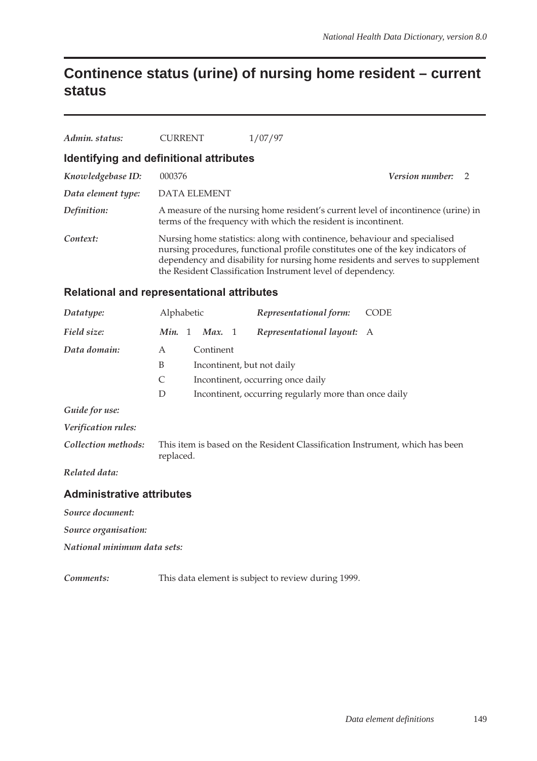# Continence status (urine) of nursing home resident – current status

*Admin. status:* CURRENT 1/07/97

## Identifying and definitional attributes

*Knowledgebase ID:* 000376 *Version number:* 2

*Data element type:* DATA ELEMENT

*Definition:* A measure of the nursing home resident's current level of incontinence (urine) in terms of the frequency with which the resident is incontinent.

*Context:* Nursing home statistics: along with continence, behaviour and specialised nursing procedures, functional profile constitutes one of the key indicators of dependency and disability for nursing home residents and serves to supplement the Resident Classification Instrument level of dependency.

## Relational and representational attributes

*Datatype:* Alphabetic *Representational form:* CODE

*Field size:* ***Min.*** 1 ***Max.*** 1 *Representational layout:* A

*Data domain:*

| Code | Description |
|---|---|
| A | Continent |
| B | Incontinent, but not daily |
| C | Incontinent, occurring once daily |
| D | Incontinent, occurring regularly more than once daily |

*Guide for use:*

*Verification rules:*

*Collection methods:* This item is based on the Resident Classification Instrument, which has been replaced.

*Related data:*

## Administrative attributes

*Source document:*

*Source organisation:*

*National minimum data sets:*

*Comments:* This data element is subject to review during 1999.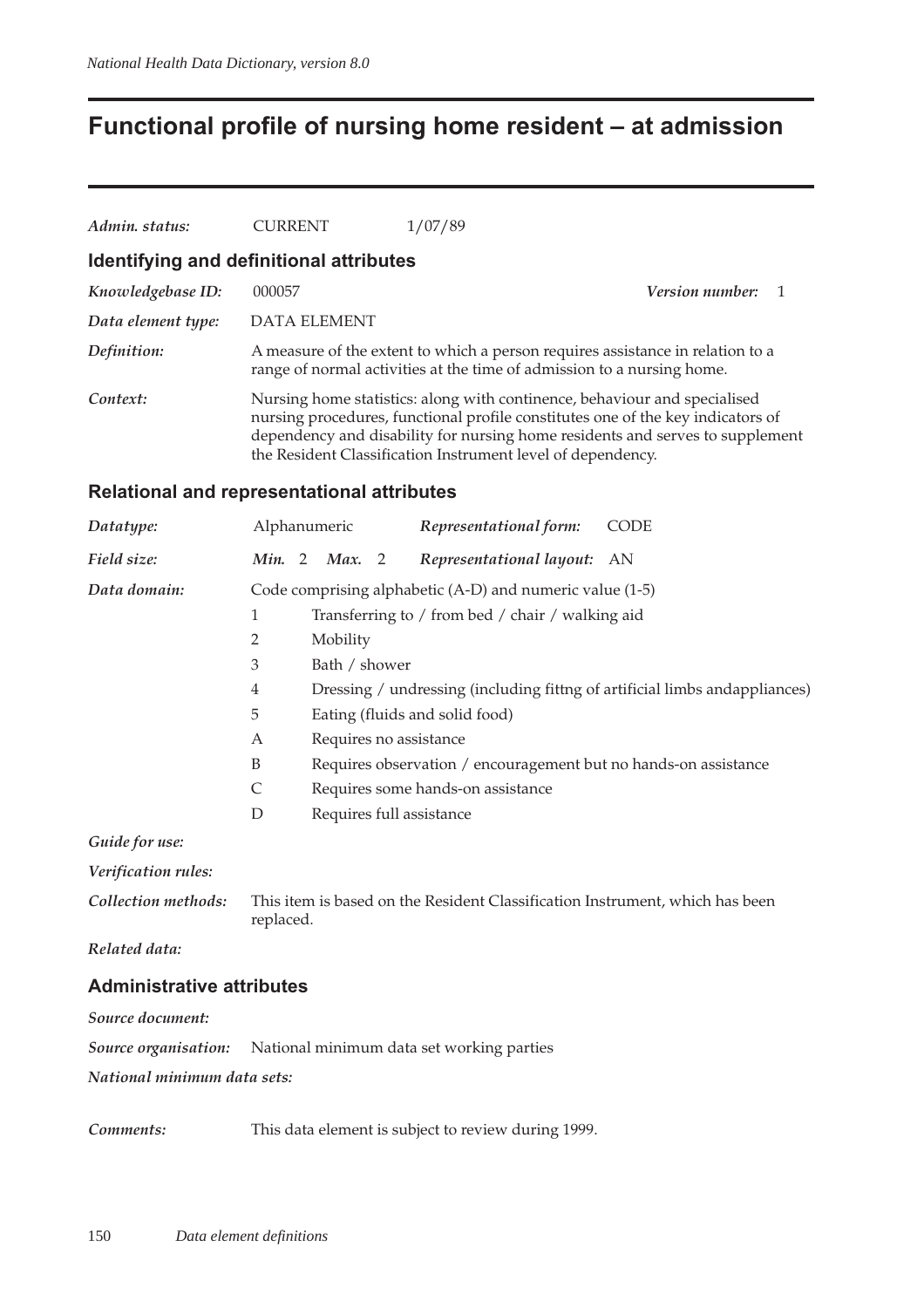# Functional profile of nursing home resident – at admission

**Admin. status:** CURRENT 1/07/89

## Identifying and definitional attributes

**Knowledgebase ID:** 000057 **Version number:** 1

**Data element type:** DATA ELEMENT

**Definition:** A measure of the extent to which a person requires assistance in relation to a range of normal activities at the time of admission to a nursing home.

**Context:** Nursing home statistics: along with continence, behaviour and specialised nursing procedures, functional profile constitutes one of the key indicators of dependency and disability for nursing home residents and serves to supplement the Resident Classification Instrument level of dependency.

## Relational and representational attributes

**Datatype:** Alphanumeric **Representational form:** CODE

**Field size:** **Min.** 2 **Max.** 2 **Representational layout:** AN

**Data domain:** Code comprising alphabetic (A-D) and numeric value (1-5)

| | |
|---|---|
| 1 | Transferring to / from bed / chair / walking aid |
| 2 | Mobility |
| 3 | Bath / shower |
| 4 | Dressing / undressing (including fittng of artificial limbs andappliances) |
| 5 | Eating (fluids and solid food) |
| A | Requires no assistance |
| B | Requires observation / encouragement but no hands-on assistance |
| C | Requires some hands-on assistance |
| D | Requires full assistance |

**Guide for use:**

**Verification rules:**

**Collection methods:** This item is based on the Resident Classification Instrument, which has been replaced.

**Related data:**

## Administrative attributes

**Source document:**

**Source organisation:** National minimum data set working parties

**National minimum data sets:**

**Comments:** This data element is subject to review during 1999.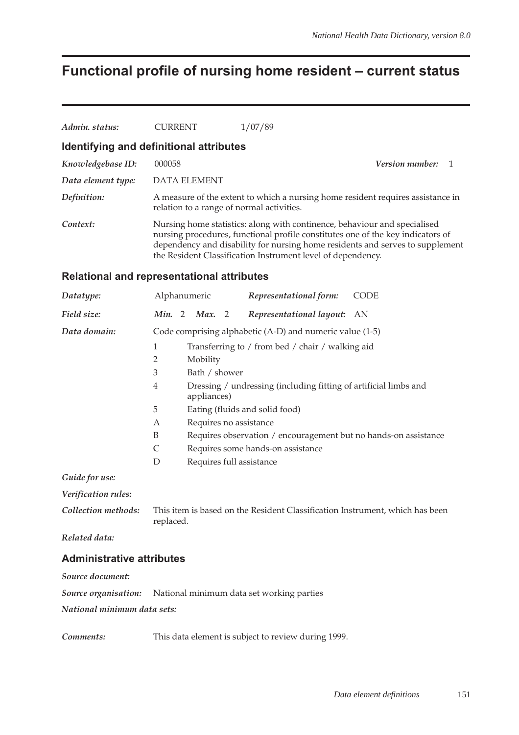# Functional profile of nursing home resident – current status

***Admin. status:*** CURRENT 1/07/89

## Identifying and definitional attributes

***Knowledgebase ID:*** 000058 ***Version number:*** 1

***Data element type:*** DATA ELEMENT

***Definition:*** A measure of the extent to which a nursing home resident requires assistance in relation to a range of normal activities.

***Context:*** Nursing home statistics: along with continence, behaviour and specialised nursing procedures, functional profile constitutes one of the key indicators of dependency and disability for nursing home residents and serves to supplement the Resident Classification Instrument level of dependency.

## Relational and representational attributes

***Datatype:*** Alphanumeric ***Representational form:*** CODE

***Field size:*** ***Min.*** 2 ***Max.*** 2 ***Representational layout:*** AN

***Data domain:*** Code comprising alphabetic (A-D) and numeric value (1-5)

| | |
|---|---|
| 1 | Transferring to / from bed / chair / walking aid |
| 2 | Mobility |
| 3 | Bath / shower |
| 4 | Dressing / undressing (including fitting of artificial limbs and appliances) |
| 5 | Eating (fluids and solid food) |
| A | Requires no assistance |
| B | Requires observation / encouragement but no hands-on assistance |
| C | Requires some hands-on assistance |
| D | Requires full assistance |

***Guide for use:***

***Verification rules:***

***Collection methods:*** This item is based on the Resident Classification Instrument, which has been replaced.

***Related data:***

## Administrative attributes

***Source document:***

***Source organisation:*** National minimum data set working parties

***National minimum data sets:***

***Comments:*** This data element is subject to review during 1999.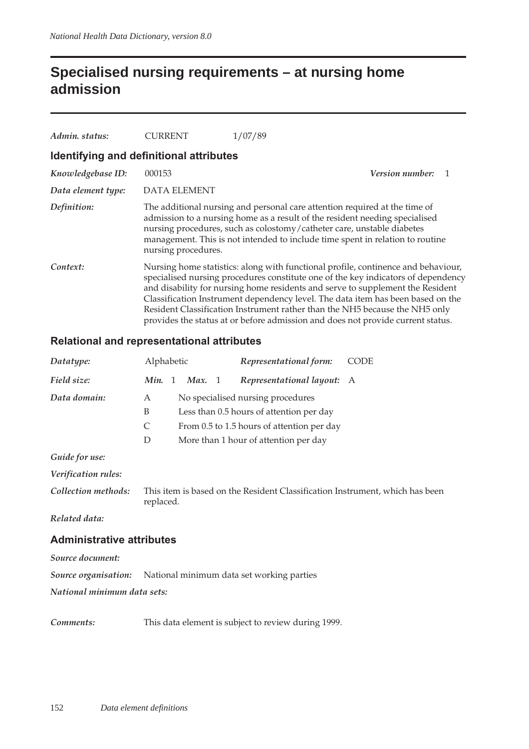# Specialised nursing requirements – at nursing home admission

*Admin. status:* CURRENT 1/07/89

## Identifying and definitional attributes

*Knowledgebase ID:* 000153 *Version number:* 1

*Data element type:* DATA ELEMENT

*Definition:* The additional nursing and personal care attention required at the time of admission to a nursing home as a result of the resident needing specialised nursing procedures, such as colostomy/catheter care, unstable diabetes management. This is not intended to include time spent in relation to routine nursing procedures.

*Context:* Nursing home statistics: along with functional profile, continence and behaviour, specialised nursing procedures constitute one of the key indicators of dependency and disability for nursing home residents and serve to supplement the Resident Classification Instrument dependency level. The data item has been based on the Resident Classification Instrument rather than the NH5 because the NH5 only provides the status at or before admission and does not provide current status.

## Relational and representational attributes

*Datatype:* Alphabetic *Representational form:* CODE

*Field size:* *Min.* 1 *Max.* 1 *Representational layout:* A

*Data domain:*

| | |
|---|---|
| A | No specialised nursing procedures |
| B | Less than 0.5 hours of attention per day |
| C | From 0.5 to 1.5 hours of attention per day |
| D | More than 1 hour of attention per day |

*Guide for use:*

*Verification rules:*

*Collection methods:* This item is based on the Resident Classification Instrument, which has been replaced.

*Related data:*

## Administrative attributes

*Source document:*

*Source organisation:* National minimum data set working parties

*National minimum data sets:*

*Comments:* This data element is subject to review during 1999.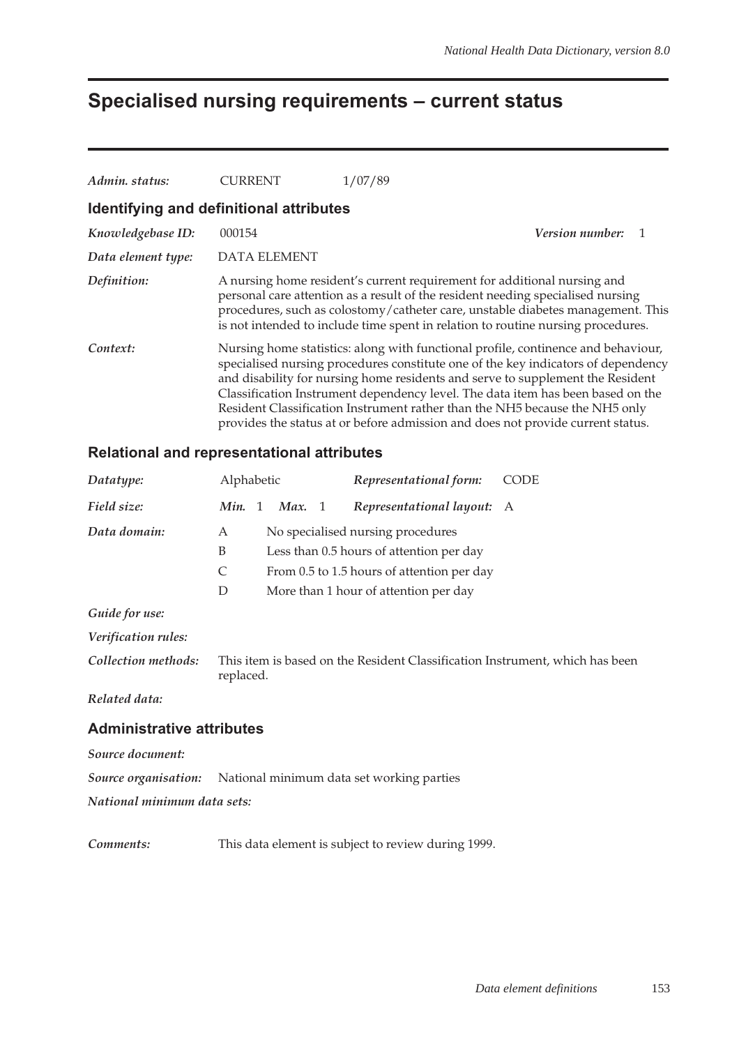# Specialised nursing requirements – current status

*Admin. status:* CURRENT 1/07/89

## Identifying and definitional attributes

*Knowledgebase ID:* 000154 *Version number:* 1

*Data element type:* DATA ELEMENT

*Definition:* A nursing home resident's current requirement for additional nursing and personal care attention as a result of the resident needing specialised nursing procedures, such as colostomy/catheter care, unstable diabetes management. This is not intended to include time spent in relation to routine nursing procedures.

*Context:* Nursing home statistics: along with functional profile, continence and behaviour, specialised nursing procedures constitute one of the key indicators of dependency and disability for nursing home residents and serve to supplement the Resident Classification Instrument dependency level. The data item has been based on the Resident Classification Instrument rather than the NH5 because the NH5 only provides the status at or before admission and does not provide current status.

## Relational and representational attributes

*Datatype:* Alphabetic *Representational form:* CODE

*Field size:* *Min.* 1 *Max.* 1 *Representational layout:* A

*Data domain:*

| | |
|---|---|
| A | No specialised nursing procedures |
| B | Less than 0.5 hours of attention per day |
| C | From 0.5 to 1.5 hours of attention per day |
| D | More than 1 hour of attention per day |

*Guide for use:*

*Verification rules:*

*Collection methods:* This item is based on the Resident Classification Instrument, which has been replaced.

*Related data:*

## Administrative attributes

*Source document:*

*Source organisation:* National minimum data set working parties

*National minimum data sets:*

*Comments:* This data element is subject to review during 1999.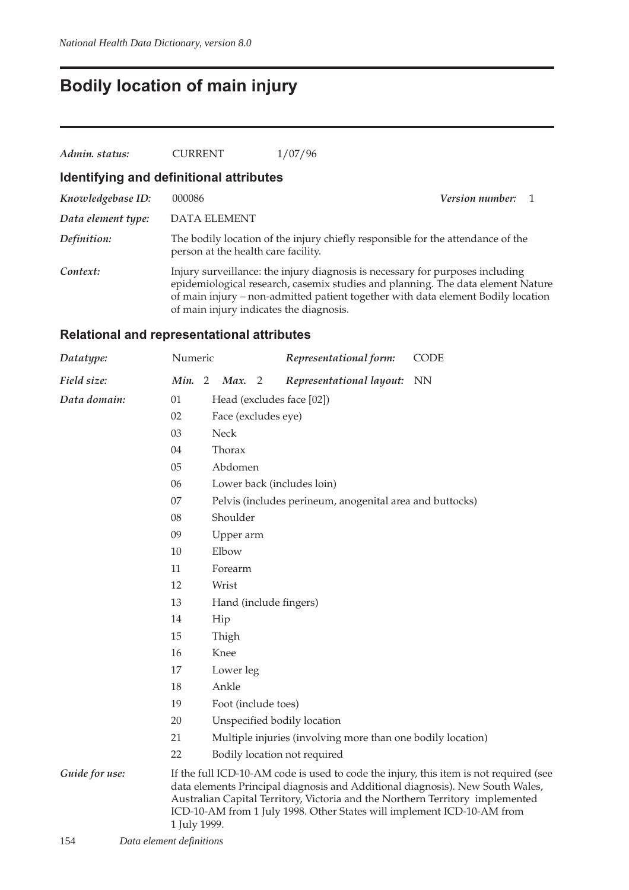# Bodily location of main injury

*Admin. status:* CURRENT 1/07/96

## Identifying and definitional attributes

*Knowledgebase ID:* 000086 *Version number:* 1

*Data element type:* DATA ELEMENT

*Definition:* The bodily location of the injury chiefly responsible for the attendance of the person at the health care facility.

*Context:* Injury surveillance: the injury diagnosis is necessary for purposes including epidemiological research, casemix studies and planning. The data element Nature of main injury – non-admitted patient together with data element Bodily location of main injury indicates the diagnosis.

## Relational and representational attributes

*Datatype:* Numeric *Representational form:* CODE

*Field size:* *Min.* 2 *Max.* 2 *Representational layout:* NN

*Data domain:*

| Code | Description |
|---|---|
| 01 | Head (excludes face [02]) |
| 02 | Face (excludes eye) |
| 03 | Neck |
| 04 | Thorax |
| 05 | Abdomen |
| 06 | Lower back (includes loin) |
| 07 | Pelvis (includes perineum, anogenital area and buttocks) |
| 08 | Shoulder |
| 09 | Upper arm |
| 10 | Elbow |
| 11 | Forearm |
| 12 | Wrist |
| 13 | Hand (include fingers) |
| 14 | Hip |
| 15 | Thigh |
| 16 | Knee |
| 17 | Lower leg |
| 18 | Ankle |
| 19 | Foot (include toes) |
| 20 | Unspecified bodily location |
| 21 | Multiple injuries (involving more than one bodily location) |
| 22 | Bodily location not required |

*Guide for use:* If the full ICD-10-AM code is used to code the injury, this item is not required (see data elements Principal diagnosis and Additional diagnosis). New South Wales, Australian Capital Territory, Victoria and the Northern Territory implemented ICD-10-AM from 1 July 1998. Other States will implement ICD-10-AM from 1 July 1999.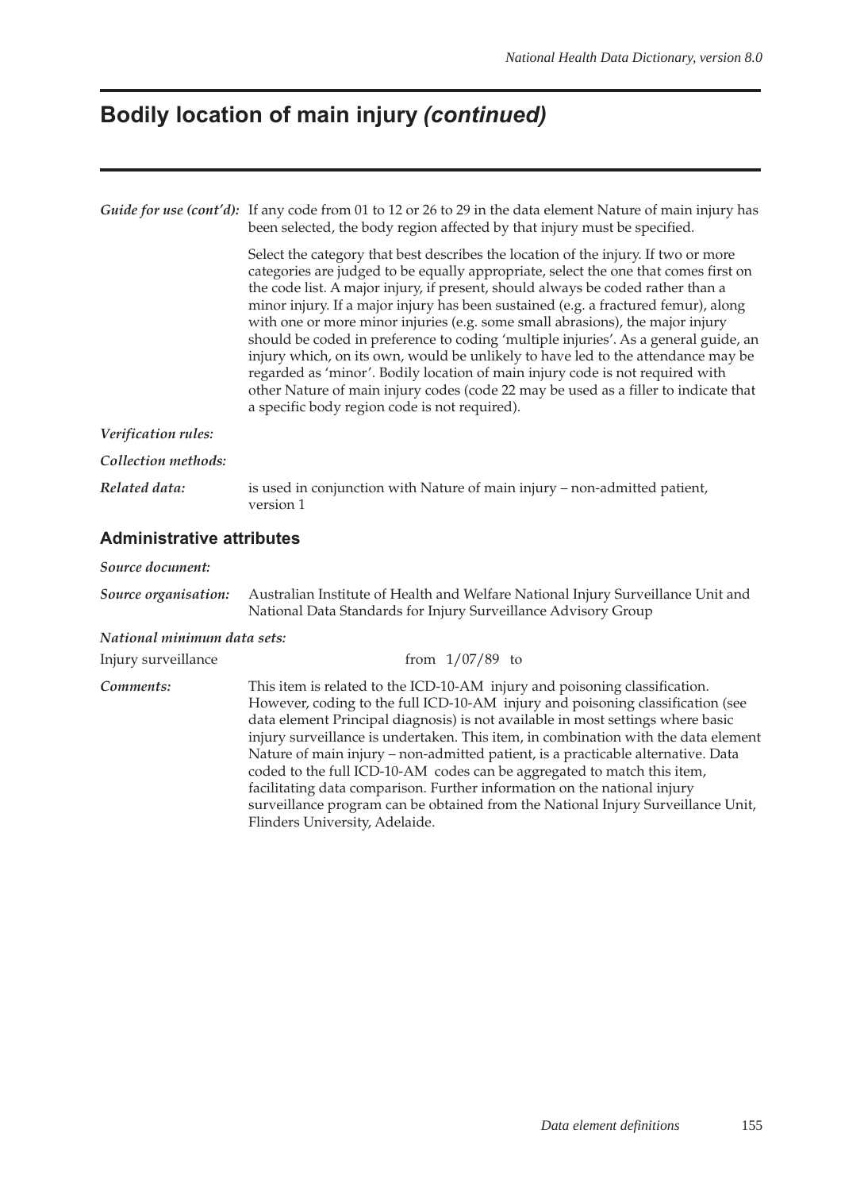# Bodily location of main injury *(continued)*

***Guide for use (cont'd):*** If any code from 01 to 12 or 26 to 29 in the data element Nature of main injury has been selected, the body region affected by that injury must be specified.

Select the category that best describes the location of the injury. If two or more categories are judged to be equally appropriate, select the one that comes first on the code list. A major injury, if present, should always be coded rather than a minor injury. If a major injury has been sustained (e.g. a fractured femur), along with one or more minor injuries (e.g. some small abrasions), the major injury should be coded in preference to coding 'multiple injuries'. As a general guide, an injury which, on its own, would be unlikely to have led to the attendance may be regarded as 'minor'. Bodily location of main injury code is not required with other Nature of main injury codes (code 22 may be used as a filler to indicate that a specific body region code is not required).

***Verification rules:***

***Collection methods:***

***Related data:*** is used in conjunction with Nature of main injury – non-admitted patient, version 1

## Administrative attributes

***Source document:***

***Source organisation:*** Australian Institute of Health and Welfare National Injury Surveillance Unit and National Data Standards for Injury Surveillance Advisory Group

***National minimum data sets:***

Injury surveillance from 1/07/89 to

***Comments:*** This item is related to the ICD-10-AM injury and poisoning classification. However, coding to the full ICD-10-AM injury and poisoning classification (see data element Principal diagnosis) is not available in most settings where basic injury surveillance is undertaken. This item, in combination with the data element Nature of main injury – non-admitted patient, is a practicable alternative. Data coded to the full ICD-10-AM codes can be aggregated to match this item, facilitating data comparison. Further information on the national injury surveillance program can be obtained from the National Injury Surveillance Unit, Flinders University, Adelaide.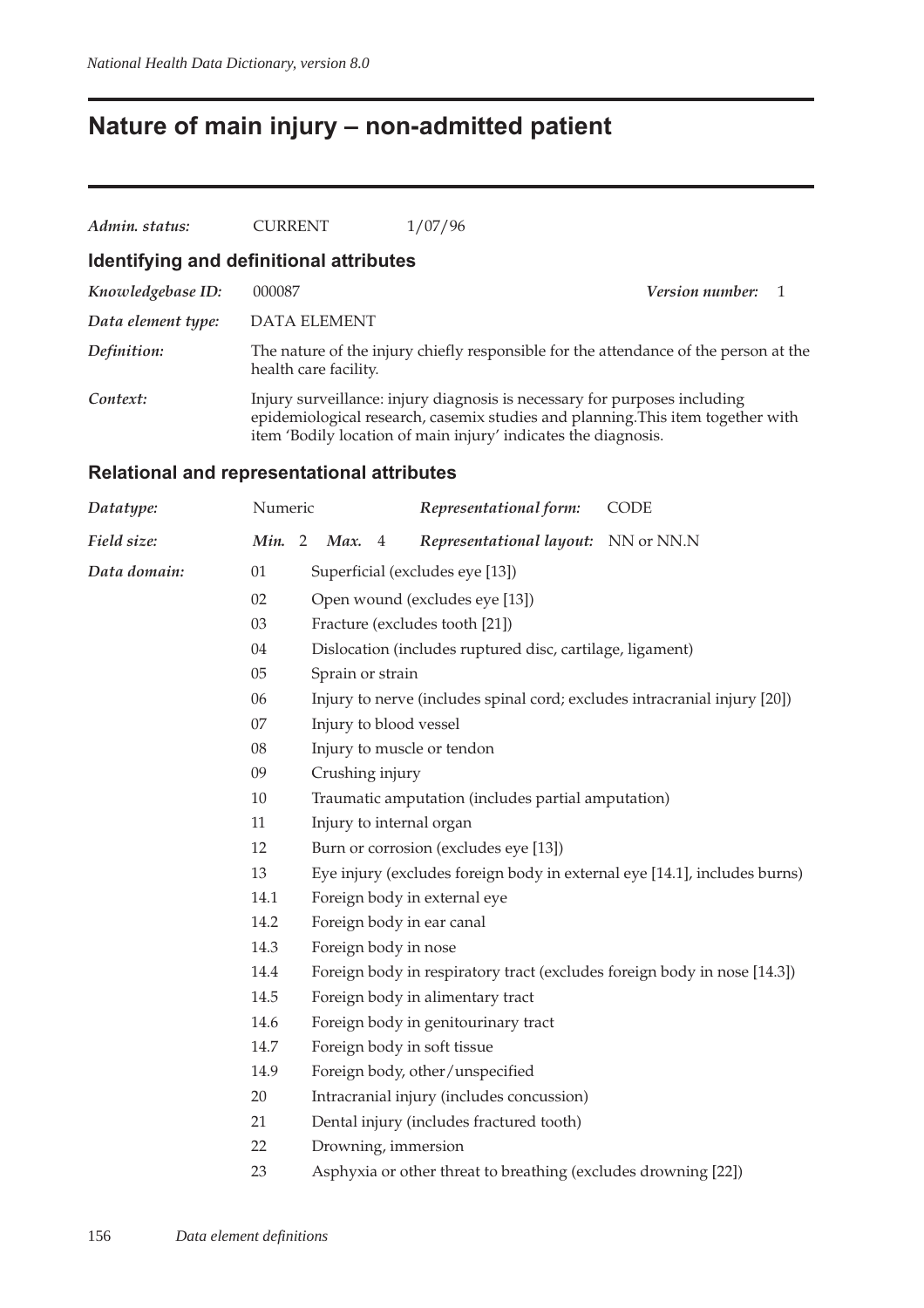# Nature of main injury – non-admitted patient

*Admin. status:* CURRENT 1/07/96

## Identifying and definitional attributes

*Knowledgebase ID:* 000087 *Version number:* 1

*Data element type:* DATA ELEMENT

*Definition:* The nature of the injury chiefly responsible for the attendance of the person at the health care facility.

*Context:* Injury surveillance: injury diagnosis is necessary for purposes including epidemiological research, casemix studies and planning.This item together with item 'Bodily location of main injury' indicates the diagnosis.

## Relational and representational attributes

*Datatype:* Numeric *Representational form:* CODE

*Field size:* *Min.* 2 *Max.* 4 *Representational layout:* NN or NN.N

*Data domain:*

| Code | Description |
|---|---|
| 01 | Superficial (excludes eye [13]) |
| 02 | Open wound (excludes eye [13]) |
| 03 | Fracture (excludes tooth [21]) |
| 04 | Dislocation (includes ruptured disc, cartilage, ligament) |
| 05 | Sprain or strain |
| 06 | Injury to nerve (includes spinal cord; excludes intracranial injury [20]) |
| 07 | Injury to blood vessel |
| 08 | Injury to muscle or tendon |
| 09 | Crushing injury |
| 10 | Traumatic amputation (includes partial amputation) |
| 11 | Injury to internal organ |
| 12 | Burn or corrosion (excludes eye [13]) |
| 13 | Eye injury (excludes foreign body in external eye [14.1], includes burns) |
| 14.1 | Foreign body in external eye |
| 14.2 | Foreign body in ear canal |
| 14.3 | Foreign body in nose |
| 14.4 | Foreign body in respiratory tract (excludes foreign body in nose [14.3]) |
| 14.5 | Foreign body in alimentary tract |
| 14.6 | Foreign body in genitourinary tract |
| 14.7 | Foreign body in soft tissue |
| 14.9 | Foreign body, other/unspecified |
| 20 | Intracranial injury (includes concussion) |
| 21 | Dental injury (includes fractured tooth) |
| 22 | Drowning, immersion |
| 23 | Asphyxia or other threat to breathing (excludes drowning [22]) |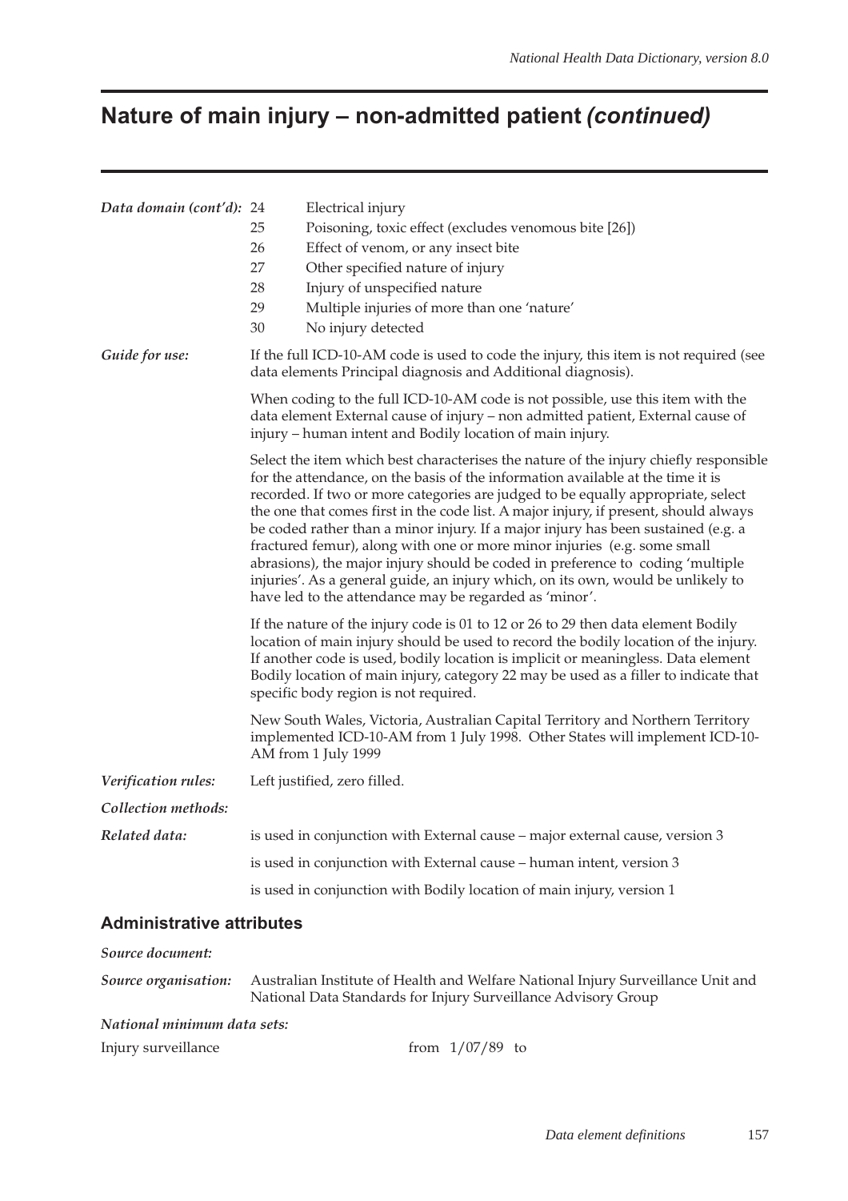# Nature of main injury – non-admitted patient *(continued)*

***Data domain (cont'd):***

24 Electrical injury
25 Poisoning, toxic effect (excludes venomous bite [26])
26 Effect of venom, or any insect bite
27 Other specified nature of injury
28 Injury of unspecified nature
29 Multiple injuries of more than one 'nature'
30 No injury detected

***Guide for use:*** If the full ICD-10-AM code is used to code the injury, this item is not required (see data elements Principal diagnosis and Additional diagnosis).

When coding to the full ICD-10-AM code is not possible, use this item with the data element External cause of injury – non admitted patient, External cause of injury – human intent and Bodily location of main injury.

Select the item which best characterises the nature of the injury chiefly responsible for the attendance, on the basis of the information available at the time it is recorded. If two or more categories are judged to be equally appropriate, select the one that comes first in the code list. A major injury, if present, should always be coded rather than a minor injury. If a major injury has been sustained (e.g. a fractured femur), along with one or more minor injuries (e.g. some small abrasions), the major injury should be coded in preference to coding 'multiple injuries'. As a general guide, an injury which, on its own, would be unlikely to have led to the attendance may be regarded as 'minor'.

If the nature of the injury code is 01 to 12 or 26 to 29 then data element Bodily location of main injury should be used to record the bodily location of the injury. If another code is used, bodily location is implicit or meaningless. Data element Bodily location of main injury, category 22 may be used as a filler to indicate that specific body region is not required.

New South Wales, Victoria, Australian Capital Territory and Northern Territory implemented ICD-10-AM from 1 July 1998. Other States will implement ICD-10-AM from 1 July 1999

***Verification rules:*** Left justified, zero filled.

***Collection methods:***

***Related data:*** is used in conjunction with External cause – major external cause, version 3

is used in conjunction with External cause – human intent, version 3

is used in conjunction with Bodily location of main injury, version 1

## Administrative attributes

***Source document:***

***Source organisation:*** Australian Institute of Health and Welfare National Injury Surveillance Unit and National Data Standards for Injury Surveillance Advisory Group

***National minimum data sets:***

Injury surveillance from 1/07/89 to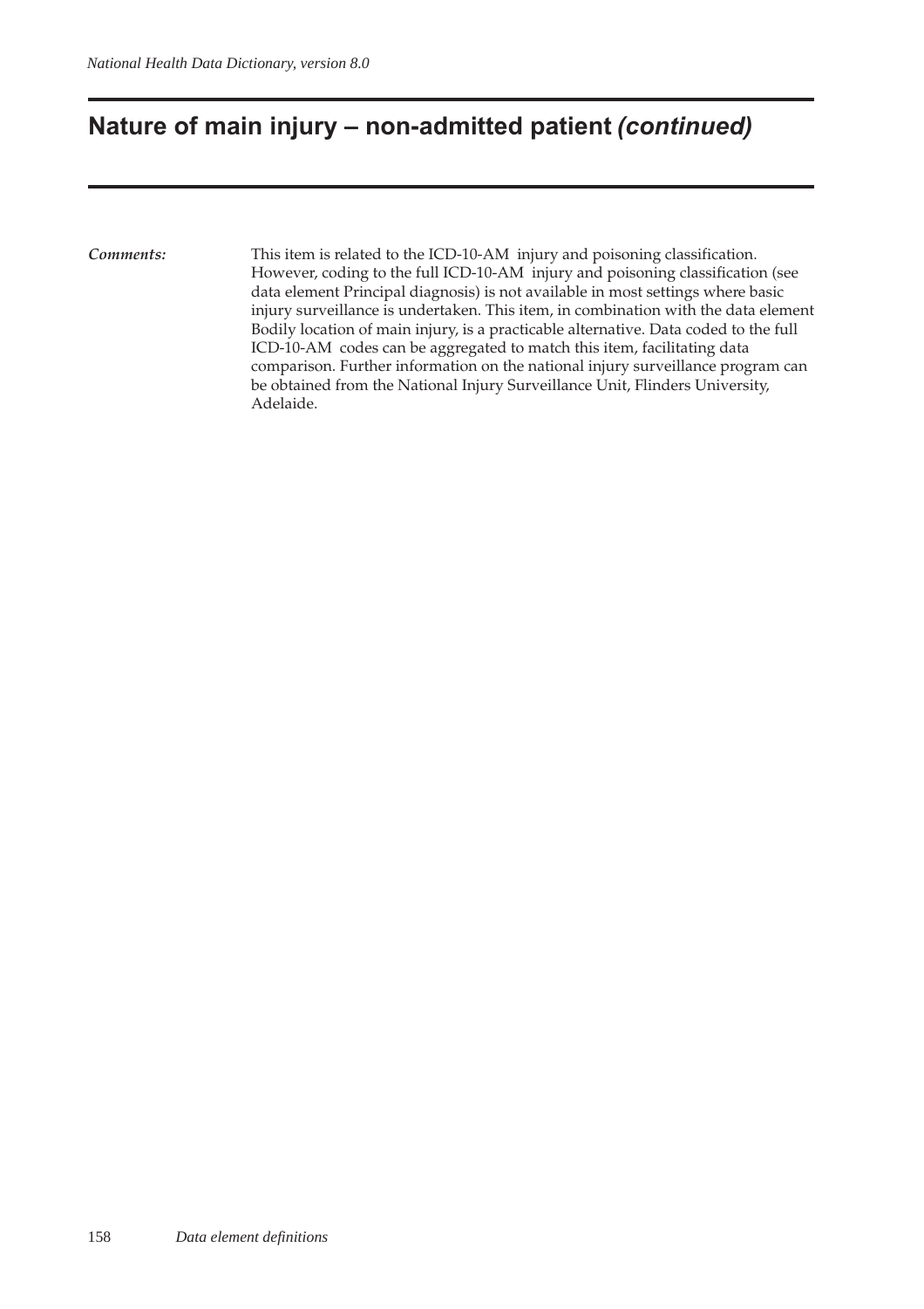## Nature of main injury – non-admitted patient *(continued)*

***Comments:*** This item is related to the ICD-10-AM injury and poisoning classification. However, coding to the full ICD-10-AM injury and poisoning classification (see data element Principal diagnosis) is not available in most settings where basic injury surveillance is undertaken. This item, in combination with the data element Bodily location of main injury, is a practicable alternative. Data coded to the full ICD-10-AM codes can be aggregated to match this item, facilitating data comparison. Further information on the national injury surveillance program can be obtained from the National Injury Surveillance Unit, Flinders University, Adelaide.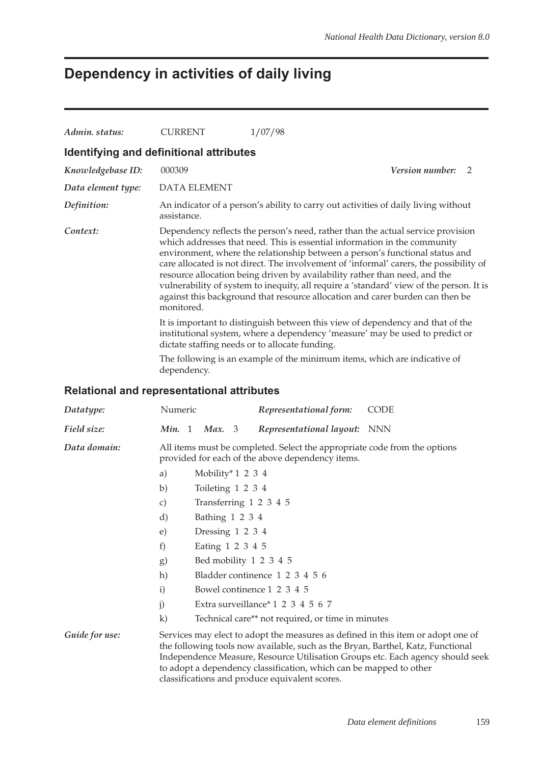# Dependency in activities of daily living

*Admin. status:* CURRENT 1/07/98

## Identifying and definitional attributes

*Knowledgebase ID:* 000309 *Version number:* 2

*Data element type:* DATA ELEMENT

*Definition:* An indicator of a person's ability to carry out activities of daily living without assistance.

*Context:* Dependency reflects the person's need, rather than the actual service provision which addresses that need. This is essential information in the community environment, where the relationship between a person's functional status and care allocated is not direct. The involvement of 'informal' carers, the possibility of resource allocation being driven by availability rather than need, and the vulnerability of system to inequity, all require a 'standard' view of the person. It is against this background that resource allocation and carer burden can then be monitored.

It is important to distinguish between this view of dependency and that of the institutional system, where a dependency 'measure' may be used to predict or dictate staffing needs or to allocate funding.

The following is an example of the minimum items, which are indicative of dependency.

## Relational and representational attributes

*Datatype:* Numeric *Representational form:* CODE

*Field size:* *Min.* 1 *Max.* 3 *Representational layout:* NNN

*Data domain:* All items must be completed. Select the appropriate code from the options provided for each of the above dependency items.

a) Mobility* 1 2 3 4

b) Toileting 1 2 3 4

c) Transferring 1 2 3 4 5

d) Bathing 1 2 3 4

e) Dressing 1 2 3 4

f) Eating 1 2 3 4 5

g) Bed mobility 1 2 3 4 5

h) Bladder continence 1 2 3 4 5 6

i) Bowel continence 1 2 3 4 5

j) Extra surveillance* 1 2 3 4 5 6 7

k) Technical care** not required, or time in minutes

*Guide for use:* Services may elect to adopt the measures as defined in this item or adopt one of the following tools now available, such as the Bryan, Barthel, Katz, Functional Independence Measure, Resource Utilisation Groups etc. Each agency should seek to adopt a dependency classification, which can be mapped to other classifications and produce equivalent scores.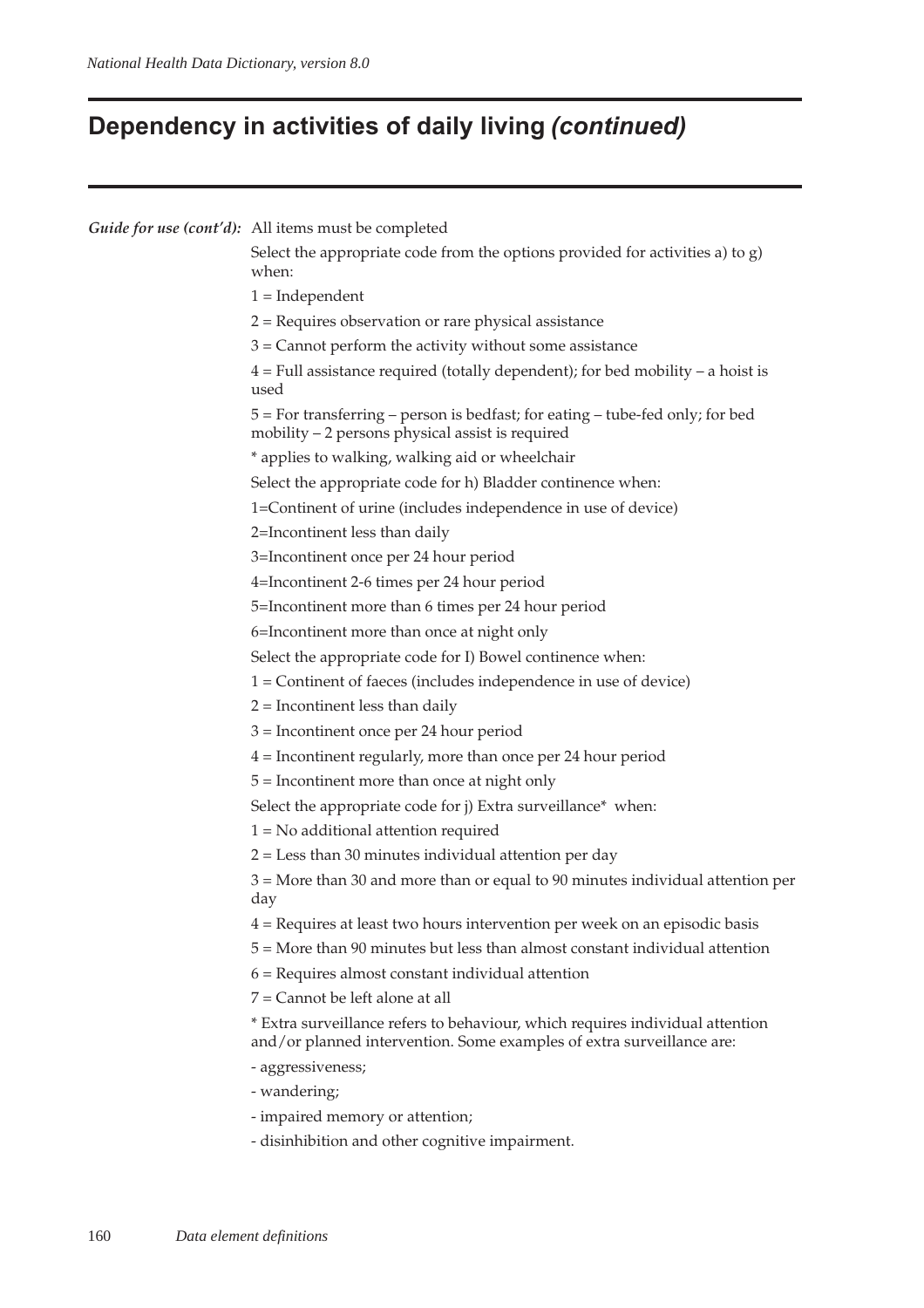# Dependency in activities of daily living *(continued)*

***Guide for use (cont'd):*** All items must be completed

Select the appropriate code from the options provided for activities a) to g) when:

1 = Independent

2 = Requires observation or rare physical assistance

3 = Cannot perform the activity without some assistance

4 = Full assistance required (totally dependent); for bed mobility – a hoist is used

5 = For transferring – person is bedfast; for eating – tube-fed only; for bed mobility – 2 persons physical assist is required

* applies to walking, walking aid or wheelchair

Select the appropriate code for h) Bladder continence when:

1=Continent of urine (includes independence in use of device)

2=Incontinent less than daily

3=Incontinent once per 24 hour period

4=Incontinent 2-6 times per 24 hour period

5=Incontinent more than 6 times per 24 hour period

6=Incontinent more than once at night only

Select the appropriate code for I) Bowel continence when:

1 = Continent of faeces (includes independence in use of device)

2 = Incontinent less than daily

3 = Incontinent once per 24 hour period

4 = Incontinent regularly, more than once per 24 hour period

5 = Incontinent more than once at night only

Select the appropriate code for j) Extra surveillance* when:

1 = No additional attention required

2 = Less than 30 minutes individual attention per day

3 = More than 30 and more than or equal to 90 minutes individual attention per day

4 = Requires at least two hours intervention per week on an episodic basis

5 = More than 90 minutes but less than almost constant individual attention

6 = Requires almost constant individual attention

7 = Cannot be left alone at all

* Extra surveillance refers to behaviour, which requires individual attention and/or planned intervention. Some examples of extra surveillance are:

- aggressiveness;
- wandering;
- impaired memory or attention;
- disinhibition and other cognitive impairment.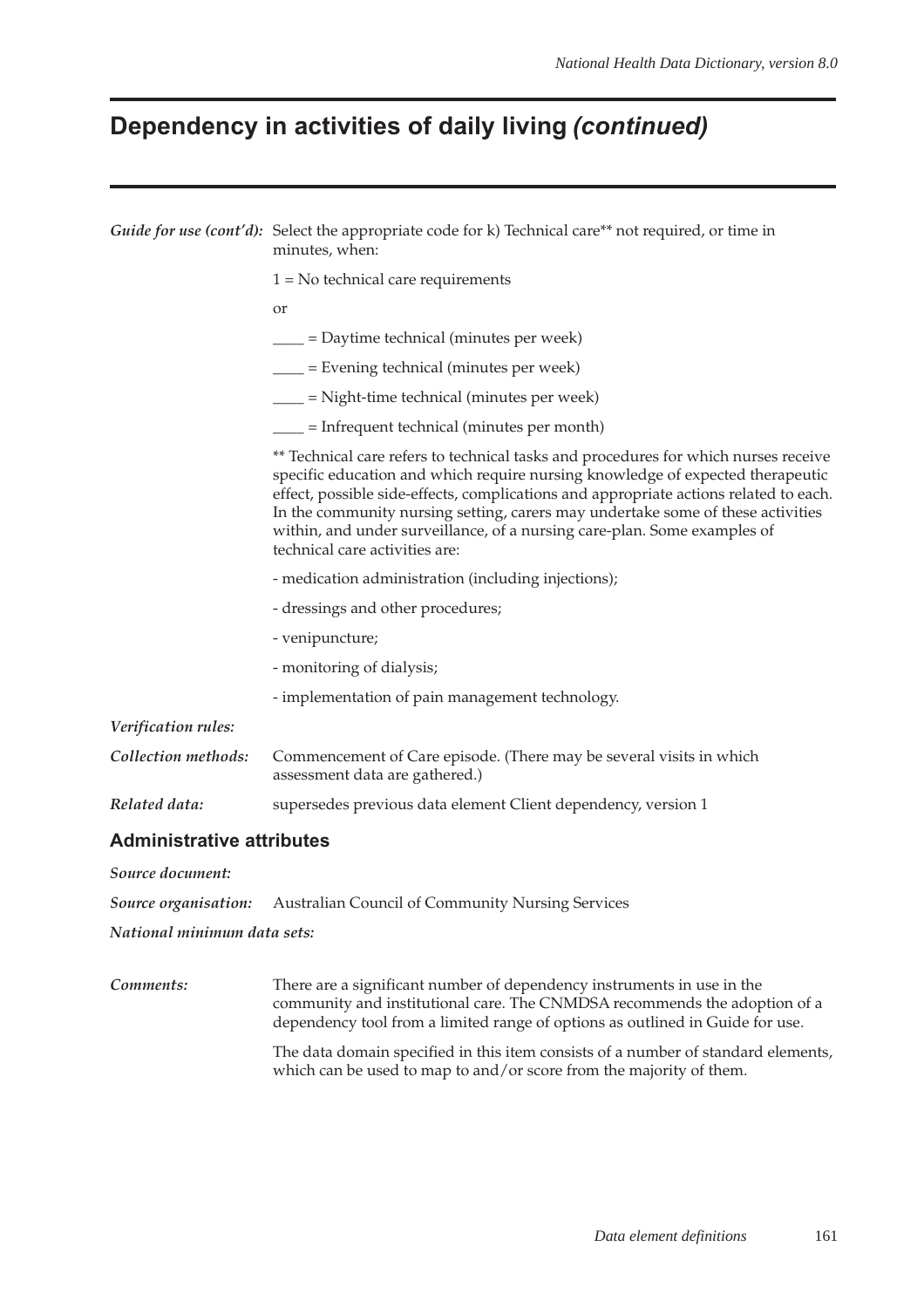# Dependency in activities of daily living *(continued)*

***Guide for use (cont'd):*** Select the appropriate code for k) Technical care** not required, or time in minutes, when:

1 = No technical care requirements

or

____ = Daytime technical (minutes per week)

____ = Evening technical (minutes per week)

____ = Night-time technical (minutes per week)

____ = Infrequent technical (minutes per month)

** Technical care refers to technical tasks and procedures for which nurses receive specific education and which require nursing knowledge of expected therapeutic effect, possible side-effects, complications and appropriate actions related to each. In the community nursing setting, carers may undertake some of these activities within, and under surveillance, of a nursing care-plan. Some examples of technical care activities are:

- medication administration (including injections);

- dressings and other procedures;

- venipuncture;

- monitoring of dialysis;

- implementation of pain management technology.

***Verification rules:***

***Collection methods:*** Commencement of Care episode. (There may be several visits in which assessment data are gathered.)

***Related data:*** supersedes previous data element Client dependency, version 1

## Administrative attributes

***Source document:***

***Source organisation:*** Australian Council of Community Nursing Services

***National minimum data sets:***

***Comments:*** There are a significant number of dependency instruments in use in the community and institutional care. The CNMDSA recommends the adoption of a dependency tool from a limited range of options as outlined in Guide for use.

The data domain specified in this item consists of a number of standard elements, which can be used to map to and/or score from the majority of them.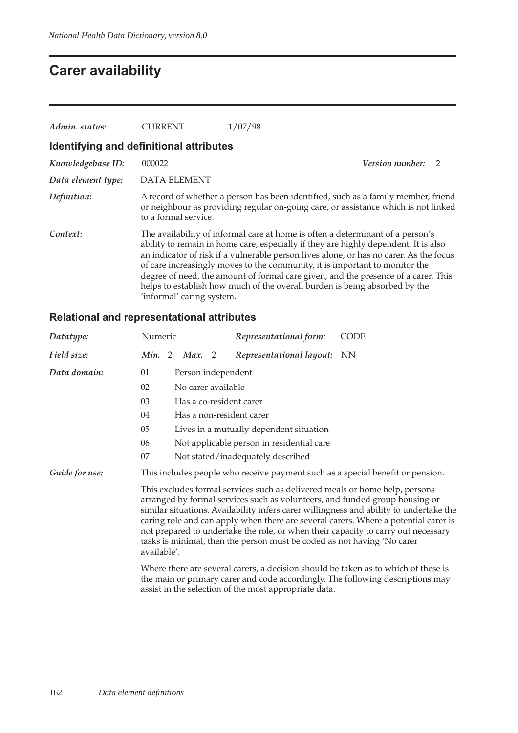# Carer availability

| | | |
|---|---|---|
| *Admin. status:* | CURRENT | 1/07/98 |

## Identifying and definitional attributes

| | |
|---|---|
| *Knowledgebase ID:* | 000022 — *Version number:* 2 |
| *Data element type:* | DATA ELEMENT |
| *Definition:* | A record of whether a person has been identified, such as a family member, friend or neighbour as providing regular on-going care, or assistance which is not linked to a formal service. |
| *Context:* | The availability of informal care at home is often a determinant of a person's ability to remain in home care, especially if they are highly dependent. It is also an indicator of risk if a vulnerable person lives alone, or has no carer. As the focus of care increasingly moves to the community, it is important to monitor the degree of need, the amount of formal care given, and the presence of a carer. This helps to establish how much of the overall burden is being absorbed by the 'informal' caring system. |

## Relational and representational attributes

| | | | |
|---|---|---|---|
| *Datatype:* | Numeric | *Representational form:* | CODE |
| *Field size:* | *Min.* 2 *Max.* 2 | *Representational layout:* | NN |

*Data domain:*

| | |
|---|---|
| 01 | Person independent |
| 02 | No carer available |
| 03 | Has a co-resident carer |
| 04 | Has a non-resident carer |
| 05 | Lives in a mutually dependent situation |
| 06 | Not applicable person in residential care |
| 07 | Not stated/inadequately described |

*Guide for use:*

This includes people who receive payment such as a special benefit or pension.

This excludes formal services such as delivered meals or home help, persons arranged by formal services such as volunteers, and funded group housing or similar situations. Availability infers carer willingness and ability to undertake the caring role and can apply when there are several carers. Where a potential carer is not prepared to undertake the role, or when their capacity to carry out necessary tasks is minimal, then the person must be coded as not having 'No carer available'.

Where there are several carers, a decision should be taken as to which of these is the main or primary carer and code accordingly. The following descriptions may assist in the selection of the most appropriate data.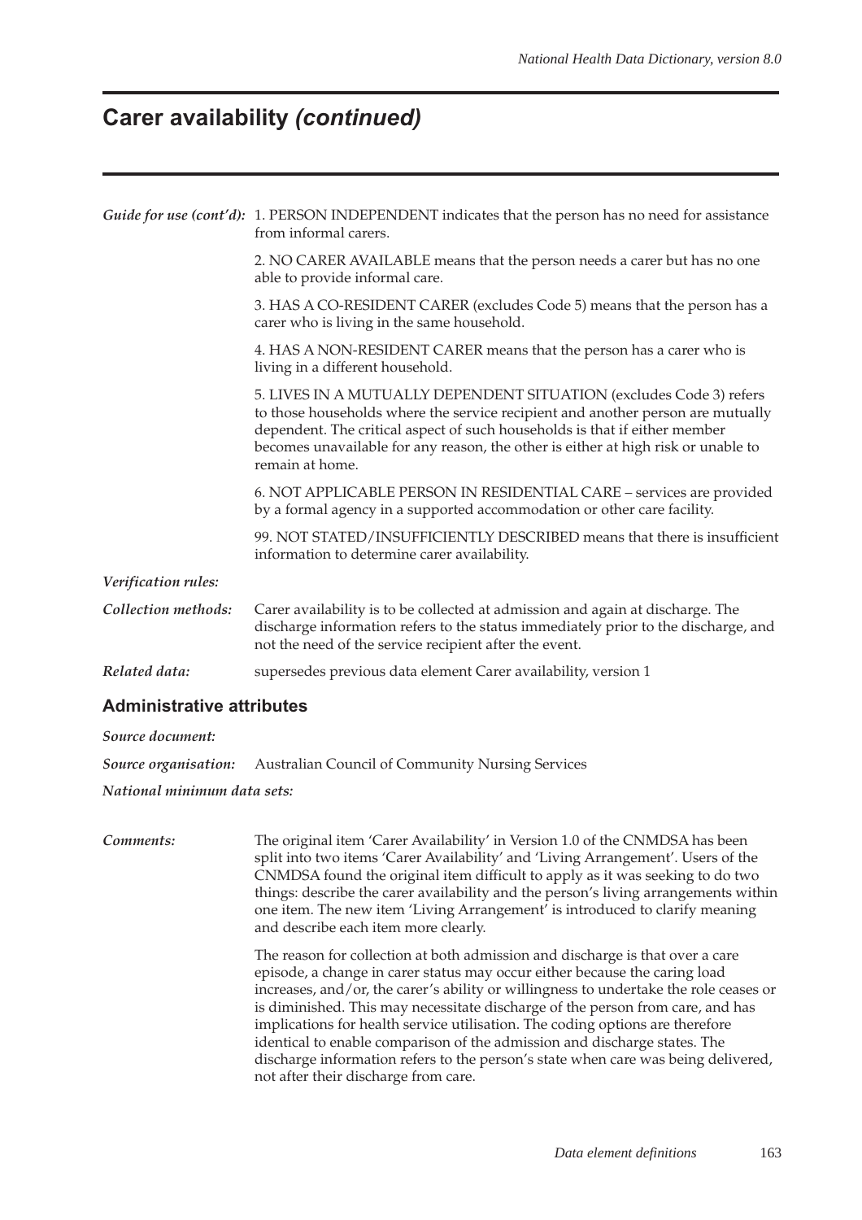# Carer availability *(continued)*

***Guide for use (cont'd):*** 1. PERSON INDEPENDENT indicates that the person has no need for assistance from informal carers.

2. NO CARER AVAILABLE means that the person needs a carer but has no one able to provide informal care.

3. HAS A CO-RESIDENT CARER (excludes Code 5) means that the person has a carer who is living in the same household.

4. HAS A NON-RESIDENT CARER means that the person has a carer who is living in a different household.

5. LIVES IN A MUTUALLY DEPENDENT SITUATION (excludes Code 3) refers to those households where the service recipient and another person are mutually dependent. The critical aspect of such households is that if either member becomes unavailable for any reason, the other is either at high risk or unable to remain at home.

6. NOT APPLICABLE PERSON IN RESIDENTIAL CARE – services are provided by a formal agency in a supported accommodation or other care facility.

99. NOT STATED/INSUFFICIENTLY DESCRIBED means that there is insufficient information to determine carer availability.

***Verification rules:***

***Collection methods:*** Carer availability is to be collected at admission and again at discharge. The discharge information refers to the status immediately prior to the discharge, and not the need of the service recipient after the event.

***Related data:*** supersedes previous data element Carer availability, version 1

## Administrative attributes

***Source document:***

***Source organisation:*** Australian Council of Community Nursing Services

***National minimum data sets:***

***Comments:*** The original item 'Carer Availability' in Version 1.0 of the CNMDSA has been split into two items 'Carer Availability' and 'Living Arrangement'. Users of the CNMDSA found the original item difficult to apply as it was seeking to do two things: describe the carer availability and the person's living arrangements within one item. The new item 'Living Arrangement' is introduced to clarify meaning and describe each item more clearly.

The reason for collection at both admission and discharge is that over a care episode, a change in carer status may occur either because the caring load increases, and/or, the carer's ability or willingness to undertake the role ceases or is diminished. This may necessitate discharge of the person from care, and has implications for health service utilisation. The coding options are therefore identical to enable comparison of the admission and discharge states. The discharge information refers to the person's state when care was being delivered, not after their discharge from care.